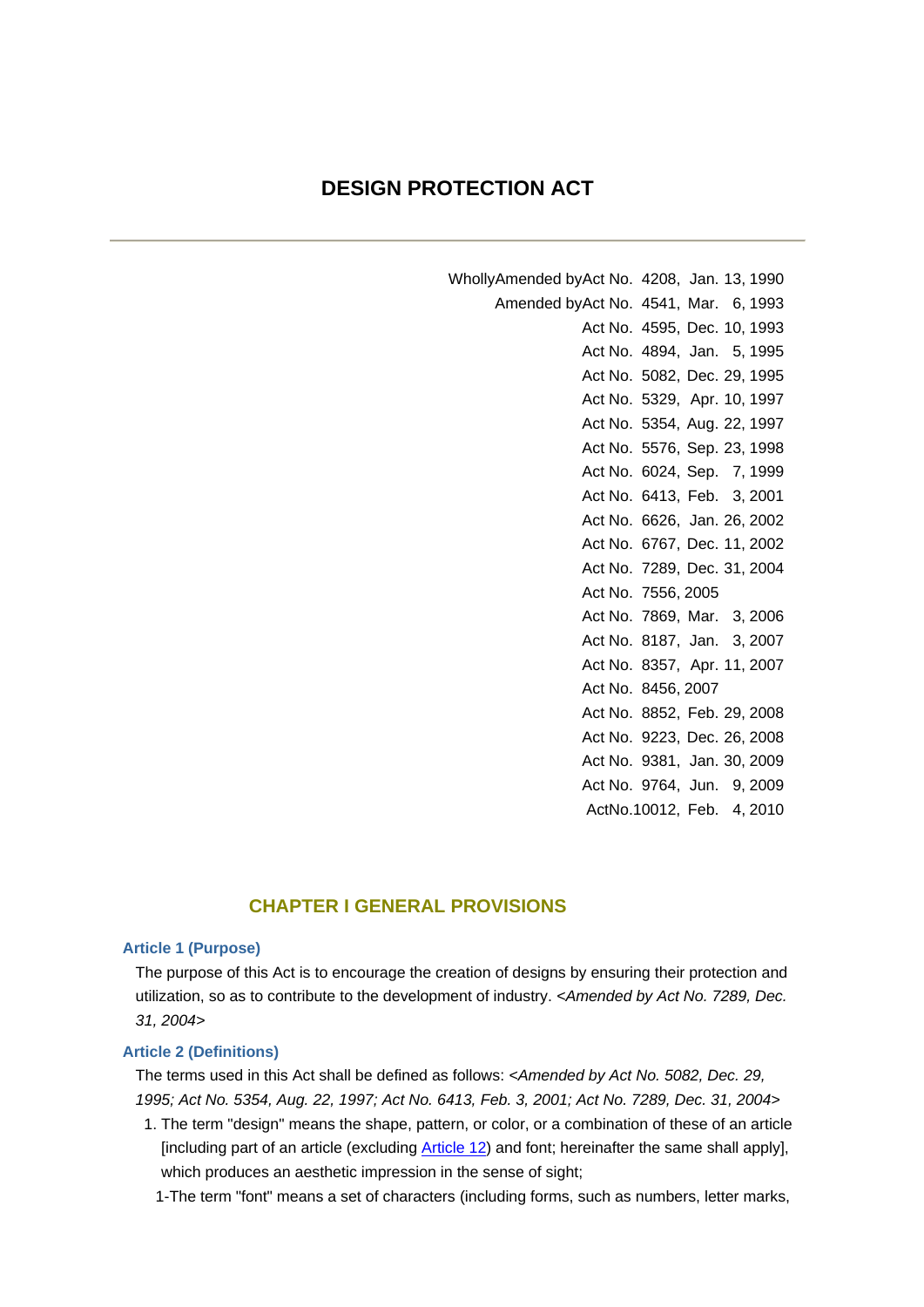# DESIGN PROTECTION ACT

Wholly Amended by Act No. 4208, Jan. 13, 1990
Amended by Act No. 4541, Mar. 6, 1993
Act No. 4595, Dec. 10, 1993
Act No. 4894, Jan. 5, 1995
Act No. 5082, Dec. 29, 1995
Act No. 5329, Apr. 10, 1997
Act No. 5354, Aug. 22, 1997
Act No. 5576, Sep. 23, 1998
Act No. 6024, Sep. 7, 1999
Act No. 6413, Feb. 3, 2001
Act No. 6626, Jan. 26, 2002
Act No. 6767, Dec. 11, 2002
Act No. 7289, Dec. 31, 2004
Act No. 7556, 2005
Act No. 7869, Mar. 3, 2006
Act No. 8187, Jan. 3, 2007
Act No. 8357, Apr. 11, 2007
Act No. 8456, 2007
Act No. 8852, Feb. 29, 2008
Act No. 9223, Dec. 26, 2008
Act No. 9381, Jan. 30, 2009
Act No. 9764, Jun. 9, 2009
Act No. 10012, Feb. 4, 2010

## CHAPTER I GENERAL PROVISIONS

### Article 1 (Purpose)

The purpose of this Act is to encourage the creation of designs by ensuring their protection and utilization, so as to contribute to the development of industry. *<Amended by Act No. 7289, Dec. 31, 2004>*

### Article 2 (Definitions)

The terms used in this Act shall be defined as follows: *<Amended by Act No. 5082, Dec. 29, 1995; Act No. 5354, Aug. 22, 1997; Act No. 6413, Feb. 3, 2001; Act No. 7289, Dec. 31, 2004>*

1. The term "design" means the shape, pattern, or color, or a combination of these of an article [including part of an article (excluding Article 12) and font; hereinafter the same shall apply], which produces an aesthetic impression in the sense of sight;

1-The term "font" means a set of characters (including forms, such as numbers, letter marks,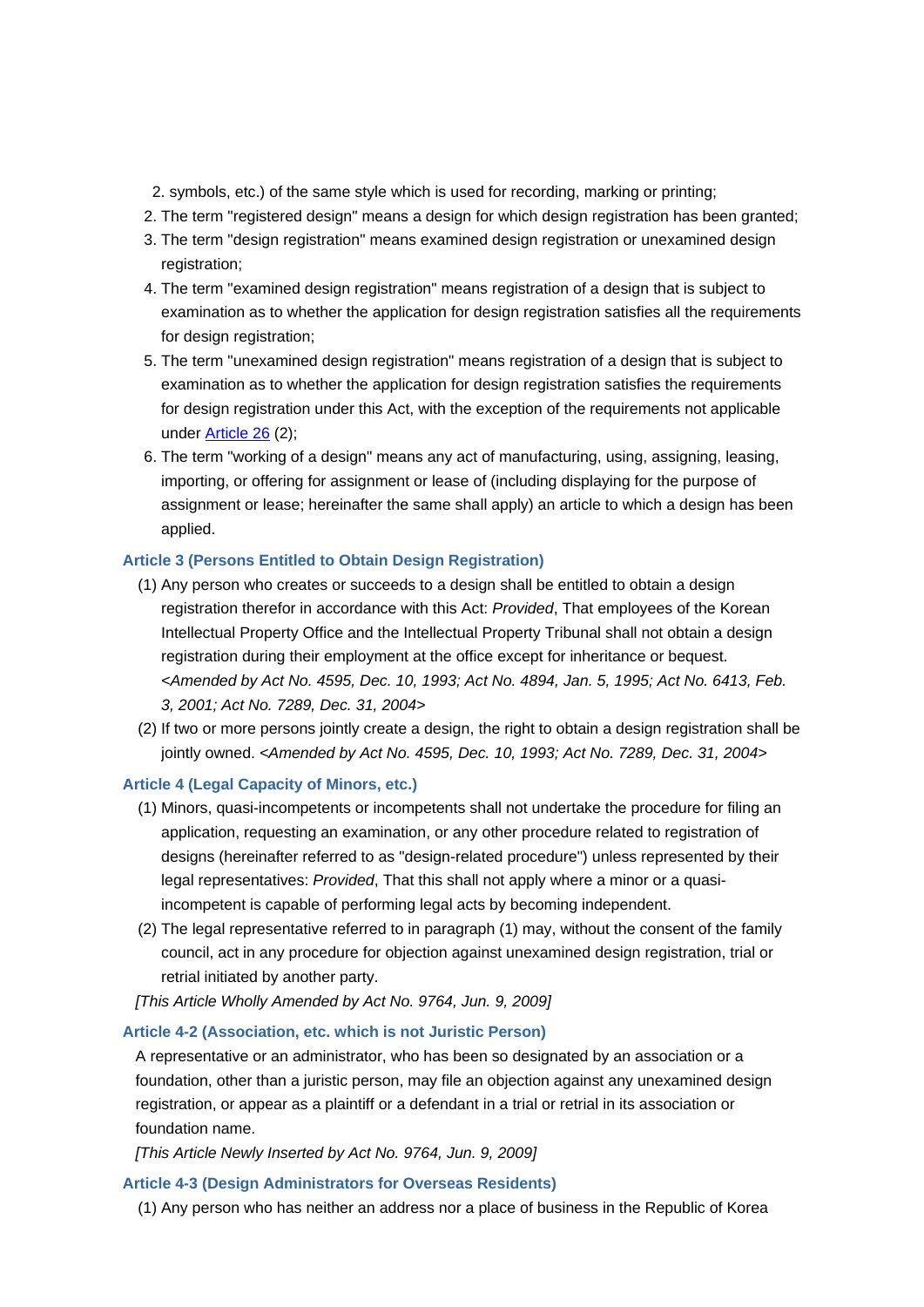2. symbols, etc.) of the same style which is used for recording, marking or printing;
2. The term "registered design" means a design for which design registration has been granted;
3. The term "design registration" means examined design registration or unexamined design registration;
4. The term "examined design registration" means registration of a design that is subject to examination as to whether the application for design registration satisfies all the requirements for design registration;
5. The term "unexamined design registration" means registration of a design that is subject to examination as to whether the application for design registration satisfies the requirements for design registration under this Act, with the exception of the requirements not applicable under Article 26 (2);
6. The term "working of a design" means any act of manufacturing, using, assigning, leasing, importing, or offering for assignment or lease of (including displaying for the purpose of assignment or lease; hereinafter the same shall apply) an article to which a design has been applied.

### Article 3 (Persons Entitled to Obtain Design Registration)

(1) Any person who creates or succeeds to a design shall be entitled to obtain a design registration therefor in accordance with this Act: *Provided*, That employees of the Korean Intellectual Property Office and the Intellectual Property Tribunal shall not obtain a design registration during their employment at the office except for inheritance or bequest. *<Amended by Act No. 4595, Dec. 10, 1993; Act No. 4894, Jan. 5, 1995; Act No. 6413, Feb. 3, 2001; Act No. 7289, Dec. 31, 2004>*

(2) If two or more persons jointly create a design, the right to obtain a design registration shall be jointly owned. *<Amended by Act No. 4595, Dec. 10, 1993; Act No. 7289, Dec. 31, 2004>*

### Article 4 (Legal Capacity of Minors, etc.)

(1) Minors, quasi-incompetents or incompetents shall not undertake the procedure for filing an application, requesting an examination, or any other procedure related to registration of designs (hereinafter referred to as "design-related procedure") unless represented by their legal representatives: *Provided*, That this shall not apply where a minor or a quasi-incompetent is capable of performing legal acts by becoming independent.

(2) The legal representative referred to in paragraph (1) may, without the consent of the family council, act in any procedure for objection against unexamined design registration, trial or retrial initiated by another party.

*[This Article Wholly Amended by Act No. 9764, Jun. 9, 2009]*

### Article 4-2 (Association, etc. which is not Juristic Person)

A representative or an administrator, who has been so designated by an association or a foundation, other than a juristic person, may file an objection against any unexamined design registration, or appear as a plaintiff or a defendant in a trial or retrial in its association or foundation name.

*[This Article Newly Inserted by Act No. 9764, Jun. 9, 2009]*

### Article 4-3 (Design Administrators for Overseas Residents)

(1) Any person who has neither an address nor a place of business in the Republic of Korea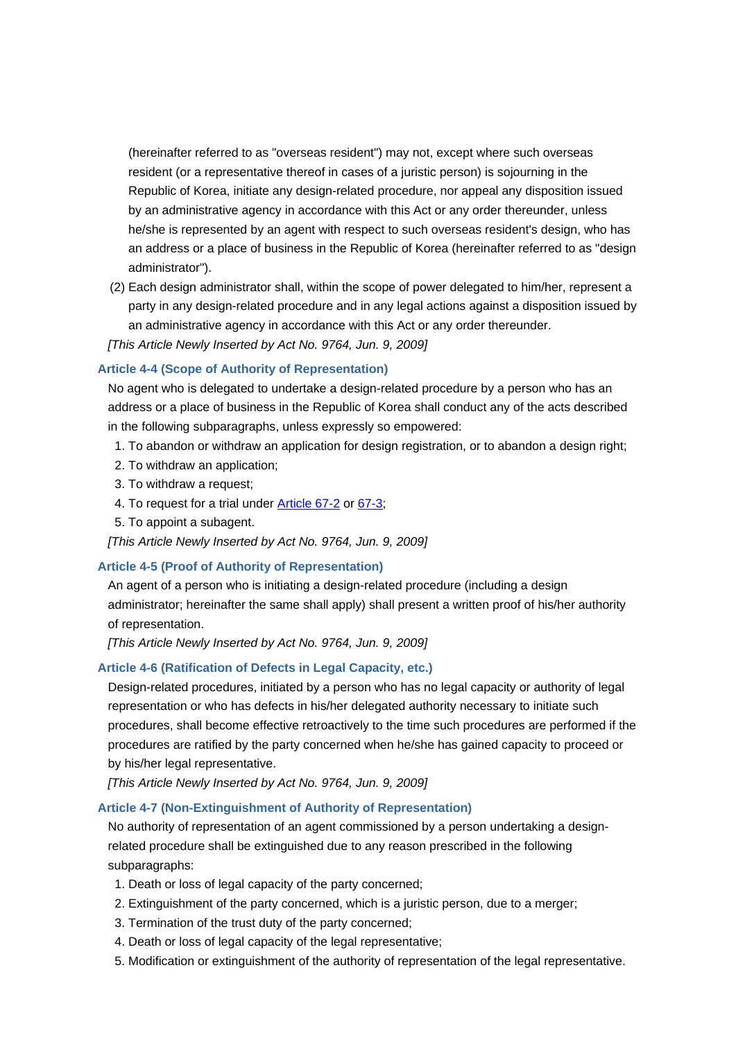(hereinafter referred to as "overseas resident") may not, except where such overseas resident (or a representative thereof in cases of a juristic person) is sojourning in the Republic of Korea, initiate any design-related procedure, nor appeal any disposition issued by an administrative agency in accordance with this Act or any order thereunder, unless he/she is represented by an agent with respect to such overseas resident's design, who has an address or a place of business in the Republic of Korea (hereinafter referred to as "design administrator").

(2) Each design administrator shall, within the scope of power delegated to him/her, represent a party in any design-related procedure and in any legal actions against a disposition issued by an administrative agency in accordance with this Act or any order thereunder.

*[This Article Newly Inserted by Act No. 9764, Jun. 9, 2009]*

### Article 4-4 (Scope of Authority of Representation)

No agent who is delegated to undertake a design-related procedure by a person who has an address or a place of business in the Republic of Korea shall conduct any of the acts described in the following subparagraphs, unless expressly so empowered:

1. To abandon or withdraw an application for design registration, or to abandon a design right;
2. To withdraw an application;
3. To withdraw a request;
4. To request for a trial under Article 67-2 or 67-3;
5. To appoint a subagent.

*[This Article Newly Inserted by Act No. 9764, Jun. 9, 2009]*

### Article 4-5 (Proof of Authority of Representation)

An agent of a person who is initiating a design-related procedure (including a design administrator; hereinafter the same shall apply) shall present a written proof of his/her authority of representation.

*[This Article Newly Inserted by Act No. 9764, Jun. 9, 2009]*

### Article 4-6 (Ratification of Defects in Legal Capacity, etc.)

Design-related procedures, initiated by a person who has no legal capacity or authority of legal representation or who has defects in his/her delegated authority necessary to initiate such procedures, shall become effective retroactively to the time such procedures are performed if the procedures are ratified by the party concerned when he/she has gained capacity to proceed or by his/her legal representative.

*[This Article Newly Inserted by Act No. 9764, Jun. 9, 2009]*

### Article 4-7 (Non-Extinguishment of Authority of Representation)

No authority of representation of an agent commissioned by a person undertaking a design-related procedure shall be extinguished due to any reason prescribed in the following subparagraphs:

1. Death or loss of legal capacity of the party concerned;
2. Extinguishment of the party concerned, which is a juristic person, due to a merger;
3. Termination of the trust duty of the party concerned;
4. Death or loss of legal capacity of the legal representative;
5. Modification or extinguishment of the authority of representation of the legal representative.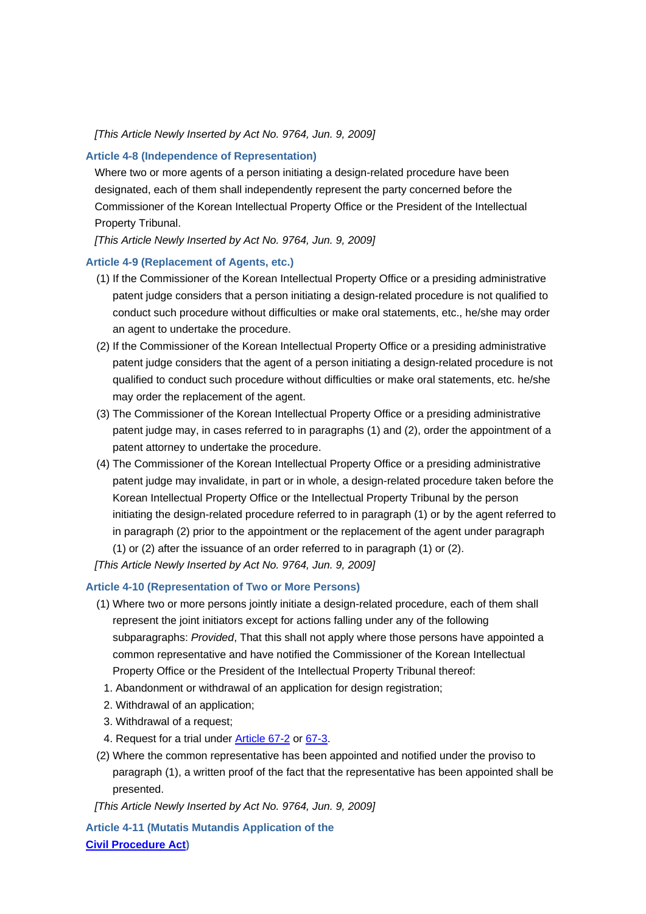*[This Article Newly Inserted by Act No. 9764, Jun. 9, 2009]*

### Article 4-8 (Independence of Representation)

Where two or more agents of a person initiating a design-related procedure have been designated, each of them shall independently represent the party concerned before the Commissioner of the Korean Intellectual Property Office or the President of the Intellectual Property Tribunal.

*[This Article Newly Inserted by Act No. 9764, Jun. 9, 2009]*

### Article 4-9 (Replacement of Agents, etc.)

(1) If the Commissioner of the Korean Intellectual Property Office or a presiding administrative patent judge considers that a person initiating a design-related procedure is not qualified to conduct such procedure without difficulties or make oral statements, etc., he/she may order an agent to undertake the procedure.

(2) If the Commissioner of the Korean Intellectual Property Office or a presiding administrative patent judge considers that the agent of a person initiating a design-related procedure is not qualified to conduct such procedure without difficulties or make oral statements, etc. he/she may order the replacement of the agent.

(3) The Commissioner of the Korean Intellectual Property Office or a presiding administrative patent judge may, in cases referred to in paragraphs (1) and (2), order the appointment of a patent attorney to undertake the procedure.

(4) The Commissioner of the Korean Intellectual Property Office or a presiding administrative patent judge may invalidate, in part or in whole, a design-related procedure taken before the Korean Intellectual Property Office or the Intellectual Property Tribunal by the person initiating the design-related procedure referred to in paragraph (1) or by the agent referred to in paragraph (2) prior to the appointment or the replacement of the agent under paragraph (1) or (2) after the issuance of an order referred to in paragraph (1) or (2).

*[This Article Newly Inserted by Act No. 9764, Jun. 9, 2009]*

### Article 4-10 (Representation of Two or More Persons)

(1) Where two or more persons jointly initiate a design-related procedure, each of them shall represent the joint initiators except for actions falling under any of the following subparagraphs: *Provided*, That this shall not apply where those persons have appointed a common representative and have notified the Commissioner of the Korean Intellectual Property Office or the President of the Intellectual Property Tribunal thereof:

1. Abandonment or withdrawal of an application for design registration;
2. Withdrawal of an application;
3. Withdrawal of a request;
4. Request for a trial under Article 67-2 or 67-3.

(2) Where the common representative has been appointed and notified under the proviso to paragraph (1), a written proof of the fact that the representative has been appointed shall be presented.

*[This Article Newly Inserted by Act No. 9764, Jun. 9, 2009]*

### Article 4-11 (Mutatis Mutandis Application of the Civil Procedure Act)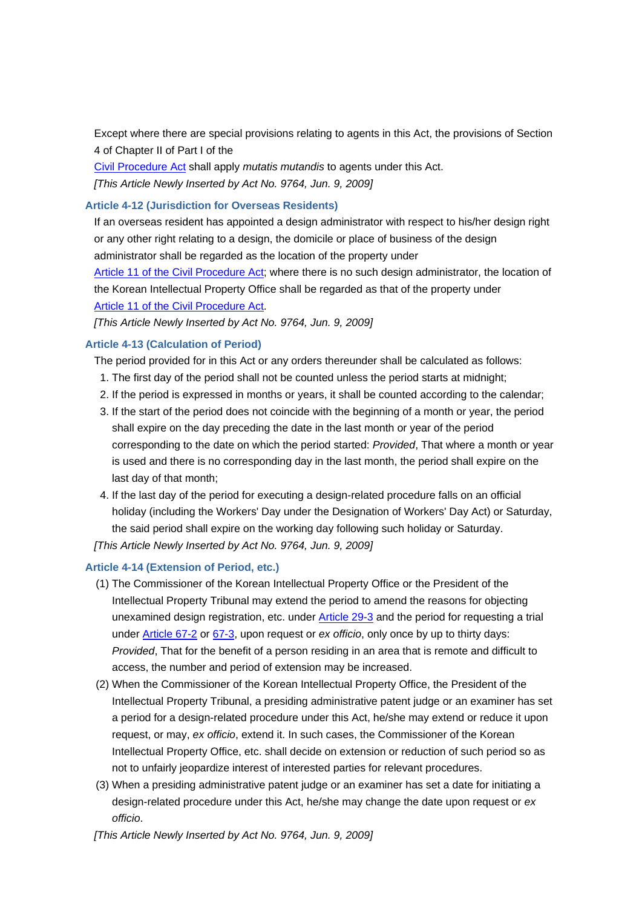Except where there are special provisions relating to agents in this Act, the provisions of Section 4 of Chapter II of Part I of the Civil Procedure Act shall apply *mutatis mutandis* to agents under this Act.

*[This Article Newly Inserted by Act No. 9764, Jun. 9, 2009]*

### Article 4-12 (Jurisdiction for Overseas Residents)

If an overseas resident has appointed a design administrator with respect to his/her design right or any other right relating to a design, the domicile or place of business of the design administrator shall be regarded as the location of the property under Article 11 of the Civil Procedure Act; where there is no such design administrator, the location of the Korean Intellectual Property Office shall be regarded as that of the property under Article 11 of the Civil Procedure Act.

*[This Article Newly Inserted by Act No. 9764, Jun. 9, 2009]*

### Article 4-13 (Calculation of Period)

The period provided for in this Act or any orders thereunder shall be calculated as follows:

1. The first day of the period shall not be counted unless the period starts at midnight;
2. If the period is expressed in months or years, it shall be counted according to the calendar;
3. If the start of the period does not coincide with the beginning of a month or year, the period shall expire on the day preceding the date in the last month or year of the period corresponding to the date on which the period started: *Provided*, That where a month or year is used and there is no corresponding day in the last month, the period shall expire on the last day of that month;
4. If the last day of the period for executing a design-related procedure falls on an official holiday (including the Workers' Day under the Designation of Workers' Day Act) or Saturday, the said period shall expire on the working day following such holiday or Saturday.

*[This Article Newly Inserted by Act No. 9764, Jun. 9, 2009]*

### Article 4-14 (Extension of Period, etc.)

(1) The Commissioner of the Korean Intellectual Property Office or the President of the Intellectual Property Tribunal may extend the period to amend the reasons for objecting unexamined design registration, etc. under Article 29-3 and the period for requesting a trial under Article 67-2 or 67-3, upon request or *ex officio*, only once by up to thirty days: *Provided*, That for the benefit of a person residing in an area that is remote and difficult to access, the number and period of extension may be increased.

(2) When the Commissioner of the Korean Intellectual Property Office, the President of the Intellectual Property Tribunal, a presiding administrative patent judge or an examiner has set a period for a design-related procedure under this Act, he/she may extend or reduce it upon request, or may, *ex officio*, extend it. In such cases, the Commissioner of the Korean Intellectual Property Office, etc. shall decide on extension or reduction of such period so as not to unfairly jeopardize interest of interested parties for relevant procedures.

(3) When a presiding administrative patent judge or an examiner has set a date for initiating a design-related procedure under this Act, he/she may change the date upon request or *ex officio*.

*[This Article Newly Inserted by Act No. 9764, Jun. 9, 2009]*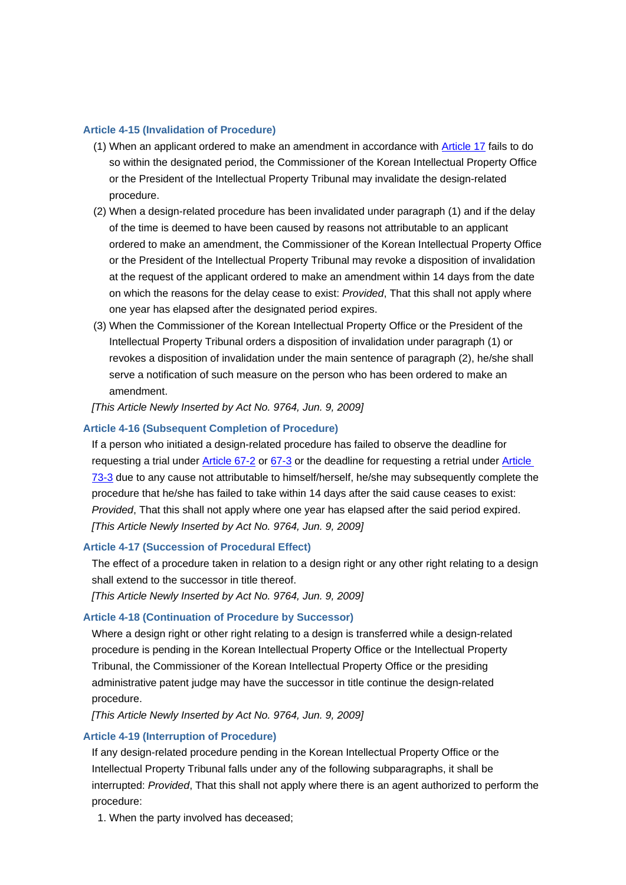### Article 4-15 (Invalidation of Procedure)

(1) When an applicant ordered to make an amendment in accordance with Article 17 fails to do so within the designated period, the Commissioner of the Korean Intellectual Property Office or the President of the Intellectual Property Tribunal may invalidate the design-related procedure.

(2) When a design-related procedure has been invalidated under paragraph (1) and if the delay of the time is deemed to have been caused by reasons not attributable to an applicant ordered to make an amendment, the Commissioner of the Korean Intellectual Property Office or the President of the Intellectual Property Tribunal may revoke a disposition of invalidation at the request of the applicant ordered to make an amendment within 14 days from the date on which the reasons for the delay cease to exist: *Provided*, That this shall not apply where one year has elapsed after the designated period expires.

(3) When the Commissioner of the Korean Intellectual Property Office or the President of the Intellectual Property Tribunal orders a disposition of invalidation under paragraph (1) or revokes a disposition of invalidation under the main sentence of paragraph (2), he/she shall serve a notification of such measure on the person who has been ordered to make an amendment.

*[This Article Newly Inserted by Act No. 9764, Jun. 9, 2009]*

### Article 4-16 (Subsequent Completion of Procedure)

If a person who initiated a design-related procedure has failed to observe the deadline for requesting a trial under Article 67-2 or 67-3 or the deadline for requesting a retrial under Article 73-3 due to any cause not attributable to himself/herself, he/she may subsequently complete the procedure that he/she has failed to take within 14 days after the said cause ceases to exist: *Provided*, That this shall not apply where one year has elapsed after the said period expired.

*[This Article Newly Inserted by Act No. 9764, Jun. 9, 2009]*

### Article 4-17 (Succession of Procedural Effect)

The effect of a procedure taken in relation to a design right or any other right relating to a design shall extend to the successor in title thereof.

*[This Article Newly Inserted by Act No. 9764, Jun. 9, 2009]*

### Article 4-18 (Continuation of Procedure by Successor)

Where a design right or other right relating to a design is transferred while a design-related procedure is pending in the Korean Intellectual Property Office or the Intellectual Property Tribunal, the Commissioner of the Korean Intellectual Property Office or the presiding administrative patent judge may have the successor in title continue the design-related procedure.

*[This Article Newly Inserted by Act No. 9764, Jun. 9, 2009]*

### Article 4-19 (Interruption of Procedure)

If any design-related procedure pending in the Korean Intellectual Property Office or the Intellectual Property Tribunal falls under any of the following subparagraphs, it shall be interrupted: *Provided*, That this shall not apply where there is an agent authorized to perform the procedure:

1. When the party involved has deceased;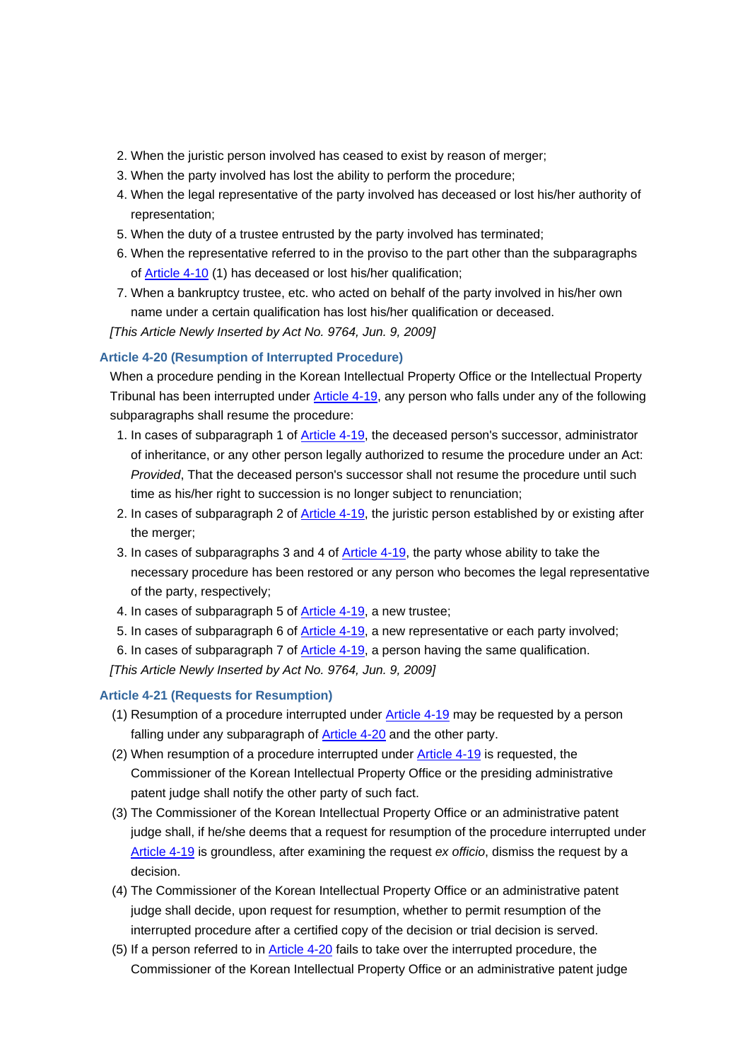2. When the juristic person involved has ceased to exist by reason of merger;
3. When the party involved has lost the ability to perform the procedure;
4. When the legal representative of the party involved has deceased or lost his/her authority of representation;
5. When the duty of a trustee entrusted by the party involved has terminated;
6. When the representative referred to in the proviso to the part other than the subparagraphs of Article 4-10 (1) has deceased or lost his/her qualification;
7. When a bankruptcy trustee, etc. who acted on behalf of the party involved in his/her own name under a certain qualification has lost his/her qualification or deceased.

*[This Article Newly Inserted by Act No. 9764, Jun. 9, 2009]*

**Article 4-20 (Resumption of Interrupted Procedure)**

When a procedure pending in the Korean Intellectual Property Office or the Intellectual Property Tribunal has been interrupted under Article 4-19, any person who falls under any of the following subparagraphs shall resume the procedure:

1. In cases of subparagraph 1 of Article 4-19, the deceased person's successor, administrator of inheritance, or any other person legally authorized to resume the procedure under an Act: *Provided*, That the deceased person's successor shall not resume the procedure until such time as his/her right to succession is no longer subject to renunciation;
2. In cases of subparagraph 2 of Article 4-19, the juristic person established by or existing after the merger;
3. In cases of subparagraphs 3 and 4 of Article 4-19, the party whose ability to take the necessary procedure has been restored or any person who becomes the legal representative of the party, respectively;
4. In cases of subparagraph 5 of Article 4-19, a new trustee;
5. In cases of subparagraph 6 of Article 4-19, a new representative or each party involved;
6. In cases of subparagraph 7 of Article 4-19, a person having the same qualification.

*[This Article Newly Inserted by Act No. 9764, Jun. 9, 2009]*

**Article 4-21 (Requests for Resumption)**

(1) Resumption of a procedure interrupted under Article 4-19 may be requested by a person falling under any subparagraph of Article 4-20 and the other party.

(2) When resumption of a procedure interrupted under Article 4-19 is requested, the Commissioner of the Korean Intellectual Property Office or the presiding administrative patent judge shall notify the other party of such fact.

(3) The Commissioner of the Korean Intellectual Property Office or an administrative patent judge shall, if he/she deems that a request for resumption of the procedure interrupted under Article 4-19 is groundless, after examining the request *ex officio*, dismiss the request by a decision.

(4) The Commissioner of the Korean Intellectual Property Office or an administrative patent judge shall decide, upon request for resumption, whether to permit resumption of the interrupted procedure after a certified copy of the decision or trial decision is served.

(5) If a person referred to in Article 4-20 fails to take over the interrupted procedure, the Commissioner of the Korean Intellectual Property Office or an administrative patent judge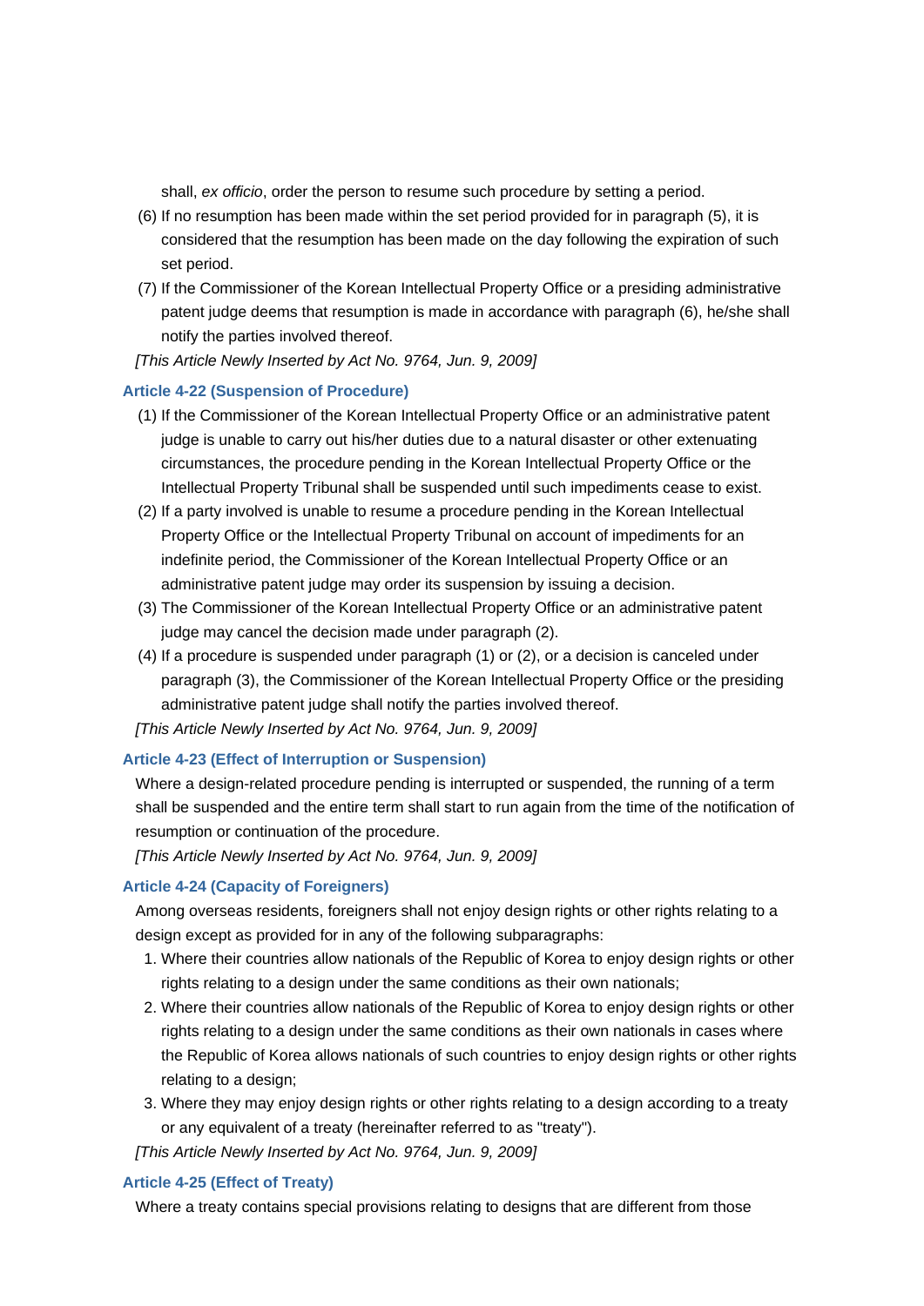shall, *ex officio*, order the person to resume such procedure by setting a period.

(6) If no resumption has been made within the set period provided for in paragraph (5), it is considered that the resumption has been made on the day following the expiration of such set period.

(7) If the Commissioner of the Korean Intellectual Property Office or a presiding administrative patent judge deems that resumption is made in accordance with paragraph (6), he/she shall notify the parties involved thereof.

*[This Article Newly Inserted by Act No. 9764, Jun. 9, 2009]*

#### Article 4-22 (Suspension of Procedure)

(1) If the Commissioner of the Korean Intellectual Property Office or an administrative patent judge is unable to carry out his/her duties due to a natural disaster or other extenuating circumstances, the procedure pending in the Korean Intellectual Property Office or the Intellectual Property Tribunal shall be suspended until such impediments cease to exist.

(2) If a party involved is unable to resume a procedure pending in the Korean Intellectual Property Office or the Intellectual Property Tribunal on account of impediments for an indefinite period, the Commissioner of the Korean Intellectual Property Office or an administrative patent judge may order its suspension by issuing a decision.

(3) The Commissioner of the Korean Intellectual Property Office or an administrative patent judge may cancel the decision made under paragraph (2).

(4) If a procedure is suspended under paragraph (1) or (2), or a decision is canceled under paragraph (3), the Commissioner of the Korean Intellectual Property Office or the presiding administrative patent judge shall notify the parties involved thereof.

*[This Article Newly Inserted by Act No. 9764, Jun. 9, 2009]*

#### Article 4-23 (Effect of Interruption or Suspension)

Where a design-related procedure pending is interrupted or suspended, the running of a term shall be suspended and the entire term shall start to run again from the time of the notification of resumption or continuation of the procedure.

*[This Article Newly Inserted by Act No. 9764, Jun. 9, 2009]*

#### Article 4-24 (Capacity of Foreigners)

Among overseas residents, foreigners shall not enjoy design rights or other rights relating to a design except as provided for in any of the following subparagraphs:

1. Where their countries allow nationals of the Republic of Korea to enjoy design rights or other rights relating to a design under the same conditions as their own nationals;
2. Where their countries allow nationals of the Republic of Korea to enjoy design rights or other rights relating to a design under the same conditions as their own nationals in cases where the Republic of Korea allows nationals of such countries to enjoy design rights or other rights relating to a design;
3. Where they may enjoy design rights or other rights relating to a design according to a treaty or any equivalent of a treaty (hereinafter referred to as "treaty").

*[This Article Newly Inserted by Act No. 9764, Jun. 9, 2009]*

#### Article 4-25 (Effect of Treaty)

Where a treaty contains special provisions relating to designs that are different from those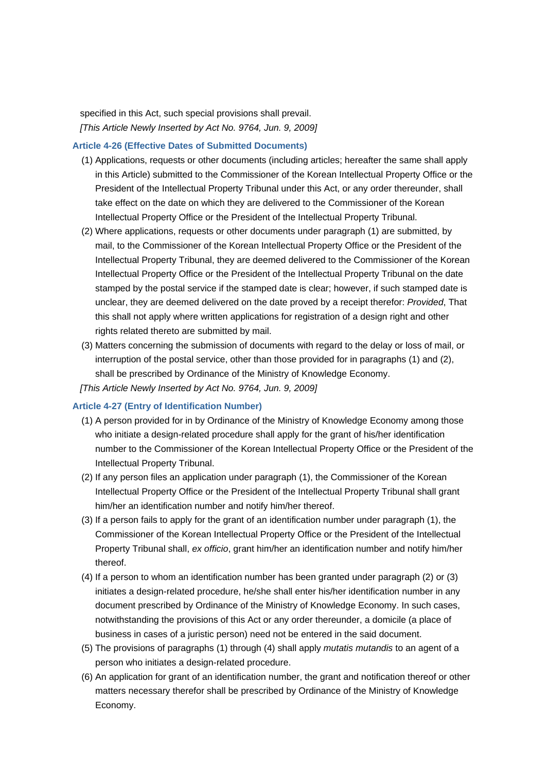specified in this Act, such special provisions shall prevail.

*[This Article Newly Inserted by Act No. 9764, Jun. 9, 2009]*

### Article 4-26 (Effective Dates of Submitted Documents)

(1) Applications, requests or other documents (including articles; hereafter the same shall apply in this Article) submitted to the Commissioner of the Korean Intellectual Property Office or the President of the Intellectual Property Tribunal under this Act, or any order thereunder, shall take effect on the date on which they are delivered to the Commissioner of the Korean Intellectual Property Office or the President of the Intellectual Property Tribunal.

(2) Where applications, requests or other documents under paragraph (1) are submitted, by mail, to the Commissioner of the Korean Intellectual Property Office or the President of the Intellectual Property Tribunal, they are deemed delivered to the Commissioner of the Korean Intellectual Property Office or the President of the Intellectual Property Tribunal on the date stamped by the postal service if the stamped date is clear; however, if such stamped date is unclear, they are deemed delivered on the date proved by a receipt therefor: *Provided*, That this shall not apply where written applications for registration of a design right and other rights related thereto are submitted by mail.

(3) Matters concerning the submission of documents with regard to the delay or loss of mail, or interruption of the postal service, other than those provided for in paragraphs (1) and (2), shall be prescribed by Ordinance of the Ministry of Knowledge Economy.

*[This Article Newly Inserted by Act No. 9764, Jun. 9, 2009]*

### Article 4-27 (Entry of Identification Number)

(1) A person provided for in by Ordinance of the Ministry of Knowledge Economy among those who initiate a design-related procedure shall apply for the grant of his/her identification number to the Commissioner of the Korean Intellectual Property Office or the President of the Intellectual Property Tribunal.

(2) If any person files an application under paragraph (1), the Commissioner of the Korean Intellectual Property Office or the President of the Intellectual Property Tribunal shall grant him/her an identification number and notify him/her thereof.

(3) If a person fails to apply for the grant of an identification number under paragraph (1), the Commissioner of the Korean Intellectual Property Office or the President of the Intellectual Property Tribunal shall, *ex officio*, grant him/her an identification number and notify him/her thereof.

(4) If a person to whom an identification number has been granted under paragraph (2) or (3) initiates a design-related procedure, he/she shall enter his/her identification number in any document prescribed by Ordinance of the Ministry of Knowledge Economy. In such cases, notwithstanding the provisions of this Act or any order thereunder, a domicile (a place of business in cases of a juristic person) need not be entered in the said document.

(5) The provisions of paragraphs (1) through (4) shall apply *mutatis mutandis* to an agent of a person who initiates a design-related procedure.

(6) An application for grant of an identification number, the grant and notification thereof or other matters necessary therefor shall be prescribed by Ordinance of the Ministry of Knowledge Economy.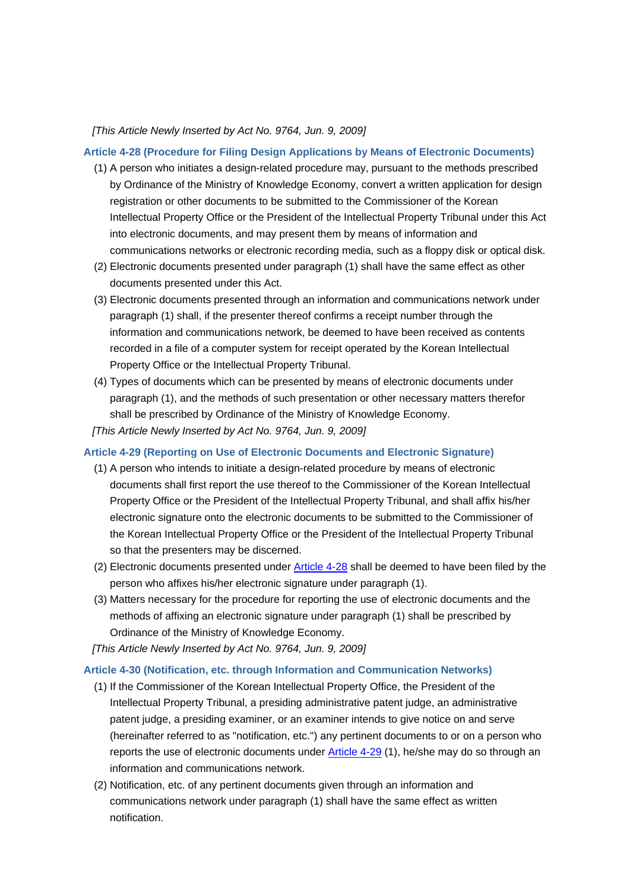*[This Article Newly Inserted by Act No. 9764, Jun. 9, 2009]*

### Article 4-28 (Procedure for Filing Design Applications by Means of Electronic Documents)

(1) A person who initiates a design-related procedure may, pursuant to the methods prescribed by Ordinance of the Ministry of Knowledge Economy, convert a written application for design registration or other documents to be submitted to the Commissioner of the Korean Intellectual Property Office or the President of the Intellectual Property Tribunal under this Act into electronic documents, and may present them by means of information and communications networks or electronic recording media, such as a floppy disk or optical disk.

(2) Electronic documents presented under paragraph (1) shall have the same effect as other documents presented under this Act.

(3) Electronic documents presented through an information and communications network under paragraph (1) shall, if the presenter thereof confirms a receipt number through the information and communications network, be deemed to have been received as contents recorded in a file of a computer system for receipt operated by the Korean Intellectual Property Office or the Intellectual Property Tribunal.

(4) Types of documents which can be presented by means of electronic documents under paragraph (1), and the methods of such presentation or other necessary matters therefor shall be prescribed by Ordinance of the Ministry of Knowledge Economy.

*[This Article Newly Inserted by Act No. 9764, Jun. 9, 2009]*

### Article 4-29 (Reporting on Use of Electronic Documents and Electronic Signature)

(1) A person who intends to initiate a design-related procedure by means of electronic documents shall first report the use thereof to the Commissioner of the Korean Intellectual Property Office or the President of the Intellectual Property Tribunal, and shall affix his/her electronic signature onto the electronic documents to be submitted to the Commissioner of the Korean Intellectual Property Office or the President of the Intellectual Property Tribunal so that the presenters may be discerned.

(2) Electronic documents presented under Article 4-28 shall be deemed to have been filed by the person who affixes his/her electronic signature under paragraph (1).

(3) Matters necessary for the procedure for reporting the use of electronic documents and the methods of affixing an electronic signature under paragraph (1) shall be prescribed by Ordinance of the Ministry of Knowledge Economy.

*[This Article Newly Inserted by Act No. 9764, Jun. 9, 2009]*

### Article 4-30 (Notification, etc. through Information and Communication Networks)

(1) If the Commissioner of the Korean Intellectual Property Office, the President of the Intellectual Property Tribunal, a presiding administrative patent judge, an administrative patent judge, a presiding examiner, or an examiner intends to give notice on and serve (hereinafter referred to as "notification, etc.") any pertinent documents to or on a person who reports the use of electronic documents under Article 4-29 (1), he/she may do so through an information and communications network.

(2) Notification, etc. of any pertinent documents given through an information and communications network under paragraph (1) shall have the same effect as written notification.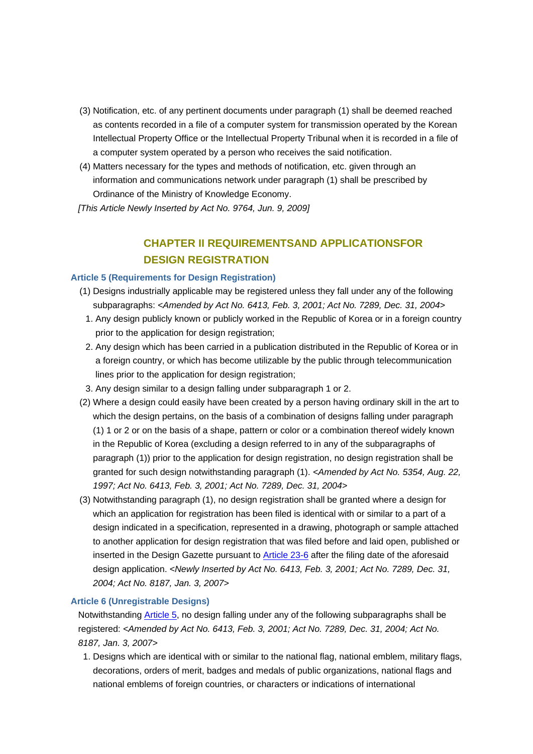(3) Notification, etc. of any pertinent documents under paragraph (1) shall be deemed reached as contents recorded in a file of a computer system for transmission operated by the Korean Intellectual Property Office or the Intellectual Property Tribunal when it is recorded in a file of a computer system operated by a person who receives the said notification.

(4) Matters necessary for the types and methods of notification, etc. given through an information and communications network under paragraph (1) shall be prescribed by Ordinance of the Ministry of Knowledge Economy.

*[This Article Newly Inserted by Act No. 9764, Jun. 9, 2009]*

## CHAPTER II REQUIREMENTSAND APPLICATIONSFOR DESIGN REGISTRATION

### Article 5 (Requirements for Design Registration)

(1) Designs industrially applicable may be registered unless they fall under any of the following subparagraphs: *<Amended by Act No. 6413, Feb. 3, 2001; Act No. 7289, Dec. 31, 2004>*

1. Any design publicly known or publicly worked in the Republic of Korea or in a foreign country prior to the application for design registration;
2. Any design which has been carried in a publication distributed in the Republic of Korea or in a foreign country, or which has become utilizable by the public through telecommunication lines prior to the application for design registration;
3. Any design similar to a design falling under subparagraph 1 or 2.

(2) Where a design could easily have been created by a person having ordinary skill in the art to which the design pertains, on the basis of a combination of designs falling under paragraph (1) 1 or 2 or on the basis of a shape, pattern or color or a combination thereof widely known in the Republic of Korea (excluding a design referred to in any of the subparagraphs of paragraph (1)) prior to the application for design registration, no design registration shall be granted for such design notwithstanding paragraph (1). *<Amended by Act No. 5354, Aug. 22, 1997; Act No. 6413, Feb. 3, 2001; Act No. 7289, Dec. 31, 2004>*

(3) Notwithstanding paragraph (1), no design registration shall be granted where a design for which an application for registration has been filed is identical with or similar to a part of a design indicated in a specification, represented in a drawing, photograph or sample attached to another application for design registration that was filed before and laid open, published or inserted in the Design Gazette pursuant to Article 23-6 after the filing date of the aforesaid design application. *<Newly Inserted by Act No. 6413, Feb. 3, 2001; Act No. 7289, Dec. 31, 2004; Act No. 8187, Jan. 3, 2007>*

### Article 6 (Unregistrable Designs)

Notwithstanding Article 5, no design falling under any of the following subparagraphs shall be registered: *<Amended by Act No. 6413, Feb. 3, 2001; Act No. 7289, Dec. 31, 2004; Act No. 8187, Jan. 3, 2007>*

1. Designs which are identical with or similar to the national flag, national emblem, military flags, decorations, orders of merit, badges and medals of public organizations, national flags and national emblems of foreign countries, or characters or indications of international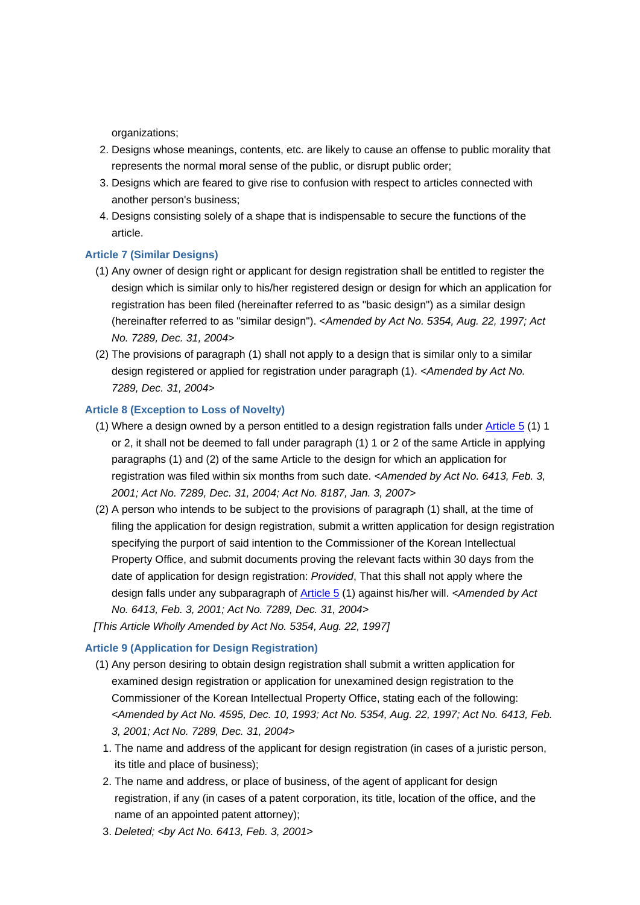organizations;

2. Designs whose meanings, contents, etc. are likely to cause an offense to public morality that represents the normal moral sense of the public, or disrupt public order;
3. Designs which are feared to give rise to confusion with respect to articles connected with another person's business;
4. Designs consisting solely of a shape that is indispensable to secure the functions of the article.

### Article 7 (Similar Designs)

(1) Any owner of design right or applicant for design registration shall be entitled to register the design which is similar only to his/her registered design or design for which an application for registration has been filed (hereinafter referred to as "basic design") as a similar design (hereinafter referred to as "similar design"). *<Amended by Act No. 5354, Aug. 22, 1997; Act No. 7289, Dec. 31, 2004>*

(2) The provisions of paragraph (1) shall not apply to a design that is similar only to a similar design registered or applied for registration under paragraph (1). *<Amended by Act No. 7289, Dec. 31, 2004>*

### Article 8 (Exception to Loss of Novelty)

(1) Where a design owned by a person entitled to a design registration falls under Article 5 (1) 1 or 2, it shall not be deemed to fall under paragraph (1) 1 or 2 of the same Article in applying paragraphs (1) and (2) of the same Article to the design for which an application for registration was filed within six months from such date. *<Amended by Act No. 6413, Feb. 3, 2001; Act No. 7289, Dec. 31, 2004; Act No. 8187, Jan. 3, 2007>*

(2) A person who intends to be subject to the provisions of paragraph (1) shall, at the time of filing the application for design registration, submit a written application for design registration specifying the purport of said intention to the Commissioner of the Korean Intellectual Property Office, and submit documents proving the relevant facts within 30 days from the date of application for design registration: *Provided*, That this shall not apply where the design falls under any subparagraph of Article 5 (1) against his/her will. *<Amended by Act No. 6413, Feb. 3, 2001; Act No. 7289, Dec. 31, 2004>*

*[This Article Wholly Amended by Act No. 5354, Aug. 22, 1997]*

### Article 9 (Application for Design Registration)

(1) Any person desiring to obtain design registration shall submit a written application for examined design registration or application for unexamined design registration to the Commissioner of the Korean Intellectual Property Office, stating each of the following: *<Amended by Act No. 4595, Dec. 10, 1993; Act No. 5354, Aug. 22, 1997; Act No. 6413, Feb. 3, 2001; Act No. 7289, Dec. 31, 2004>*

1. The name and address of the applicant for design registration (in cases of a juristic person, its title and place of business);
2. The name and address, or place of business, of the agent of applicant for design registration, if any (in cases of a patent corporation, its title, location of the office, and the name of an appointed patent attorney);
3. *Deleted; <by Act No. 6413, Feb. 3, 2001>*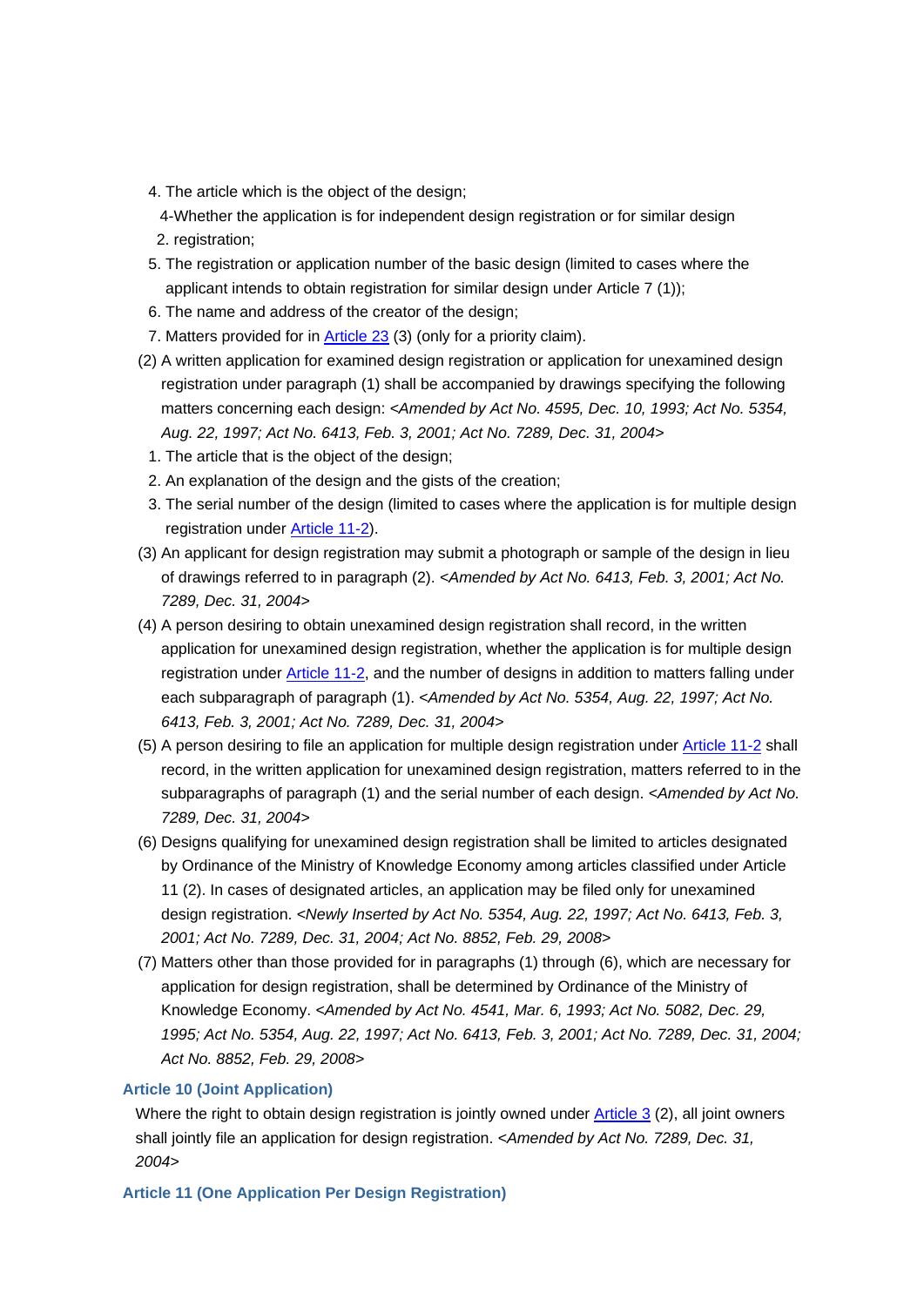4. The article which is the object of the design;

4-Whether the application is for independent design registration or for similar design

2. registration;

5. The registration or application number of the basic design (limited to cases where the applicant intends to obtain registration for similar design under Article 7 (1));
6. The name and address of the creator of the design;
7. Matters provided for in Article 23 (3) (only for a priority claim).

(2) A written application for examined design registration or application for unexamined design registration under paragraph (1) shall be accompanied by drawings specifying the following matters concerning each design: *<Amended by Act No. 4595, Dec. 10, 1993; Act No. 5354, Aug. 22, 1997; Act No. 6413, Feb. 3, 2001; Act No. 7289, Dec. 31, 2004>*

1. The article that is the object of the design;
2. An explanation of the design and the gists of the creation;
3. The serial number of the design (limited to cases where the application is for multiple design registration under Article 11-2).

(3) An applicant for design registration may submit a photograph or sample of the design in lieu of drawings referred to in paragraph (2). *<Amended by Act No. 6413, Feb. 3, 2001; Act No. 7289, Dec. 31, 2004>*

(4) A person desiring to obtain unexamined design registration shall record, in the written application for unexamined design registration, whether the application is for multiple design registration under Article 11-2, and the number of designs in addition to matters falling under each subparagraph of paragraph (1). *<Amended by Act No. 5354, Aug. 22, 1997; Act No. 6413, Feb. 3, 2001; Act No. 7289, Dec. 31, 2004>*

(5) A person desiring to file an application for multiple design registration under Article 11-2 shall record, in the written application for unexamined design registration, matters referred to in the subparagraphs of paragraph (1) and the serial number of each design. *<Amended by Act No. 7289, Dec. 31, 2004>*

(6) Designs qualifying for unexamined design registration shall be limited to articles designated by Ordinance of the Ministry of Knowledge Economy among articles classified under Article 11 (2). In cases of designated articles, an application may be filed only for unexamined design registration. *<Newly Inserted by Act No. 5354, Aug. 22, 1997; Act No. 6413, Feb. 3, 2001; Act No. 7289, Dec. 31, 2004; Act No. 8852, Feb. 29, 2008>*

(7) Matters other than those provided for in paragraphs (1) through (6), which are necessary for application for design registration, shall be determined by Ordinance of the Ministry of Knowledge Economy. *<Amended by Act No. 4541, Mar. 6, 1993; Act No. 5082, Dec. 29, 1995; Act No. 5354, Aug. 22, 1997; Act No. 6413, Feb. 3, 2001; Act No. 7289, Dec. 31, 2004; Act No. 8852, Feb. 29, 2008>*

### Article 10 (Joint Application)

Where the right to obtain design registration is jointly owned under Article 3 (2), all joint owners shall jointly file an application for design registration. *<Amended by Act No. 7289, Dec. 31, 2004>*

### Article 11 (One Application Per Design Registration)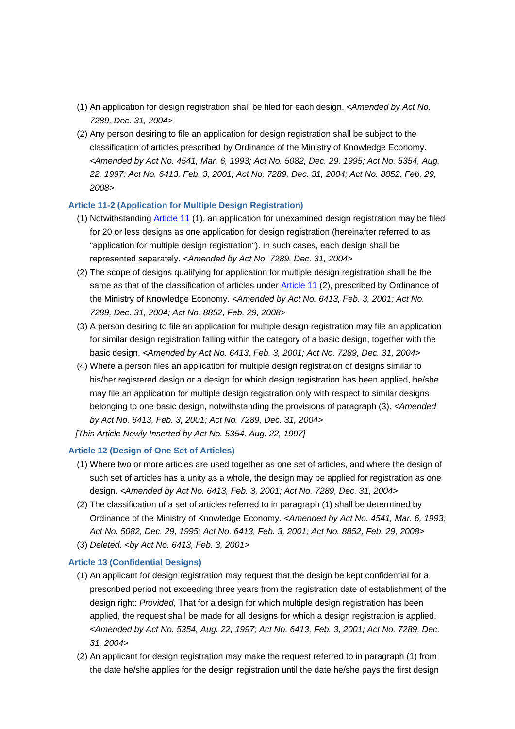(1) An application for design registration shall be filed for each design. *<Amended by Act No. 7289, Dec. 31, 2004>*

(2) Any person desiring to file an application for design registration shall be subject to the classification of articles prescribed by Ordinance of the Ministry of Knowledge Economy. *<Amended by Act No. 4541, Mar. 6, 1993; Act No. 5082, Dec. 29, 1995; Act No. 5354, Aug. 22, 1997; Act No. 6413, Feb. 3, 2001; Act No. 7289, Dec. 31, 2004; Act No. 8852, Feb. 29, 2008>*

### Article 11-2 (Application for Multiple Design Registration)

(1) Notwithstanding Article 11 (1), an application for unexamined design registration may be filed for 20 or less designs as one application for design registration (hereinafter referred to as "application for multiple design registration"). In such cases, each design shall be represented separately. *<Amended by Act No. 7289, Dec. 31, 2004>*

(2) The scope of designs qualifying for application for multiple design registration shall be the same as that of the classification of articles under Article 11 (2), prescribed by Ordinance of the Ministry of Knowledge Economy. *<Amended by Act No. 6413, Feb. 3, 2001; Act No. 7289, Dec. 31, 2004; Act No. 8852, Feb. 29, 2008>*

(3) A person desiring to file an application for multiple design registration may file an application for similar design registration falling within the category of a basic design, together with the basic design. *<Amended by Act No. 6413, Feb. 3, 2001; Act No. 7289, Dec. 31, 2004>*

(4) Where a person files an application for multiple design registration of designs similar to his/her registered design or a design for which design registration has been applied, he/she may file an application for multiple design registration only with respect to similar designs belonging to one basic design, notwithstanding the provisions of paragraph (3). *<Amended by Act No. 6413, Feb. 3, 2001; Act No. 7289, Dec. 31, 2004>*

*[This Article Newly Inserted by Act No. 5354, Aug. 22, 1997]*

### Article 12 (Design of One Set of Articles)

(1) Where two or more articles are used together as one set of articles, and where the design of such set of articles has a unity as a whole, the design may be applied for registration as one design. *<Amended by Act No. 6413, Feb. 3, 2001; Act No. 7289, Dec. 31, 2004>*

(2) The classification of a set of articles referred to in paragraph (1) shall be determined by Ordinance of the Ministry of Knowledge Economy. *<Amended by Act No. 4541, Mar. 6, 1993; Act No. 5082, Dec. 29, 1995; Act No. 6413, Feb. 3, 2001; Act No. 8852, Feb. 29, 2008>*

(3) *Deleted. <by Act No. 6413, Feb. 3, 2001>*

### Article 13 (Confidential Designs)

(1) An applicant for design registration may request that the design be kept confidential for a prescribed period not exceeding three years from the registration date of establishment of the design right: *Provided*, That for a design for which multiple design registration has been applied, the request shall be made for all designs for which a design registration is applied. *<Amended by Act No. 5354, Aug. 22, 1997; Act No. 6413, Feb. 3, 2001; Act No. 7289, Dec. 31, 2004>*

(2) An applicant for design registration may make the request referred to in paragraph (1) from the date he/she applies for the design registration until the date he/she pays the first design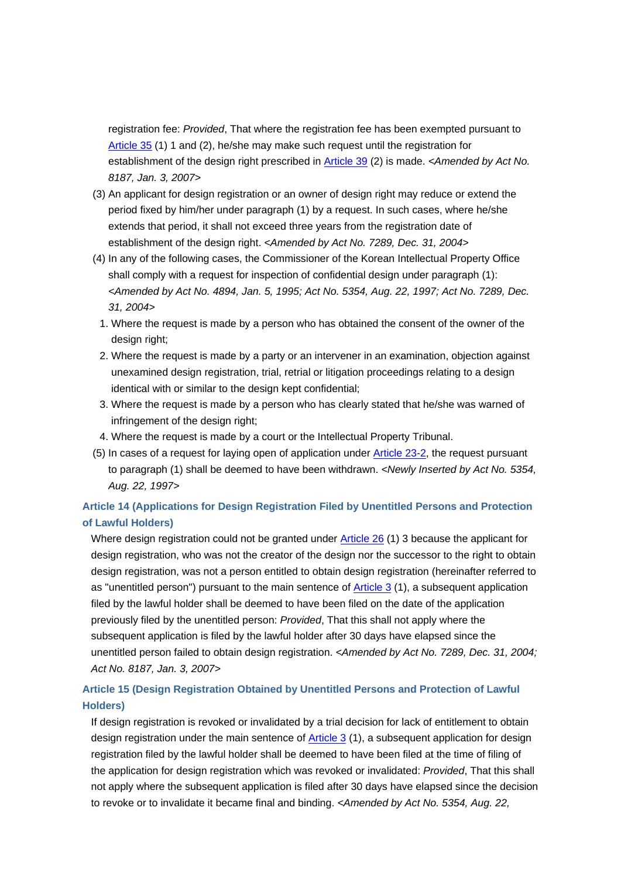registration fee: *Provided*, That where the registration fee has been exempted pursuant to Article 35 (1) 1 and (2), he/she may make such request until the registration for establishment of the design right prescribed in Article 39 (2) is made. *<Amended by Act No. 8187, Jan. 3, 2007>*

(3) An applicant for design registration or an owner of design right may reduce or extend the period fixed by him/her under paragraph (1) by a request. In such cases, where he/she extends that period, it shall not exceed three years from the registration date of establishment of the design right. *<Amended by Act No. 7289, Dec. 31, 2004>*

(4) In any of the following cases, the Commissioner of the Korean Intellectual Property Office shall comply with a request for inspection of confidential design under paragraph (1): *<Amended by Act No. 4894, Jan. 5, 1995; Act No. 5354, Aug. 22, 1997; Act No. 7289, Dec. 31, 2004>*

1. Where the request is made by a person who has obtained the consent of the owner of the design right;
2. Where the request is made by a party or an intervener in an examination, objection against unexamined design registration, trial, retrial or litigation proceedings relating to a design identical with or similar to the design kept confidential;
3. Where the request is made by a person who has clearly stated that he/she was warned of infringement of the design right;
4. Where the request is made by a court or the Intellectual Property Tribunal.

(5) In cases of a request for laying open of application under Article 23-2, the request pursuant to paragraph (1) shall be deemed to have been withdrawn. *<Newly Inserted by Act No. 5354, Aug. 22, 1997>*

**Article 14 (Applications for Design Registration Filed by Unentitled Persons and Protection of Lawful Holders)**

Where design registration could not be granted under Article 26 (1) 3 because the applicant for design registration, who was not the creator of the design nor the successor to the right to obtain design registration, was not a person entitled to obtain design registration (hereinafter referred to as "unentitled person") pursuant to the main sentence of Article 3 (1), a subsequent application filed by the lawful holder shall be deemed to have been filed on the date of the application previously filed by the unentitled person: *Provided*, That this shall not apply where the subsequent application is filed by the lawful holder after 30 days have elapsed since the unentitled person failed to obtain design registration. *<Amended by Act No. 7289, Dec. 31, 2004; Act No. 8187, Jan. 3, 2007>*

**Article 15 (Design Registration Obtained by Unentitled Persons and Protection of Lawful Holders)**

If design registration is revoked or invalidated by a trial decision for lack of entitlement to obtain design registration under the main sentence of Article 3 (1), a subsequent application for design registration filed by the lawful holder shall be deemed to have been filed at the time of filing of the application for design registration which was revoked or invalidated: *Provided*, That this shall not apply where the subsequent application is filed after 30 days have elapsed since the decision to revoke or to invalidate it became final and binding. *<Amended by Act No. 5354, Aug. 22,*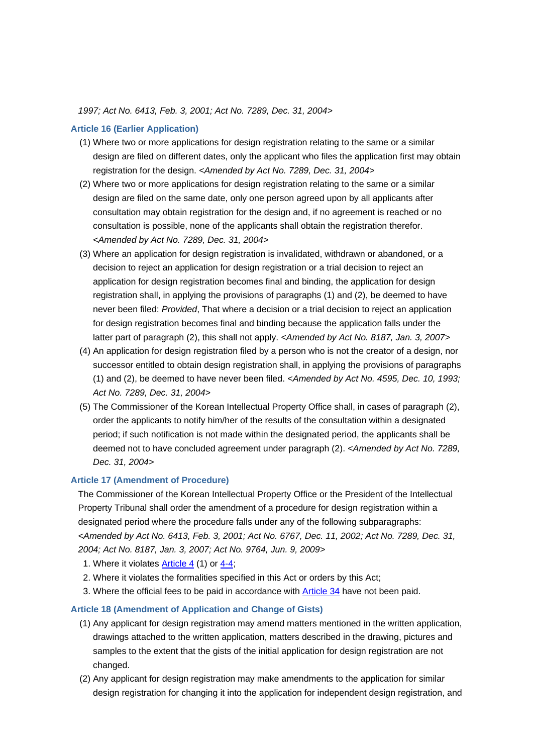*1997; Act No. 6413, Feb. 3, 2001; Act No. 7289, Dec. 31, 2004>*

### Article 16 (Earlier Application)

(1) Where two or more applications for design registration relating to the same or a similar design are filed on different dates, only the applicant who files the application first may obtain registration for the design. *<Amended by Act No. 7289, Dec. 31, 2004>*

(2) Where two or more applications for design registration relating to the same or a similar design are filed on the same date, only one person agreed upon by all applicants after consultation may obtain registration for the design and, if no agreement is reached or no consultation is possible, none of the applicants shall obtain the registration therefor. *<Amended by Act No. 7289, Dec. 31, 2004>*

(3) Where an application for design registration is invalidated, withdrawn or abandoned, or a decision to reject an application for design registration or a trial decision to reject an application for design registration becomes final and binding, the application for design registration shall, in applying the provisions of paragraphs (1) and (2), be deemed to have never been filed: *Provided*, That where a decision or a trial decision to reject an application for design registration becomes final and binding because the application falls under the latter part of paragraph (2), this shall not apply. *<Amended by Act No. 8187, Jan. 3, 2007>*

(4) An application for design registration filed by a person who is not the creator of a design, nor successor entitled to obtain design registration shall, in applying the provisions of paragraphs (1) and (2), be deemed to have never been filed. *<Amended by Act No. 4595, Dec. 10, 1993; Act No. 7289, Dec. 31, 2004>*

(5) The Commissioner of the Korean Intellectual Property Office shall, in cases of paragraph (2), order the applicants to notify him/her of the results of the consultation within a designated period; if such notification is not made within the designated period, the applicants shall be deemed not to have concluded agreement under paragraph (2). *<Amended by Act No. 7289, Dec. 31, 2004>*

### Article 17 (Amendment of Procedure)

The Commissioner of the Korean Intellectual Property Office or the President of the Intellectual Property Tribunal shall order the amendment of a procedure for design registration within a designated period where the procedure falls under any of the following subparagraphs: *<Amended by Act No. 6413, Feb. 3, 2001; Act No. 6767, Dec. 11, 2002; Act No. 7289, Dec. 31, 2004; Act No. 8187, Jan. 3, 2007; Act No. 9764, Jun. 9, 2009>*

1. Where it violates Article 4 (1) or 4-4;
2. Where it violates the formalities specified in this Act or orders by this Act;
3. Where the official fees to be paid in accordance with Article 34 have not been paid.

### Article 18 (Amendment of Application and Change of Gists)

(1) Any applicant for design registration may amend matters mentioned in the written application, drawings attached to the written application, matters described in the drawing, pictures and samples to the extent that the gists of the initial application for design registration are not changed.

(2) Any applicant for design registration may make amendments to the application for similar design registration for changing it into the application for independent design registration, and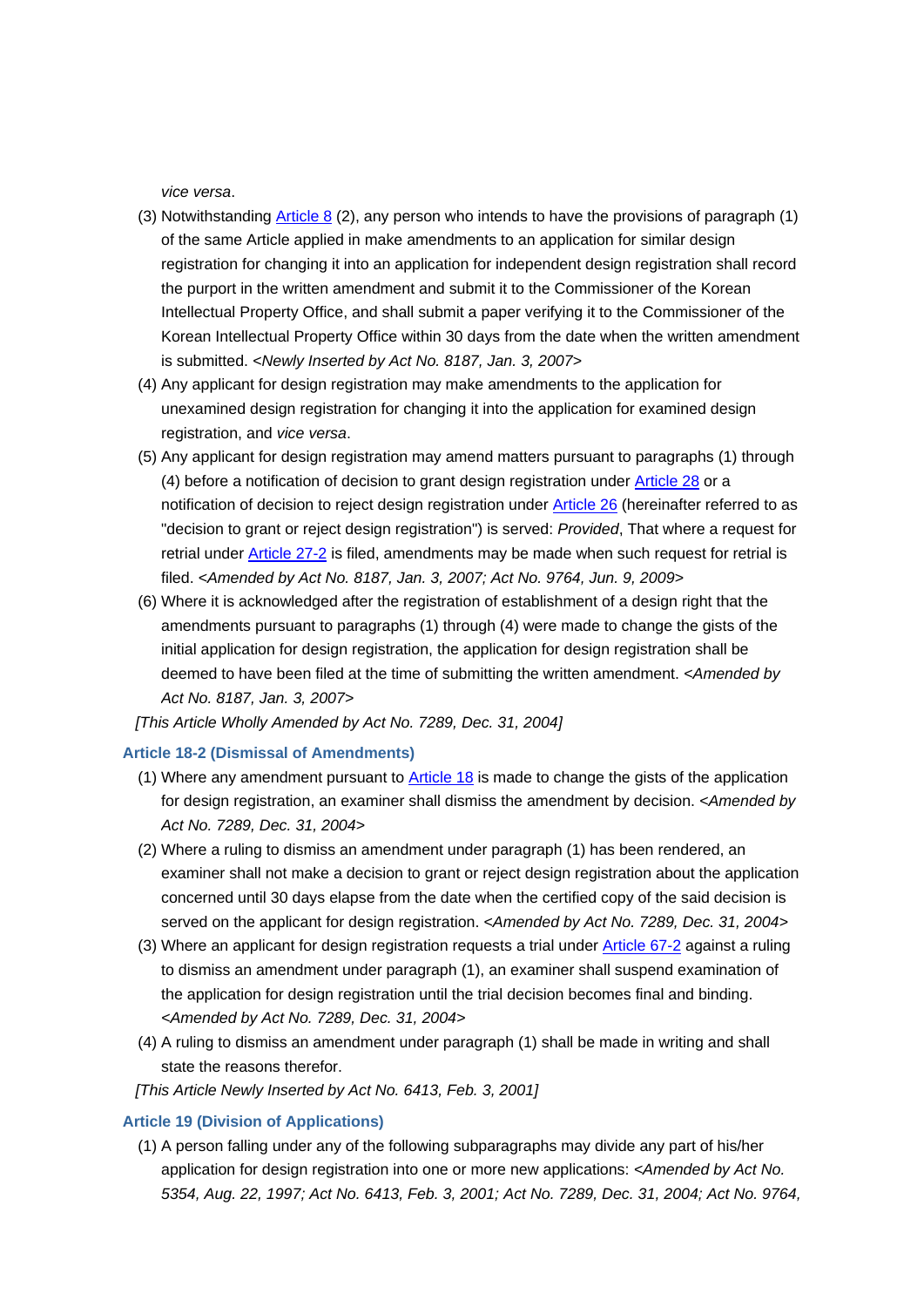*vice versa*.

(3) Notwithstanding Article 8 (2), any person who intends to have the provisions of paragraph (1) of the same Article applied in make amendments to an application for similar design registration for changing it into an application for independent design registration shall record the purport in the written amendment and submit it to the Commissioner of the Korean Intellectual Property Office, and shall submit a paper verifying it to the Commissioner of the Korean Intellectual Property Office within 30 days from the date when the written amendment is submitted. *<Newly Inserted by Act No. 8187, Jan. 3, 2007>*

(4) Any applicant for design registration may make amendments to the application for unexamined design registration for changing it into the application for examined design registration, and *vice versa*.

(5) Any applicant for design registration may amend matters pursuant to paragraphs (1) through (4) before a notification of decision to grant design registration under Article 28 or a notification of decision to reject design registration under Article 26 (hereinafter referred to as "decision to grant or reject design registration") is served: *Provided*, That where a request for retrial under Article 27-2 is filed, amendments may be made when such request for retrial is filed. *<Amended by Act No. 8187, Jan. 3, 2007; Act No. 9764, Jun. 9, 2009>*

(6) Where it is acknowledged after the registration of establishment of a design right that the amendments pursuant to paragraphs (1) through (4) were made to change the gists of the initial application for design registration, the application for design registration shall be deemed to have been filed at the time of submitting the written amendment. *<Amended by Act No. 8187, Jan. 3, 2007>*

*[This Article Wholly Amended by Act No. 7289, Dec. 31, 2004]*

### Article 18-2 (Dismissal of Amendments)

(1) Where any amendment pursuant to Article 18 is made to change the gists of the application for design registration, an examiner shall dismiss the amendment by decision. *<Amended by Act No. 7289, Dec. 31, 2004>*

(2) Where a ruling to dismiss an amendment under paragraph (1) has been rendered, an examiner shall not make a decision to grant or reject design registration about the application concerned until 30 days elapse from the date when the certified copy of the said decision is served on the applicant for design registration. *<Amended by Act No. 7289, Dec. 31, 2004>*

(3) Where an applicant for design registration requests a trial under Article 67-2 against a ruling to dismiss an amendment under paragraph (1), an examiner shall suspend examination of the application for design registration until the trial decision becomes final and binding. *<Amended by Act No. 7289, Dec. 31, 2004>*

(4) A ruling to dismiss an amendment under paragraph (1) shall be made in writing and shall state the reasons therefor.

*[This Article Newly Inserted by Act No. 6413, Feb. 3, 2001]*

### Article 19 (Division of Applications)

(1) A person falling under any of the following subparagraphs may divide any part of his/her application for design registration into one or more new applications: *<Amended by Act No. 5354, Aug. 22, 1997; Act No. 6413, Feb. 3, 2001; Act No. 7289, Dec. 31, 2004; Act No. 9764,*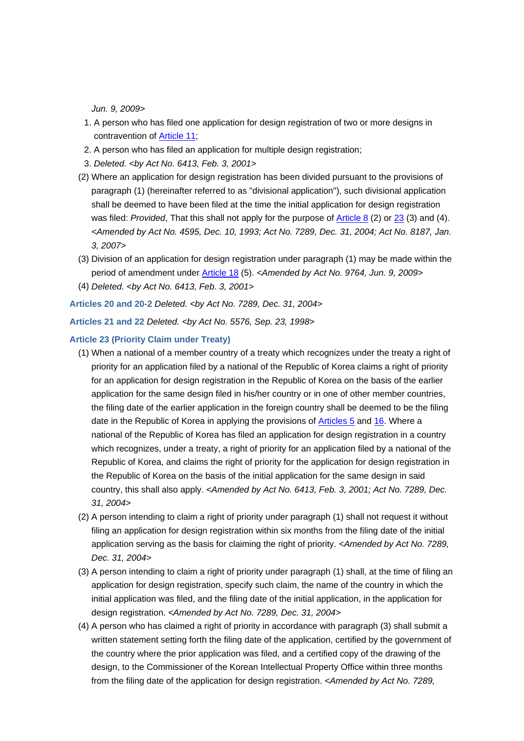*Jun. 9, 2009>*

1. A person who has filed one application for design registration of two or more designs in contravention of Article 11;
2. A person who has filed an application for multiple design registration;
3. *Deleted. <by Act No. 6413, Feb. 3, 2001>*

(2) Where an application for design registration has been divided pursuant to the provisions of paragraph (1) (hereinafter referred to as "divisional application"), such divisional application shall be deemed to have been filed at the time the initial application for design registration was filed: *Provided*, That this shall not apply for the purpose of Article 8 (2) or 23 (3) and (4). *<Amended by Act No. 4595, Dec. 10, 1993; Act No. 7289, Dec. 31, 2004; Act No. 8187, Jan. 3, 2007>*

(3) Division of an application for design registration under paragraph (1) may be made within the period of amendment under Article 18 (5). *<Amended by Act No. 9764, Jun. 9, 2009>*

(4) *Deleted. <by Act No. 6413, Feb. 3, 2001>*

**Articles 20 and 20-2** *Deleted. <by Act No. 7289, Dec. 31, 2004>*

**Articles 21 and 22** *Deleted. <by Act No. 5576, Sep. 23, 1998>*

**Article 23 (Priority Claim under Treaty)**

(1) When a national of a member country of a treaty which recognizes under the treaty a right of priority for an application filed by a national of the Republic of Korea claims a right of priority for an application for design registration in the Republic of Korea on the basis of the earlier application for the same design filed in his/her country or in one of other member countries, the filing date of the earlier application in the foreign country shall be deemed to be the filing date in the Republic of Korea in applying the provisions of Articles 5 and 16. Where a national of the Republic of Korea has filed an application for design registration in a country which recognizes, under a treaty, a right of priority for an application filed by a national of the Republic of Korea, and claims the right of priority for the application for design registration in the Republic of Korea on the basis of the initial application for the same design in said country, this shall also apply. *<Amended by Act No. 6413, Feb. 3, 2001; Act No. 7289, Dec. 31, 2004>*

(2) A person intending to claim a right of priority under paragraph (1) shall not request it without filing an application for design registration within six months from the filing date of the initial application serving as the basis for claiming the right of priority. *<Amended by Act No. 7289, Dec. 31, 2004>*

(3) A person intending to claim a right of priority under paragraph (1) shall, at the time of filing an application for design registration, specify such claim, the name of the country in which the initial application was filed, and the filing date of the initial application, in the application for design registration. *<Amended by Act No. 7289, Dec. 31, 2004>*

(4) A person who has claimed a right of priority in accordance with paragraph (3) shall submit a written statement setting forth the filing date of the application, certified by the government of the country where the prior application was filed, and a certified copy of the drawing of the design, to the Commissioner of the Korean Intellectual Property Office within three months from the filing date of the application for design registration. *<Amended by Act No. 7289,*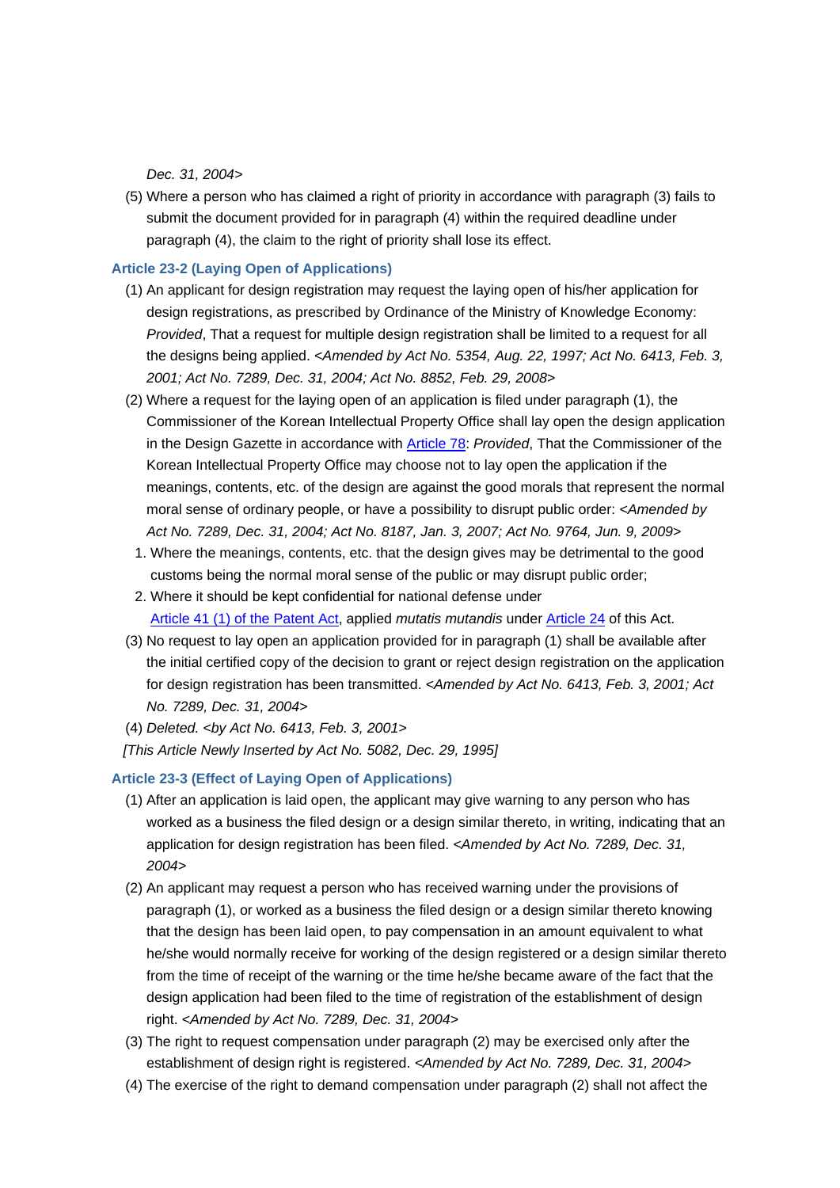Dec. 31, 2004>

(5) Where a person who has claimed a right of priority in accordance with paragraph (3) fails to submit the document provided for in paragraph (4) within the required deadline under paragraph (4), the claim to the right of priority shall lose its effect.

### Article 23-2 (Laying Open of Applications)

(1) An applicant for design registration may request the laying open of his/her application for design registrations, as prescribed by Ordinance of the Ministry of Knowledge Economy: *Provided*, That a request for multiple design registration shall be limited to a request for all the designs being applied. <*Amended by Act No. 5354, Aug. 22, 1997; Act No. 6413, Feb. 3, 2001; Act No. 7289, Dec. 31, 2004; Act No. 8852, Feb. 29, 2008*>

(2) Where a request for the laying open of an application is filed under paragraph (1), the Commissioner of the Korean Intellectual Property Office shall lay open the design application in the Design Gazette in accordance with Article 78: *Provided*, That the Commissioner of the Korean Intellectual Property Office may choose not to lay open the application if the meanings, contents, etc. of the design are against the good morals that represent the normal moral sense of ordinary people, or have a possibility to disrupt public order: <*Amended by Act No. 7289, Dec. 31, 2004; Act No. 8187, Jan. 3, 2007; Act No. 9764, Jun. 9, 2009*>

1. Where the meanings, contents, etc. that the design gives may be detrimental to the good customs being the normal moral sense of the public or may disrupt public order;
2. Where it should be kept confidential for national defense under Article 41 (1) of the Patent Act, applied *mutatis mutandis* under Article 24 of this Act.

(3) No request to lay open an application provided for in paragraph (1) shall be available after the initial certified copy of the decision to grant or reject design registration on the application for design registration has been transmitted. <*Amended by Act No. 6413, Feb. 3, 2001; Act No. 7289, Dec. 31, 2004*>

(4) *Deleted.* <*by Act No. 6413, Feb. 3, 2001*>

*[This Article Newly Inserted by Act No. 5082, Dec. 29, 1995]*

### Article 23-3 (Effect of Laying Open of Applications)

(1) After an application is laid open, the applicant may give warning to any person who has worked as a business the filed design or a design similar thereto, in writing, indicating that an application for design registration has been filed. <*Amended by Act No. 7289, Dec. 31, 2004*>

(2) An applicant may request a person who has received warning under the provisions of paragraph (1), or worked as a business the filed design or a design similar thereto knowing that the design has been laid open, to pay compensation in an amount equivalent to what he/she would normally receive for working of the design registered or a design similar thereto from the time of receipt of the warning or the time he/she became aware of the fact that the design application had been filed to the time of registration of the establishment of design right. <*Amended by Act No. 7289, Dec. 31, 2004*>

(3) The right to request compensation under paragraph (2) may be exercised only after the establishment of design right is registered. <*Amended by Act No. 7289, Dec. 31, 2004*>

(4) The exercise of the right to demand compensation under paragraph (2) shall not affect the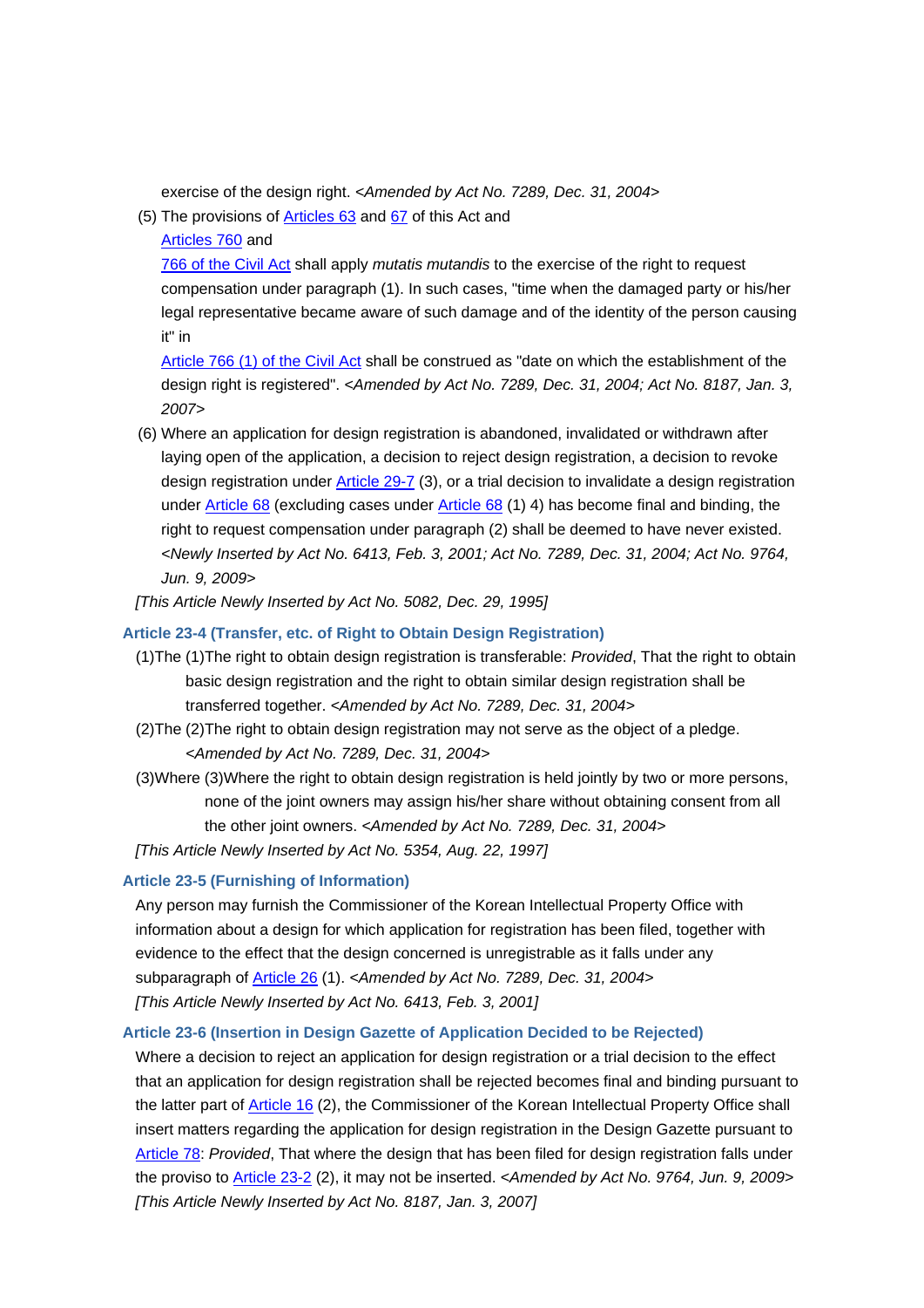exercise of the design right. *<Amended by Act No. 7289, Dec. 31, 2004>*

(5) The provisions of Articles 63 and 67 of this Act and Articles 760 and 766 of the Civil Act shall apply *mutatis mutandis* to the exercise of the right to request compensation under paragraph (1). In such cases, "time when the damaged party or his/her legal representative became aware of such damage and of the identity of the person causing it" in Article 766 (1) of the Civil Act shall be construed as "date on which the establishment of the design right is registered". *<Amended by Act No. 7289, Dec. 31, 2004; Act No. 8187, Jan. 3, 2007>*

(6) Where an application for design registration is abandoned, invalidated or withdrawn after laying open of the application, a decision to reject design registration, a decision to revoke design registration under Article 29-7 (3), or a trial decision to invalidate a design registration under Article 68 (excluding cases under Article 68 (1) 4) has become final and binding, the right to request compensation under paragraph (2) shall be deemed to have never existed. *<Newly Inserted by Act No. 6413, Feb. 3, 2001; Act No. 7289, Dec. 31, 2004; Act No. 9764, Jun. 9, 2009>*

*[This Article Newly Inserted by Act No. 5082, Dec. 29, 1995]*

### Article 23-4 (Transfer, etc. of Right to Obtain Design Registration)

(1)The (1)The right to obtain design registration is transferable: *Provided*, That the right to obtain basic design registration and the right to obtain similar design registration shall be transferred together. *<Amended by Act No. 7289, Dec. 31, 2004>*

(2)The (2)The right to obtain design registration may not serve as the object of a pledge. *<Amended by Act No. 7289, Dec. 31, 2004>*

(3)Where (3)Where the right to obtain design registration is held jointly by two or more persons, none of the joint owners may assign his/her share without obtaining consent from all the other joint owners. *<Amended by Act No. 7289, Dec. 31, 2004>*

*[This Article Newly Inserted by Act No. 5354, Aug. 22, 1997]*

### Article 23-5 (Furnishing of Information)

Any person may furnish the Commissioner of the Korean Intellectual Property Office with information about a design for which application for registration has been filed, together with evidence to the effect that the design concerned is unregistrable as it falls under any subparagraph of Article 26 (1). *<Amended by Act No. 7289, Dec. 31, 2004>*

*[This Article Newly Inserted by Act No. 6413, Feb. 3, 2001]*

### Article 23-6 (Insertion in Design Gazette of Application Decided to be Rejected)

Where a decision to reject an application for design registration or a trial decision to the effect that an application for design registration shall be rejected becomes final and binding pursuant to the latter part of Article 16 (2), the Commissioner of the Korean Intellectual Property Office shall insert matters regarding the application for design registration in the Design Gazette pursuant to Article 78: *Provided*, That where the design that has been filed for design registration falls under the proviso to Article 23-2 (2), it may not be inserted. *<Amended by Act No. 9764, Jun. 9, 2009>*

*[This Article Newly Inserted by Act No. 8187, Jan. 3, 2007]*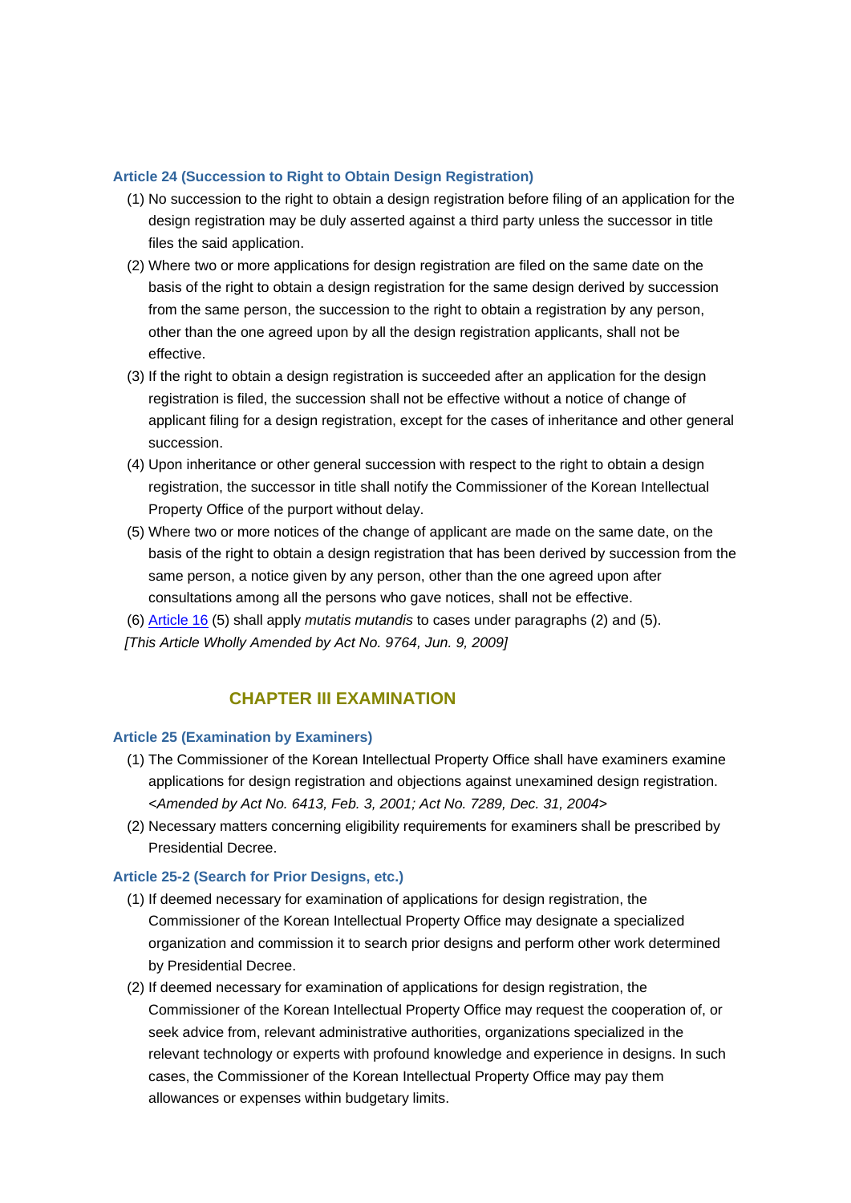### Article 24 (Succession to Right to Obtain Design Registration)

(1) No succession to the right to obtain a design registration before filing of an application for the design registration may be duly asserted against a third party unless the successor in title files the said application.

(2) Where two or more applications for design registration are filed on the same date on the basis of the right to obtain a design registration for the same design derived by succession from the same person, the succession to the right to obtain a registration by any person, other than the one agreed upon by all the design registration applicants, shall not be effective.

(3) If the right to obtain a design registration is succeeded after an application for the design registration is filed, the succession shall not be effective without a notice of change of applicant filing for a design registration, except for the cases of inheritance and other general succession.

(4) Upon inheritance or other general succession with respect to the right to obtain a design registration, the successor in title shall notify the Commissioner of the Korean Intellectual Property Office of the purport without delay.

(5) Where two or more notices of the change of applicant are made on the same date, on the basis of the right to obtain a design registration that has been derived by succession from the same person, a notice given by any person, other than the one agreed upon after consultations among all the persons who gave notices, shall not be effective.

(6) Article 16 (5) shall apply *mutatis mutandis* to cases under paragraphs (2) and (5).

*[This Article Wholly Amended by Act No. 9764, Jun. 9, 2009]*

## CHAPTER III EXAMINATION

### Article 25 (Examination by Examiners)

(1) The Commissioner of the Korean Intellectual Property Office shall have examiners examine applications for design registration and objections against unexamined design registration. *<Amended by Act No. 6413, Feb. 3, 2001; Act No. 7289, Dec. 31, 2004>*

(2) Necessary matters concerning eligibility requirements for examiners shall be prescribed by Presidential Decree.

### Article 25-2 (Search for Prior Designs, etc.)

(1) If deemed necessary for examination of applications for design registration, the Commissioner of the Korean Intellectual Property Office may designate a specialized organization and commission it to search prior designs and perform other work determined by Presidential Decree.

(2) If deemed necessary for examination of applications for design registration, the Commissioner of the Korean Intellectual Property Office may request the cooperation of, or seek advice from, relevant administrative authorities, organizations specialized in the relevant technology or experts with profound knowledge and experience in designs. In such cases, the Commissioner of the Korean Intellectual Property Office may pay them allowances or expenses within budgetary limits.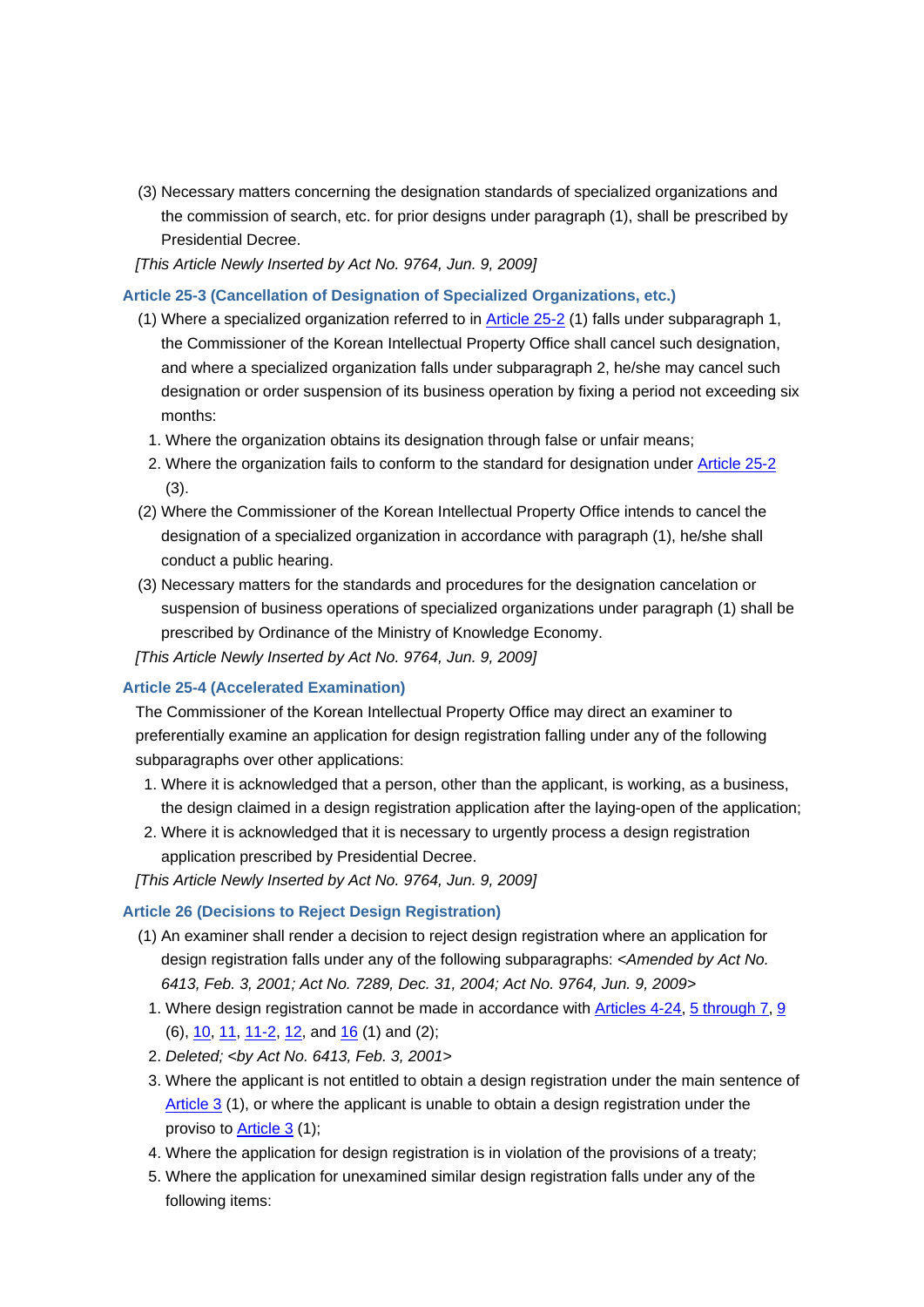(3) Necessary matters concerning the designation standards of specialized organizations and the commission of search, etc. for prior designs under paragraph (1), shall be prescribed by Presidential Decree.

*[This Article Newly Inserted by Act No. 9764, Jun. 9, 2009]*

### Article 25-3 (Cancellation of Designation of Specialized Organizations, etc.)

(1) Where a specialized organization referred to in Article 25-2 (1) falls under subparagraph 1, the Commissioner of the Korean Intellectual Property Office shall cancel such designation, and where a specialized organization falls under subparagraph 2, he/she may cancel such designation or order suspension of its business operation by fixing a period not exceeding six months:

1. Where the organization obtains its designation through false or unfair means;
2. Where the organization fails to conform to the standard for designation under Article 25-2 (3).

(2) Where the Commissioner of the Korean Intellectual Property Office intends to cancel the designation of a specialized organization in accordance with paragraph (1), he/she shall conduct a public hearing.

(3) Necessary matters for the standards and procedures for the designation cancelation or suspension of business operations of specialized organizations under paragraph (1) shall be prescribed by Ordinance of the Ministry of Knowledge Economy.

*[This Article Newly Inserted by Act No. 9764, Jun. 9, 2009]*

### Article 25-4 (Accelerated Examination)

The Commissioner of the Korean Intellectual Property Office may direct an examiner to preferentially examine an application for design registration falling under any of the following subparagraphs over other applications:

1. Where it is acknowledged that a person, other than the applicant, is working, as a business, the design claimed in a design registration application after the laying-open of the application;
2. Where it is acknowledged that it is necessary to urgently process a design registration application prescribed by Presidential Decree.

*[This Article Newly Inserted by Act No. 9764, Jun. 9, 2009]*

### Article 26 (Decisions to Reject Design Registration)

(1) An examiner shall render a decision to reject design registration where an application for design registration falls under any of the following subparagraphs: *<Amended by Act No. 6413, Feb. 3, 2001; Act No. 7289, Dec. 31, 2004; Act No. 9764, Jun. 9, 2009>*

1. Where design registration cannot be made in accordance with Articles 4-24, 5 through 7, 9 (6), 10, 11, 11-2, 12, and 16 (1) and (2);
2. *Deleted; <by Act No. 6413, Feb. 3, 2001>*
3. Where the applicant is not entitled to obtain a design registration under the main sentence of Article 3 (1), or where the applicant is unable to obtain a design registration under the proviso to Article 3 (1);
4. Where the application for design registration is in violation of the provisions of a treaty;
5. Where the application for unexamined similar design registration falls under any of the following items: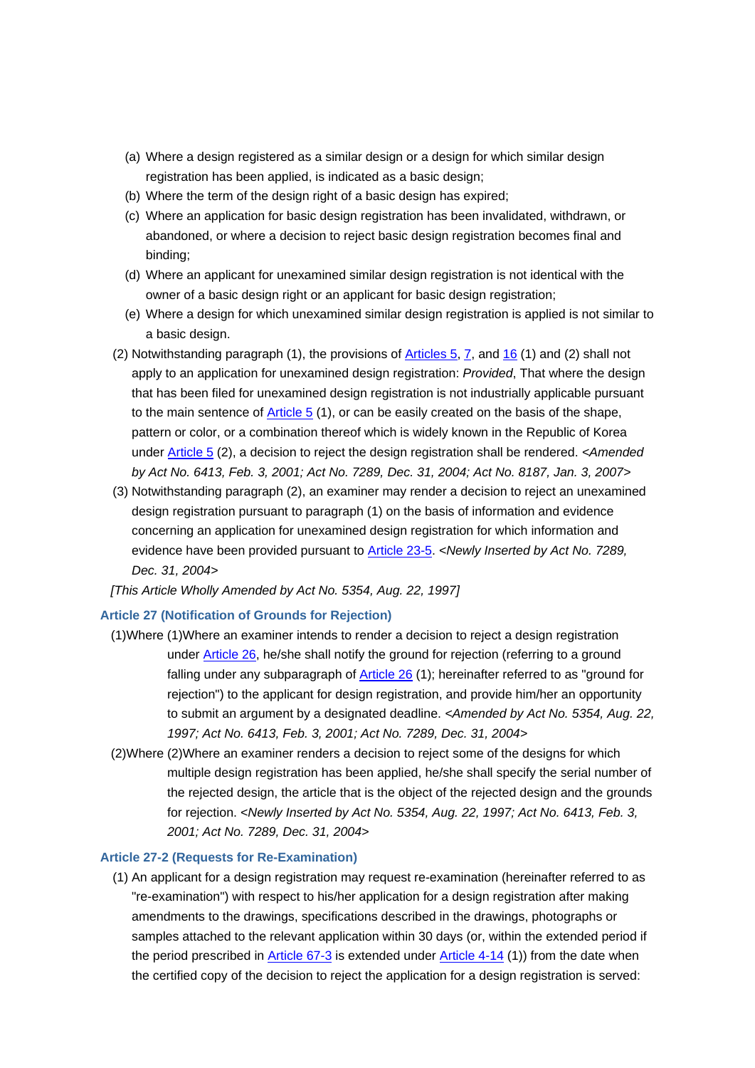(a) Where a design registered as a similar design or a design for which similar design registration has been applied, is indicated as a basic design;

(b) Where the term of the design right of a basic design has expired;

(c) Where an application for basic design registration has been invalidated, withdrawn, or abandoned, or where a decision to reject basic design registration becomes final and binding;

(d) Where an applicant for unexamined similar design registration is not identical with the owner of a basic design right or an applicant for basic design registration;

(e) Where a design for which unexamined similar design registration is applied is not similar to a basic design.

(2) Notwithstanding paragraph (1), the provisions of Articles 5, 7, and 16 (1) and (2) shall not apply to an application for unexamined design registration: *Provided*, That where the design that has been filed for unexamined design registration is not industrially applicable pursuant to the main sentence of Article 5 (1), or can be easily created on the basis of the shape, pattern or color, or a combination thereof which is widely known in the Republic of Korea under Article 5 (2), a decision to reject the design registration shall be rendered. *<Amended by Act No. 6413, Feb. 3, 2001; Act No. 7289, Dec. 31, 2004; Act No. 8187, Jan. 3, 2007>*

(3) Notwithstanding paragraph (2), an examiner may render a decision to reject an unexamined design registration pursuant to paragraph (1) on the basis of information and evidence concerning an application for unexamined design registration for which information and evidence have been provided pursuant to Article 23-5. *<Newly Inserted by Act No. 7289, Dec. 31, 2004>*

*[This Article Wholly Amended by Act No. 5354, Aug. 22, 1997]*

### Article 27 (Notification of Grounds for Rejection)

(1)Where (1)Where an examiner intends to render a decision to reject a design registration under Article 26, he/she shall notify the ground for rejection (referring to a ground falling under any subparagraph of Article 26 (1); hereinafter referred to as "ground for rejection") to the applicant for design registration, and provide him/her an opportunity to submit an argument by a designated deadline. *<Amended by Act No. 5354, Aug. 22, 1997; Act No. 6413, Feb. 3, 2001; Act No. 7289, Dec. 31, 2004>*

(2)Where (2)Where an examiner renders a decision to reject some of the designs for which multiple design registration has been applied, he/she shall specify the serial number of the rejected design, the article that is the object of the rejected design and the grounds for rejection. *<Newly Inserted by Act No. 5354, Aug. 22, 1997; Act No. 6413, Feb. 3, 2001; Act No. 7289, Dec. 31, 2004>*

### Article 27-2 (Requests for Re-Examination)

(1) An applicant for a design registration may request re-examination (hereinafter referred to as "re-examination") with respect to his/her application for a design registration after making amendments to the drawings, specifications described in the drawings, photographs or samples attached to the relevant application within 30 days (or, within the extended period if the period prescribed in Article 67-3 is extended under Article 4-14 (1)) from the date when the certified copy of the decision to reject the application for a design registration is served: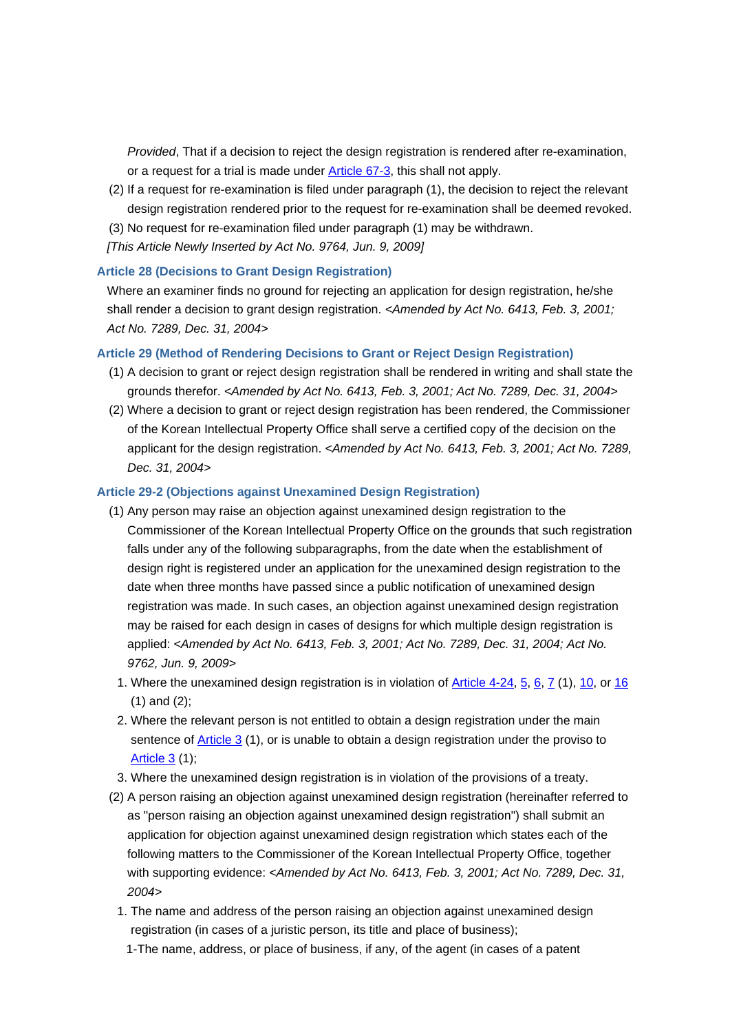*Provided*, That if a decision to reject the design registration is rendered after re-examination, or a request for a trial is made under Article 67-3, this shall not apply.

(2) If a request for re-examination is filed under paragraph (1), the decision to reject the relevant design registration rendered prior to the request for re-examination shall be deemed revoked.

(3) No request for re-examination filed under paragraph (1) may be withdrawn.

*[This Article Newly Inserted by Act No. 9764, Jun. 9, 2009]*

### Article 28 (Decisions to Grant Design Registration)

Where an examiner finds no ground for rejecting an application for design registration, he/she shall render a decision to grant design registration. *<Amended by Act No. 6413, Feb. 3, 2001; Act No. 7289, Dec. 31, 2004>*

### Article 29 (Method of Rendering Decisions to Grant or Reject Design Registration)

(1) A decision to grant or reject design registration shall be rendered in writing and shall state the grounds therefor. *<Amended by Act No. 6413, Feb. 3, 2001; Act No. 7289, Dec. 31, 2004>*

(2) Where a decision to grant or reject design registration has been rendered, the Commissioner of the Korean Intellectual Property Office shall serve a certified copy of the decision on the applicant for the design registration. *<Amended by Act No. 6413, Feb. 3, 2001; Act No. 7289, Dec. 31, 2004>*

### Article 29-2 (Objections against Unexamined Design Registration)

(1) Any person may raise an objection against unexamined design registration to the Commissioner of the Korean Intellectual Property Office on the grounds that such registration falls under any of the following subparagraphs, from the date when the establishment of design right is registered under an application for the unexamined design registration to the date when three months have passed since a public notification of unexamined design registration was made. In such cases, an objection against unexamined design registration may be raised for each design in cases of designs for which multiple design registration is applied: *<Amended by Act No. 6413, Feb. 3, 2001; Act No. 7289, Dec. 31, 2004; Act No. 9762, Jun. 9, 2009>*

1. Where the unexamined design registration is in violation of Article 4-24, 5, 6, 7 (1), 10, or 16 (1) and (2);
2. Where the relevant person is not entitled to obtain a design registration under the main sentence of Article 3 (1), or is unable to obtain a design registration under the proviso to Article 3 (1);
3. Where the unexamined design registration is in violation of the provisions of a treaty.

(2) A person raising an objection against unexamined design registration (hereinafter referred to as "person raising an objection against unexamined design registration") shall submit an application for objection against unexamined design registration which states each of the following matters to the Commissioner of the Korean Intellectual Property Office, together with supporting evidence: *<Amended by Act No. 6413, Feb. 3, 2001; Act No. 7289, Dec. 31, 2004>*

1. The name and address of the person raising an objection against unexamined design registration (in cases of a juristic person, its title and place of business);

1-The name, address, or place of business, if any, of the agent (in cases of a patent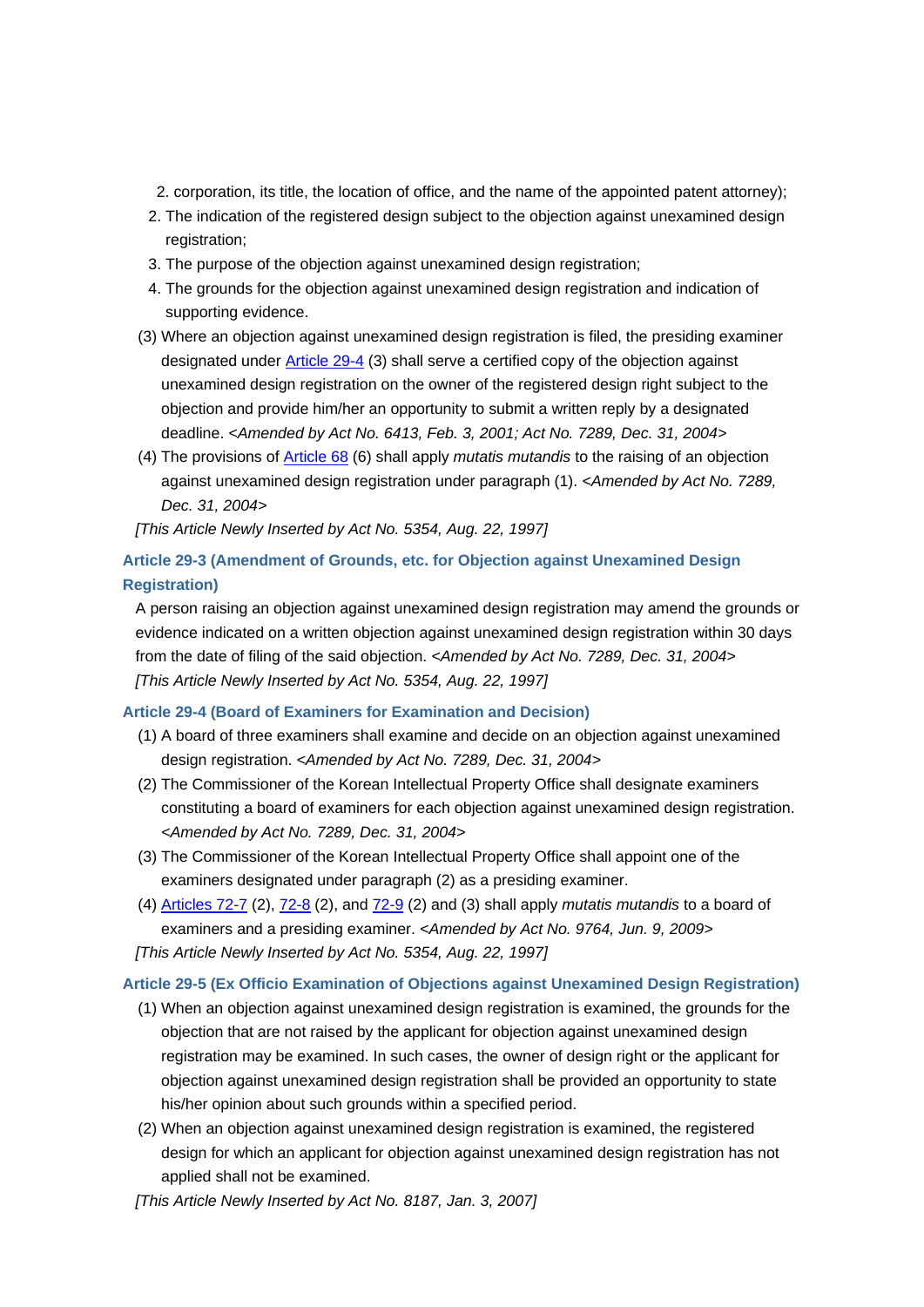2. corporation, its title, the location of office, and the name of the appointed patent attorney);

2. The indication of the registered design subject to the objection against unexamined design registration;
3. The purpose of the objection against unexamined design registration;
4. The grounds for the objection against unexamined design registration and indication of supporting evidence.

(3) Where an objection against unexamined design registration is filed, the presiding examiner designated under Article 29-4 (3) shall serve a certified copy of the objection against unexamined design registration on the owner of the registered design right subject to the objection and provide him/her an opportunity to submit a written reply by a designated deadline. *<Amended by Act No. 6413, Feb. 3, 2001; Act No. 7289, Dec. 31, 2004>*

(4) The provisions of Article 68 (6) shall apply *mutatis mutandis* to the raising of an objection against unexamined design registration under paragraph (1). *<Amended by Act No. 7289, Dec. 31, 2004>*

*[This Article Newly Inserted by Act No. 5354, Aug. 22, 1997]*

### Article 29-3 (Amendment of Grounds, etc. for Objection against Unexamined Design Registration)

A person raising an objection against unexamined design registration may amend the grounds or evidence indicated on a written objection against unexamined design registration within 30 days from the date of filing of the said objection. *<Amended by Act No. 7289, Dec. 31, 2004>*

*[This Article Newly Inserted by Act No. 5354, Aug. 22, 1997]*

### Article 29-4 (Board of Examiners for Examination and Decision)

(1) A board of three examiners shall examine and decide on an objection against unexamined design registration. *<Amended by Act No. 7289, Dec. 31, 2004>*

(2) The Commissioner of the Korean Intellectual Property Office shall designate examiners constituting a board of examiners for each objection against unexamined design registration. *<Amended by Act No. 7289, Dec. 31, 2004>*

(3) The Commissioner of the Korean Intellectual Property Office shall appoint one of the examiners designated under paragraph (2) as a presiding examiner.

(4) Articles 72-7 (2), 72-8 (2), and 72-9 (2) and (3) shall apply *mutatis mutandis* to a board of examiners and a presiding examiner. *<Amended by Act No. 9764, Jun. 9, 2009>*

*[This Article Newly Inserted by Act No. 5354, Aug. 22, 1997]*

### Article 29-5 (Ex Officio Examination of Objections against Unexamined Design Registration)

(1) When an objection against unexamined design registration is examined, the grounds for the objection that are not raised by the applicant for objection against unexamined design registration may be examined. In such cases, the owner of design right or the applicant for objection against unexamined design registration shall be provided an opportunity to state his/her opinion about such grounds within a specified period.

(2) When an objection against unexamined design registration is examined, the registered design for which an applicant for objection against unexamined design registration has not applied shall not be examined.

*[This Article Newly Inserted by Act No. 8187, Jan. 3, 2007]*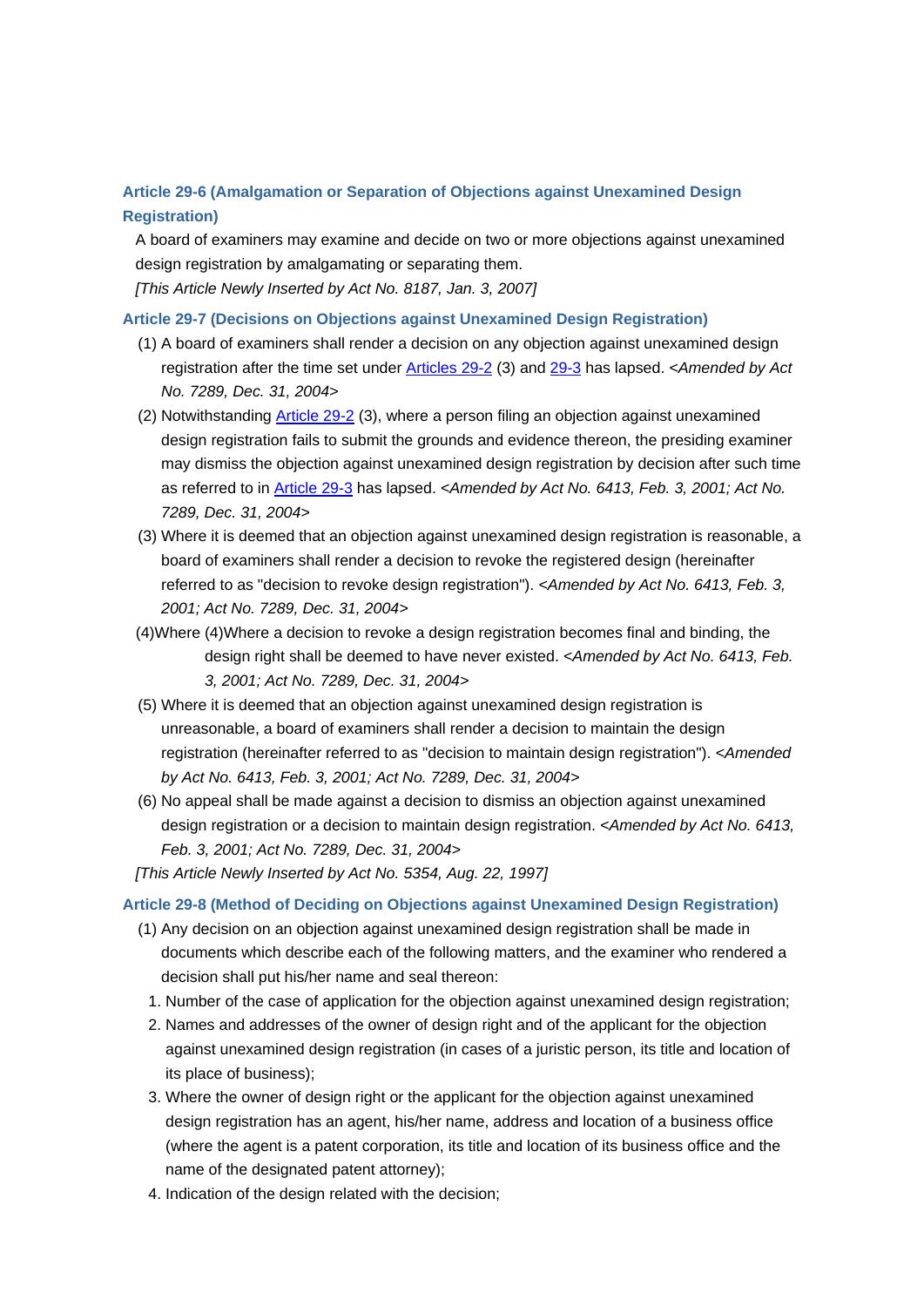### Article 29-6 (Amalgamation or Separation of Objections against Unexamined Design Registration)

A board of examiners may examine and decide on two or more objections against unexamined design registration by amalgamating or separating them.

*[This Article Newly Inserted by Act No. 8187, Jan. 3, 2007]*

### Article 29-7 (Decisions on Objections against Unexamined Design Registration)

(1) A board of examiners shall render a decision on any objection against unexamined design registration after the time set under Articles 29-2 (3) and 29-3 has lapsed. *<Amended by Act No. 7289, Dec. 31, 2004>*

(2) Notwithstanding Article 29-2 (3), where a person filing an objection against unexamined design registration fails to submit the grounds and evidence thereon, the presiding examiner may dismiss the objection against unexamined design registration by decision after such time as referred to in Article 29-3 has lapsed. *<Amended by Act No. 6413, Feb. 3, 2001; Act No. 7289, Dec. 31, 2004>*

(3) Where it is deemed that an objection against unexamined design registration is reasonable, a board of examiners shall render a decision to revoke the registered design (hereinafter referred to as "decision to revoke design registration"). *<Amended by Act No. 6413, Feb. 3, 2001; Act No. 7289, Dec. 31, 2004>*

(4)Where (4)Where a decision to revoke a design registration becomes final and binding, the design right shall be deemed to have never existed. *<Amended by Act No. 6413, Feb. 3, 2001; Act No. 7289, Dec. 31, 2004>*

(5) Where it is deemed that an objection against unexamined design registration is unreasonable, a board of examiners shall render a decision to maintain the design registration (hereinafter referred to as "decision to maintain design registration"). *<Amended by Act No. 6413, Feb. 3, 2001; Act No. 7289, Dec. 31, 2004>*

(6) No appeal shall be made against a decision to dismiss an objection against unexamined design registration or a decision to maintain design registration. *<Amended by Act No. 6413, Feb. 3, 2001; Act No. 7289, Dec. 31, 2004>*

*[This Article Newly Inserted by Act No. 5354, Aug. 22, 1997]*

### Article 29-8 (Method of Deciding on Objections against Unexamined Design Registration)

(1) Any decision on an objection against unexamined design registration shall be made in documents which describe each of the following matters, and the examiner who rendered a decision shall put his/her name and seal thereon:

1. Number of the case of application for the objection against unexamined design registration;
2. Names and addresses of the owner of design right and of the applicant for the objection against unexamined design registration (in cases of a juristic person, its title and location of its place of business);
3. Where the owner of design right or the applicant for the objection against unexamined design registration has an agent, his/her name, address and location of a business office (where the agent is a patent corporation, its title and location of its business office and the name of the designated patent attorney);
4. Indication of the design related with the decision;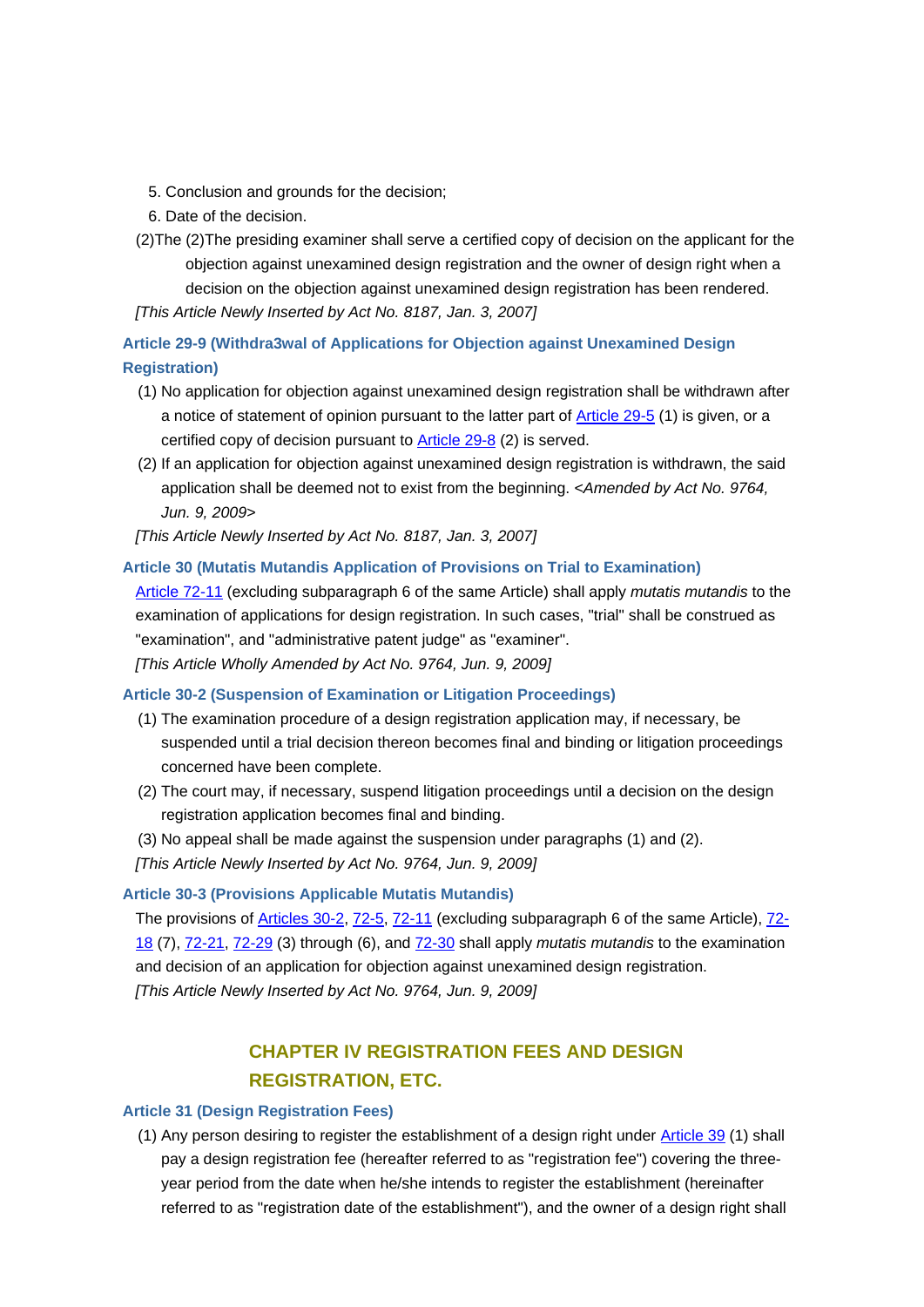5. Conclusion and grounds for the decision;
6. Date of the decision.

(2)The (2)The presiding examiner shall serve a certified copy of decision on the applicant for the objection against unexamined design registration and the owner of design right when a decision on the objection against unexamined design registration has been rendered.

*[This Article Newly Inserted by Act No. 8187, Jan. 3, 2007]*

### Article 29-9 (Withdra3wal of Applications for Objection against Unexamined Design Registration)

(1) No application for objection against unexamined design registration shall be withdrawn after a notice of statement of opinion pursuant to the latter part of Article 29-5 (1) is given, or a certified copy of decision pursuant to Article 29-8 (2) is served.

(2) If an application for objection against unexamined design registration is withdrawn, the said application shall be deemed not to exist from the beginning. *<Amended by Act No. 9764, Jun. 9, 2009>*

*[This Article Newly Inserted by Act No. 8187, Jan. 3, 2007]*

### Article 30 (Mutatis Mutandis Application of Provisions on Trial to Examination)

Article 72-11 (excluding subparagraph 6 of the same Article) shall apply *mutatis mutandis* to the examination of applications for design registration. In such cases, "trial" shall be construed as "examination", and "administrative patent judge" as "examiner".

*[This Article Wholly Amended by Act No. 9764, Jun. 9, 2009]*

### Article 30-2 (Suspension of Examination or Litigation Proceedings)

(1) The examination procedure of a design registration application may, if necessary, be suspended until a trial decision thereon becomes final and binding or litigation proceedings concerned have been complete.

(2) The court may, if necessary, suspend litigation proceedings until a decision on the design registration application becomes final and binding.

(3) No appeal shall be made against the suspension under paragraphs (1) and (2).

*[This Article Newly Inserted by Act No. 9764, Jun. 9, 2009]*

### Article 30-3 (Provisions Applicable Mutatis Mutandis)

The provisions of Articles 30-2, 72-5, 72-11 (excluding subparagraph 6 of the same Article), 72-18 (7), 72-21, 72-29 (3) through (6), and 72-30 shall apply *mutatis mutandis* to the examination and decision of an application for objection against unexamined design registration.

*[This Article Newly Inserted by Act No. 9764, Jun. 9, 2009]*

## CHAPTER IV REGISTRATION FEES AND DESIGN REGISTRATION, ETC.

### Article 31 (Design Registration Fees)

(1) Any person desiring to register the establishment of a design right under Article 39 (1) shall pay a design registration fee (hereafter referred to as "registration fee") covering the three-year period from the date when he/she intends to register the establishment (hereinafter referred to as "registration date of the establishment"), and the owner of a design right shall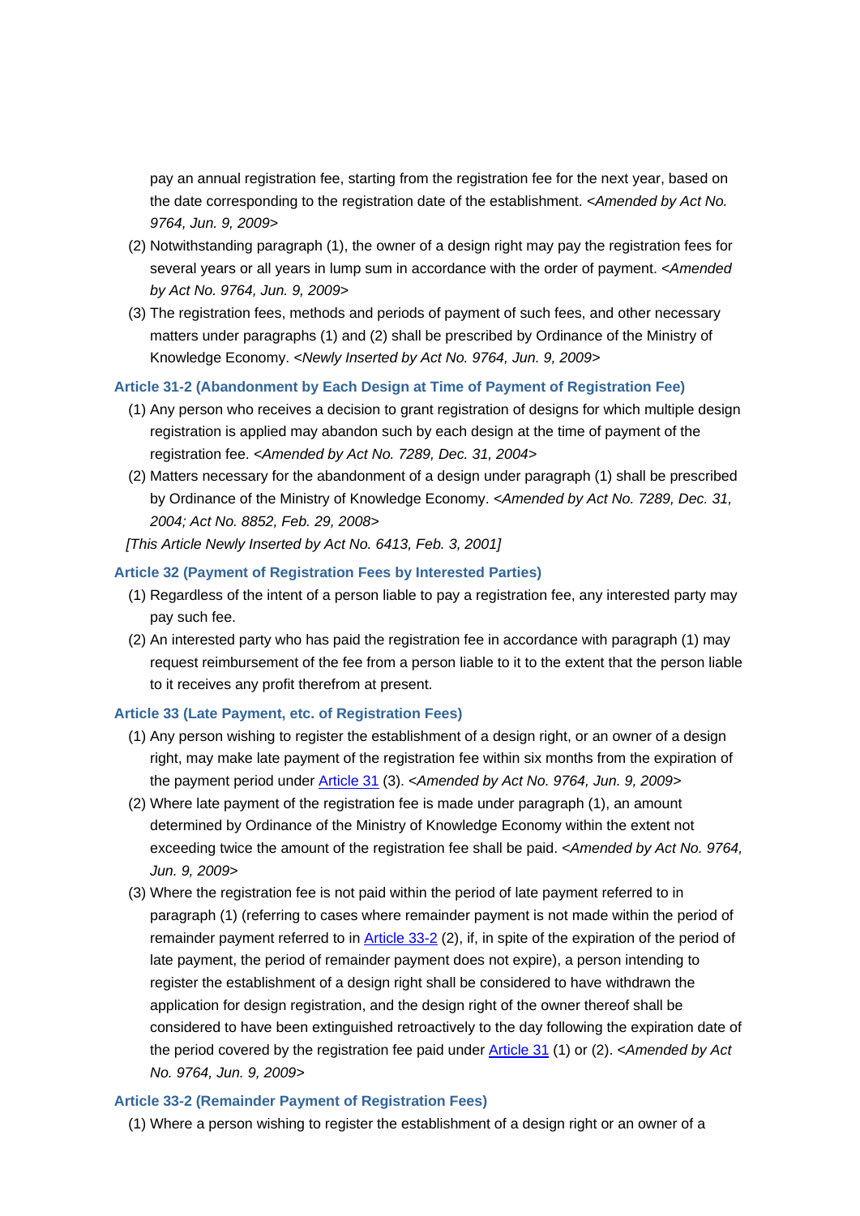pay an annual registration fee, starting from the registration fee for the next year, based on the date corresponding to the registration date of the establishment. *<Amended by Act No. 9764, Jun. 9, 2009>*

(2) Notwithstanding paragraph (1), the owner of a design right may pay the registration fees for several years or all years in lump sum in accordance with the order of payment. *<Amended by Act No. 9764, Jun. 9, 2009>*

(3) The registration fees, methods and periods of payment of such fees, and other necessary matters under paragraphs (1) and (2) shall be prescribed by Ordinance of the Ministry of Knowledge Economy. *<Newly Inserted by Act No. 9764, Jun. 9, 2009>*

### Article 31-2 (Abandonment by Each Design at Time of Payment of Registration Fee)

(1) Any person who receives a decision to grant registration of designs for which multiple design registration is applied may abandon such by each design at the time of payment of the registration fee. *<Amended by Act No. 7289, Dec. 31, 2004>*

(2) Matters necessary for the abandonment of a design under paragraph (1) shall be prescribed by Ordinance of the Ministry of Knowledge Economy. *<Amended by Act No. 7289, Dec. 31, 2004; Act No. 8852, Feb. 29, 2008>*

*[This Article Newly Inserted by Act No. 6413, Feb. 3, 2001]*

### Article 32 (Payment of Registration Fees by Interested Parties)

(1) Regardless of the intent of a person liable to pay a registration fee, any interested party may pay such fee.

(2) An interested party who has paid the registration fee in accordance with paragraph (1) may request reimbursement of the fee from a person liable to it to the extent that the person liable to it receives any profit therefrom at present.

### Article 33 (Late Payment, etc. of Registration Fees)

(1) Any person wishing to register the establishment of a design right, or an owner of a design right, may make late payment of the registration fee within six months from the expiration of the payment period under Article 31 (3). *<Amended by Act No. 9764, Jun. 9, 2009>*

(2) Where late payment of the registration fee is made under paragraph (1), an amount determined by Ordinance of the Ministry of Knowledge Economy within the extent not exceeding twice the amount of the registration fee shall be paid. *<Amended by Act No. 9764, Jun. 9, 2009>*

(3) Where the registration fee is not paid within the period of late payment referred to in paragraph (1) (referring to cases where remainder payment is not made within the period of remainder payment referred to in Article 33-2 (2), if, in spite of the expiration of the period of late payment, the period of remainder payment does not expire), a person intending to register the establishment of a design right shall be considered to have withdrawn the application for design registration, and the design right of the owner thereof shall be considered to have been extinguished retroactively to the day following the expiration date of the period covered by the registration fee paid under Article 31 (1) or (2). *<Amended by Act No. 9764, Jun. 9, 2009>*

### Article 33-2 (Remainder Payment of Registration Fees)

(1) Where a person wishing to register the establishment of a design right or an owner of a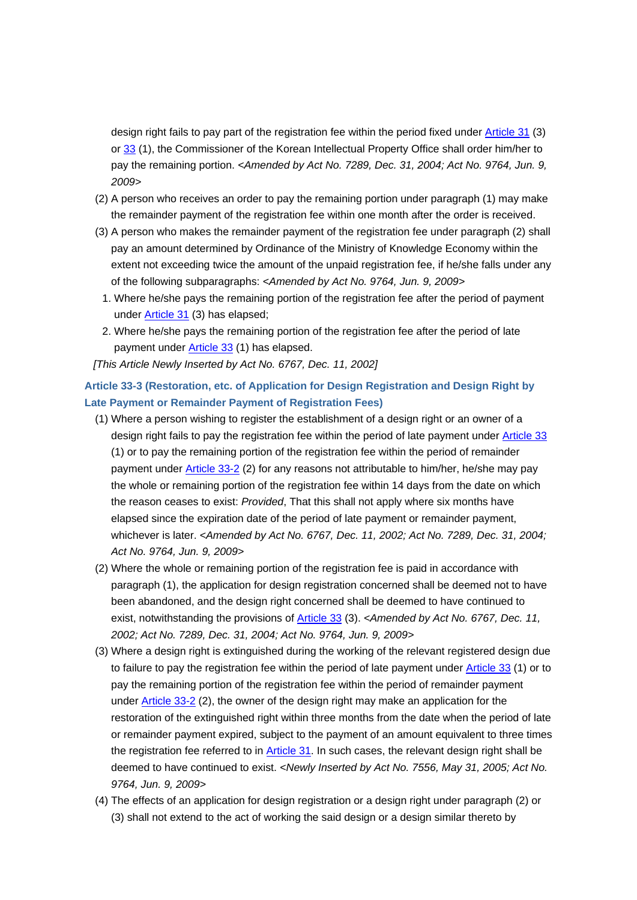design right fails to pay part of the registration fee within the period fixed under Article 31 (3) or 33 (1), the Commissioner of the Korean Intellectual Property Office shall order him/her to pay the remaining portion. *<Amended by Act No. 7289, Dec. 31, 2004; Act No. 9764, Jun. 9, 2009>*

(2) A person who receives an order to pay the remaining portion under paragraph (1) may make the remainder payment of the registration fee within one month after the order is received.

(3) A person who makes the remainder payment of the registration fee under paragraph (2) shall pay an amount determined by Ordinance of the Ministry of Knowledge Economy within the extent not exceeding twice the amount of the unpaid registration fee, if he/she falls under any of the following subparagraphs: *<Amended by Act No. 9764, Jun. 9, 2009>*

1. Where he/she pays the remaining portion of the registration fee after the period of payment under Article 31 (3) has elapsed;
2. Where he/she pays the remaining portion of the registration fee after the period of late payment under Article 33 (1) has elapsed.

*[This Article Newly Inserted by Act No. 6767, Dec. 11, 2002]*

### Article 33-3 (Restoration, etc. of Application for Design Registration and Design Right by Late Payment or Remainder Payment of Registration Fees)

(1) Where a person wishing to register the establishment of a design right or an owner of a design right fails to pay the registration fee within the period of late payment under Article 33 (1) or to pay the remaining portion of the registration fee within the period of remainder payment under Article 33-2 (2) for any reasons not attributable to him/her, he/she may pay the whole or remaining portion of the registration fee within 14 days from the date on which the reason ceases to exist: *Provided*, That this shall not apply where six months have elapsed since the expiration date of the period of late payment or remainder payment, whichever is later. *<Amended by Act No. 6767, Dec. 11, 2002; Act No. 7289, Dec. 31, 2004; Act No. 9764, Jun. 9, 2009>*

(2) Where the whole or remaining portion of the registration fee is paid in accordance with paragraph (1), the application for design registration concerned shall be deemed not to have been abandoned, and the design right concerned shall be deemed to have continued to exist, notwithstanding the provisions of Article 33 (3). *<Amended by Act No. 6767, Dec. 11, 2002; Act No. 7289, Dec. 31, 2004; Act No. 9764, Jun. 9, 2009>*

(3) Where a design right is extinguished during the working of the relevant registered design due to failure to pay the registration fee within the period of late payment under Article 33 (1) or to pay the remaining portion of the registration fee within the period of remainder payment under Article 33-2 (2), the owner of the design right may make an application for the restoration of the extinguished right within three months from the date when the period of late or remainder payment expired, subject to the payment of an amount equivalent to three times the registration fee referred to in Article 31. In such cases, the relevant design right shall be deemed to have continued to exist. *<Newly Inserted by Act No. 7556, May 31, 2005; Act No. 9764, Jun. 9, 2009>*

(4) The effects of an application for design registration or a design right under paragraph (2) or (3) shall not extend to the act of working the said design or a design similar thereto by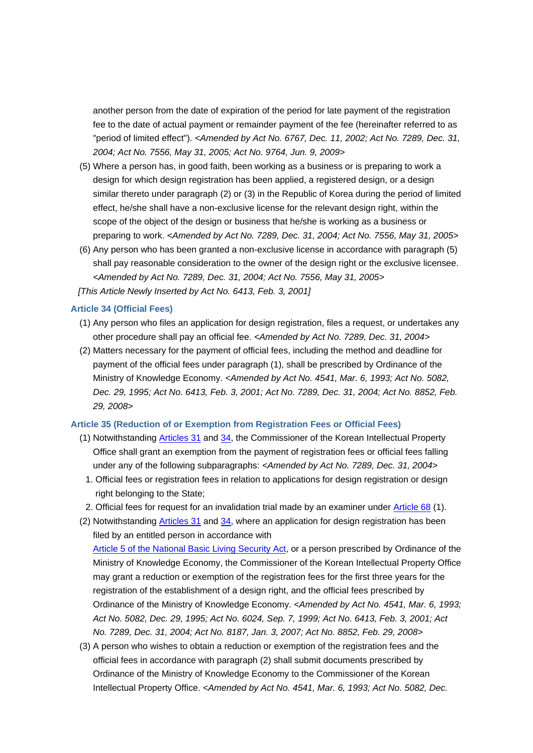another person from the date of expiration of the period for late payment of the registration fee to the date of actual payment or remainder payment of the fee (hereinafter referred to as "period of limited effect"). *<Amended by Act No. 6767, Dec. 11, 2002; Act No. 7289, Dec. 31, 2004; Act No. 7556, May 31, 2005; Act No. 9764, Jun. 9, 2009>*

(5) Where a person has, in good faith, been working as a business or is preparing to work a design for which design registration has been applied, a registered design, or a design similar thereto under paragraph (2) or (3) in the Republic of Korea during the period of limited effect, he/she shall have a non-exclusive license for the relevant design right, within the scope of the object of the design or business that he/she is working as a business or preparing to work. *<Amended by Act No. 7289, Dec. 31, 2004; Act No. 7556, May 31, 2005>*

(6) Any person who has been granted a non-exclusive license in accordance with paragraph (5) shall pay reasonable consideration to the owner of the design right or the exclusive licensee. *<Amended by Act No. 7289, Dec. 31, 2004; Act No. 7556, May 31, 2005>*

*[This Article Newly Inserted by Act No. 6413, Feb. 3, 2001]*

**Article 34 (Official Fees)**

(1) Any person who files an application for design registration, files a request, or undertakes any other procedure shall pay an official fee. *<Amended by Act No. 7289, Dec. 31, 2004>*

(2) Matters necessary for the payment of official fees, including the method and deadline for payment of the official fees under paragraph (1), shall be prescribed by Ordinance of the Ministry of Knowledge Economy. *<Amended by Act No. 4541, Mar. 6, 1993; Act No. 5082, Dec. 29, 1995; Act No. 6413, Feb. 3, 2001; Act No. 7289, Dec. 31, 2004; Act No. 8852, Feb. 29, 2008>*

**Article 35 (Reduction of or Exemption from Registration Fees or Official Fees)**

(1) Notwithstanding Articles 31 and 34, the Commissioner of the Korean Intellectual Property Office shall grant an exemption from the payment of registration fees or official fees falling under any of the following subparagraphs: *<Amended by Act No. 7289, Dec. 31, 2004>*

1. Official fees or registration fees in relation to applications for design registration or design right belonging to the State;
2. Official fees for request for an invalidation trial made by an examiner under Article 68 (1).

(2) Notwithstanding Articles 31 and 34, where an application for design registration has been filed by an entitled person in accordance with Article 5 of the National Basic Living Security Act, or a person prescribed by Ordinance of the Ministry of Knowledge Economy, the Commissioner of the Korean Intellectual Property Office may grant a reduction or exemption of the registration fees for the first three years for the registration of the establishment of a design right, and the official fees prescribed by Ordinance of the Ministry of Knowledge Economy. *<Amended by Act No. 4541, Mar. 6, 1993; Act No. 5082, Dec. 29, 1995; Act No. 6024, Sep. 7, 1999; Act No. 6413, Feb. 3, 2001; Act No. 7289, Dec. 31, 2004; Act No. 8187, Jan. 3, 2007; Act No. 8852, Feb. 29, 2008>*

(3) A person who wishes to obtain a reduction or exemption of the registration fees and the official fees in accordance with paragraph (2) shall submit documents prescribed by Ordinance of the Ministry of Knowledge Economy to the Commissioner of the Korean Intellectual Property Office. *<Amended by Act No. 4541, Mar. 6, 1993; Act No. 5082, Dec.*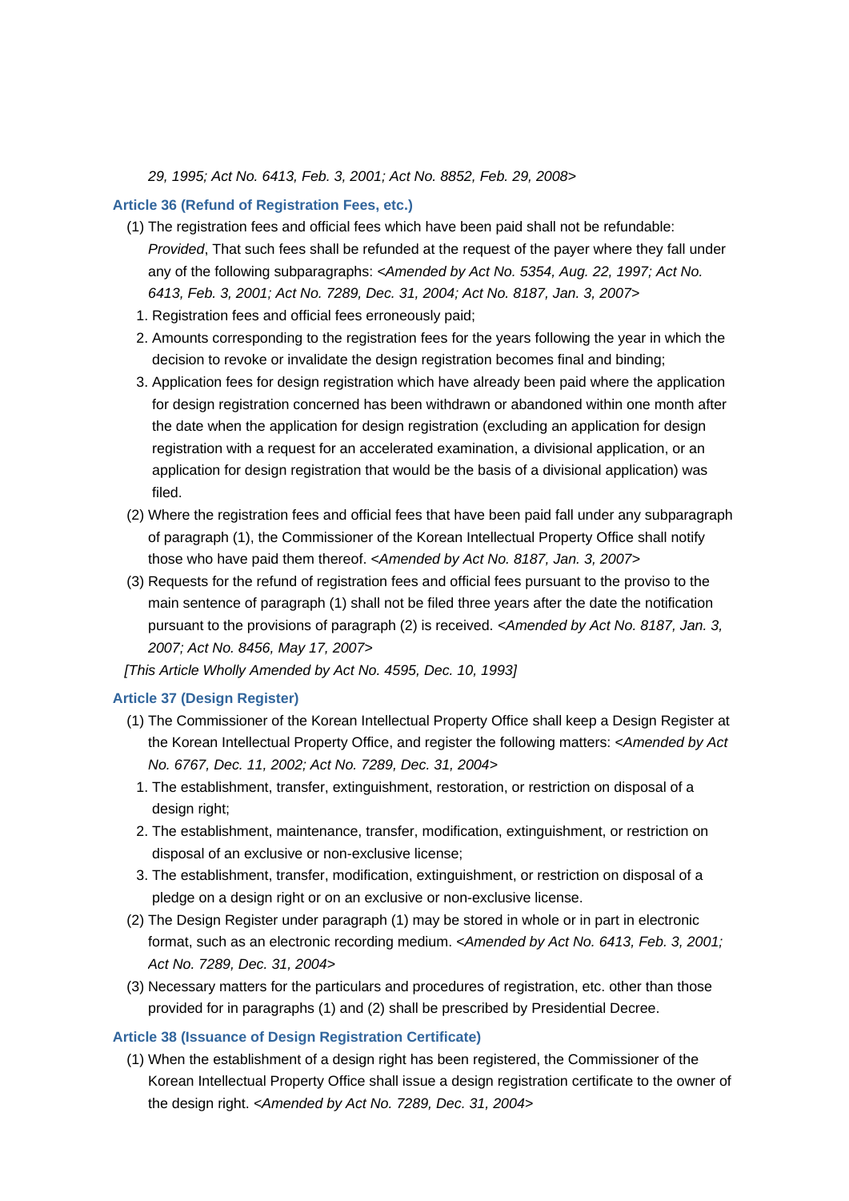*29, 1995; Act No. 6413, Feb. 3, 2001; Act No. 8852, Feb. 29, 2008>*

### Article 36 (Refund of Registration Fees, etc.)

(1) The registration fees and official fees which have been paid shall not be refundable: *Provided*, That such fees shall be refunded at the request of the payer where they fall under any of the following subparagraphs: *<Amended by Act No. 5354, Aug. 22, 1997; Act No. 6413, Feb. 3, 2001; Act No. 7289, Dec. 31, 2004; Act No. 8187, Jan. 3, 2007>*

1. Registration fees and official fees erroneously paid;
2. Amounts corresponding to the registration fees for the years following the year in which the decision to revoke or invalidate the design registration becomes final and binding;
3. Application fees for design registration which have already been paid where the application for design registration concerned has been withdrawn or abandoned within one month after the date when the application for design registration (excluding an application for design registration with a request for an accelerated examination, a divisional application, or an application for design registration that would be the basis of a divisional application) was filed.

(2) Where the registration fees and official fees that have been paid fall under any subparagraph of paragraph (1), the Commissioner of the Korean Intellectual Property Office shall notify those who have paid them thereof. *<Amended by Act No. 8187, Jan. 3, 2007>*

(3) Requests for the refund of registration fees and official fees pursuant to the proviso to the main sentence of paragraph (1) shall not be filed three years after the date the notification pursuant to the provisions of paragraph (2) is received. *<Amended by Act No. 8187, Jan. 3, 2007; Act No. 8456, May 17, 2007>*

*[This Article Wholly Amended by Act No. 4595, Dec. 10, 1993]*

### Article 37 (Design Register)

(1) The Commissioner of the Korean Intellectual Property Office shall keep a Design Register at the Korean Intellectual Property Office, and register the following matters: *<Amended by Act No. 6767, Dec. 11, 2002; Act No. 7289, Dec. 31, 2004>*

1. The establishment, transfer, extinguishment, restoration, or restriction on disposal of a design right;
2. The establishment, maintenance, transfer, modification, extinguishment, or restriction on disposal of an exclusive or non-exclusive license;
3. The establishment, transfer, modification, extinguishment, or restriction on disposal of a pledge on a design right or on an exclusive or non-exclusive license.

(2) The Design Register under paragraph (1) may be stored in whole or in part in electronic format, such as an electronic recording medium. *<Amended by Act No. 6413, Feb. 3, 2001; Act No. 7289, Dec. 31, 2004>*

(3) Necessary matters for the particulars and procedures of registration, etc. other than those provided for in paragraphs (1) and (2) shall be prescribed by Presidential Decree.

### Article 38 (Issuance of Design Registration Certificate)

(1) When the establishment of a design right has been registered, the Commissioner of the Korean Intellectual Property Office shall issue a design registration certificate to the owner of the design right. *<Amended by Act No. 7289, Dec. 31, 2004>*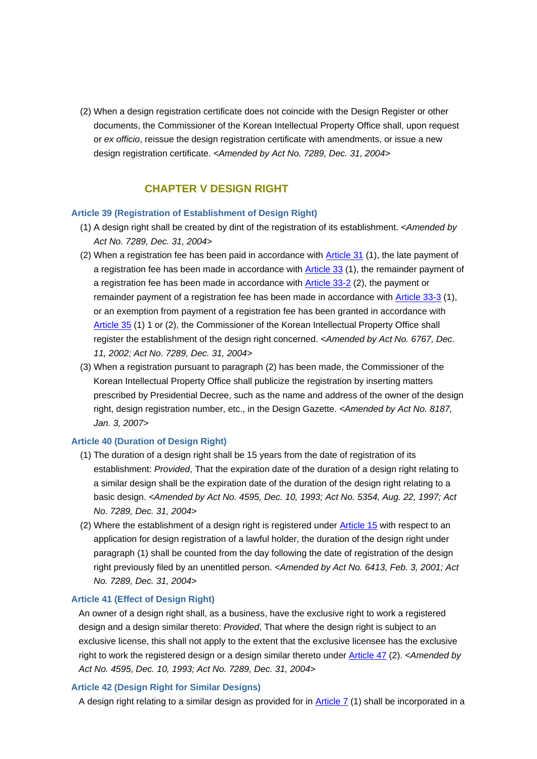(2) When a design registration certificate does not coincide with the Design Register or other documents, the Commissioner of the Korean Intellectual Property Office shall, upon request or *ex officio*, reissue the design registration certificate with amendments, or issue a new design registration certificate. <*Amended by Act No. 7289, Dec. 31, 2004*>

## CHAPTER V DESIGN RIGHT

### Article 39 (Registration of Establishment of Design Right)

(1) A design right shall be created by dint of the registration of its establishment. <*Amended by Act No. 7289, Dec. 31, 2004*>

(2) When a registration fee has been paid in accordance with Article 31 (1), the late payment of a registration fee has been made in accordance with Article 33 (1), the remainder payment of a registration fee has been made in accordance with Article 33-2 (2), the payment or remainder payment of a registration fee has been made in accordance with Article 33-3 (1), or an exemption from payment of a registration fee has been granted in accordance with Article 35 (1) 1 or (2), the Commissioner of the Korean Intellectual Property Office shall register the establishment of the design right concerned. <*Amended by Act No. 6767, Dec. 11, 2002; Act No. 7289, Dec. 31, 2004*>

(3) When a registration pursuant to paragraph (2) has been made, the Commissioner of the Korean Intellectual Property Office shall publicize the registration by inserting matters prescribed by Presidential Decree, such as the name and address of the owner of the design right, design registration number, etc., in the Design Gazette. <*Amended by Act No. 8187, Jan. 3, 2007*>

### Article 40 (Duration of Design Right)

(1) The duration of a design right shall be 15 years from the date of registration of its establishment: *Provided*, That the expiration date of the duration of a design right relating to a similar design shall be the expiration date of the duration of the design right relating to a basic design. <*Amended by Act No. 4595, Dec. 10, 1993; Act No. 5354, Aug. 22, 1997; Act No. 7289, Dec. 31, 2004*>

(2) Where the establishment of a design right is registered under Article 15 with respect to an application for design registration of a lawful holder, the duration of the design right under paragraph (1) shall be counted from the day following the date of registration of the design right previously filed by an unentitled person. <*Amended by Act No. 6413, Feb. 3, 2001; Act No. 7289, Dec. 31, 2004*>

### Article 41 (Effect of Design Right)

An owner of a design right shall, as a business, have the exclusive right to work a registered design and a design similar thereto: *Provided*, That where the design right is subject to an exclusive license, this shall not apply to the extent that the exclusive licensee has the exclusive right to work the registered design or a design similar thereto under Article 47 (2). <*Amended by Act No. 4595, Dec. 10, 1993; Act No. 7289, Dec. 31, 2004*>

### Article 42 (Design Right for Similar Designs)

A design right relating to a similar design as provided for in Article 7 (1) shall be incorporated in a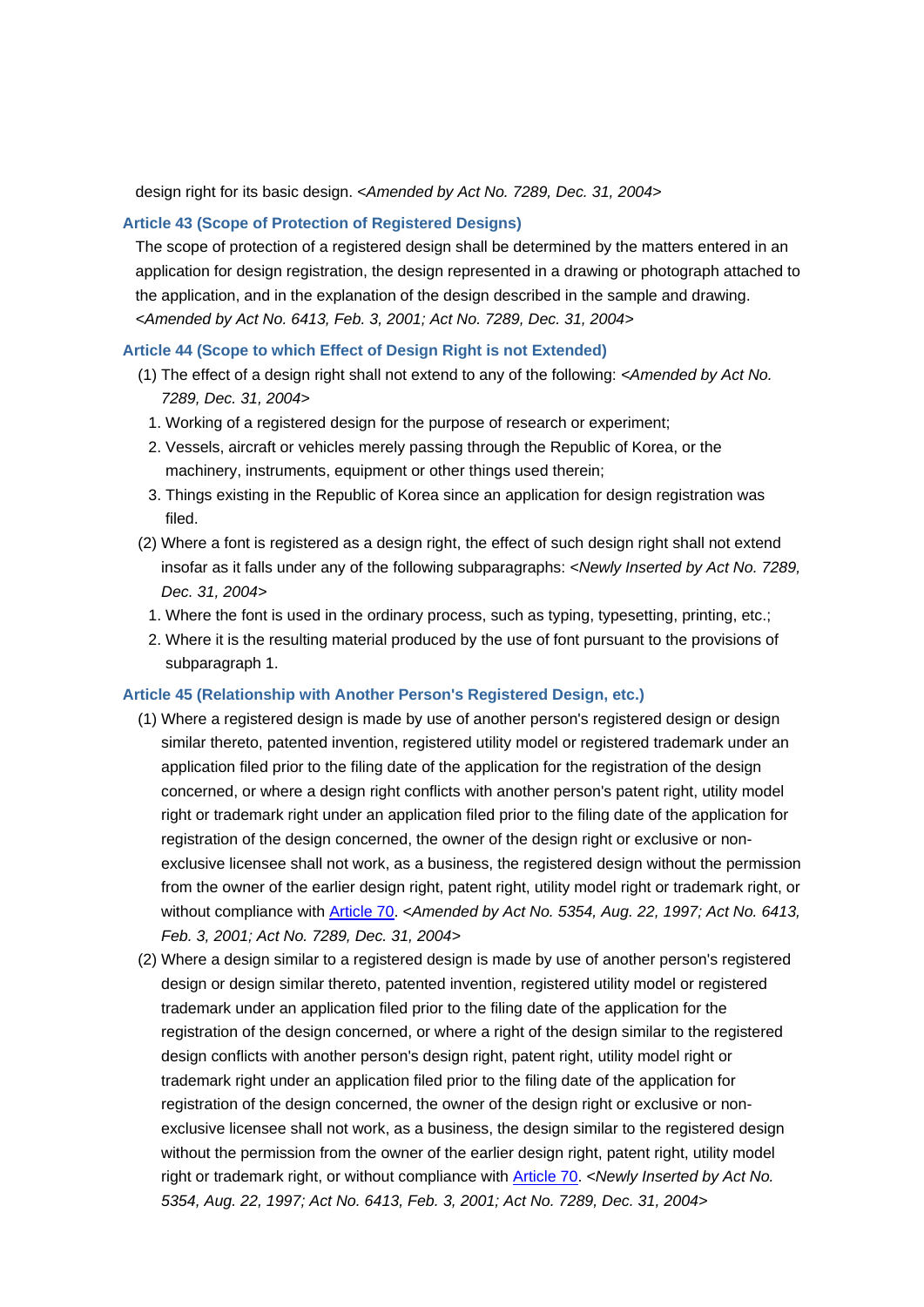design right for its basic design. *<Amended by Act No. 7289, Dec. 31, 2004>*

### Article 43 (Scope of Protection of Registered Designs)

The scope of protection of a registered design shall be determined by the matters entered in an application for design registration, the design represented in a drawing or photograph attached to the application, and in the explanation of the design described in the sample and drawing. *<Amended by Act No. 6413, Feb. 3, 2001; Act No. 7289, Dec. 31, 2004>*

### Article 44 (Scope to which Effect of Design Right is not Extended)

(1) The effect of a design right shall not extend to any of the following: *<Amended by Act No. 7289, Dec. 31, 2004>*

1. Working of a registered design for the purpose of research or experiment;
2. Vessels, aircraft or vehicles merely passing through the Republic of Korea, or the machinery, instruments, equipment or other things used therein;
3. Things existing in the Republic of Korea since an application for design registration was filed.

(2) Where a font is registered as a design right, the effect of such design right shall not extend insofar as it falls under any of the following subparagraphs: *<Newly Inserted by Act No. 7289, Dec. 31, 2004>*

1. Where the font is used in the ordinary process, such as typing, typesetting, printing, etc.;
2. Where it is the resulting material produced by the use of font pursuant to the provisions of subparagraph 1.

### Article 45 (Relationship with Another Person's Registered Design, etc.)

(1) Where a registered design is made by use of another person's registered design or design similar thereto, patented invention, registered utility model or registered trademark under an application filed prior to the filing date of the application for the registration of the design concerned, or where a design right conflicts with another person's patent right, utility model right or trademark right under an application filed prior to the filing date of the application for registration of the design concerned, the owner of the design right or exclusive or non-exclusive licensee shall not work, as a business, the registered design without the permission from the owner of the earlier design right, patent right, utility model right or trademark right, or without compliance with Article 70. *<Amended by Act No. 5354, Aug. 22, 1997; Act No. 6413, Feb. 3, 2001; Act No. 7289, Dec. 31, 2004>*

(2) Where a design similar to a registered design is made by use of another person's registered design or design similar thereto, patented invention, registered utility model or registered trademark under an application filed prior to the filing date of the application for the registration of the design concerned, or where a right of the design similar to the registered design conflicts with another person's design right, patent right, utility model right or trademark right under an application filed prior to the filing date of the application for registration of the design concerned, the owner of the design right or exclusive or non-exclusive licensee shall not work, as a business, the design similar to the registered design without the permission from the owner of the earlier design right, patent right, utility model right or trademark right, or without compliance with Article 70. *<Newly Inserted by Act No. 5354, Aug. 22, 1997; Act No. 6413, Feb. 3, 2001; Act No. 7289, Dec. 31, 2004>*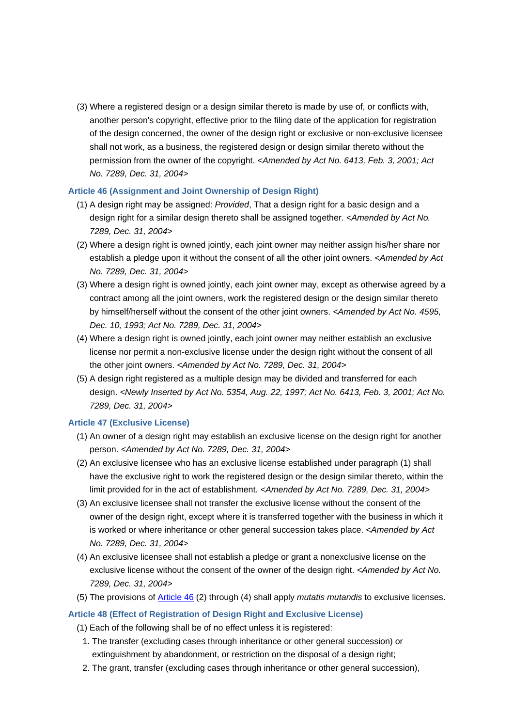(3) Where a registered design or a design similar thereto is made by use of, or conflicts with, another person's copyright, effective prior to the filing date of the application for registration of the design concerned, the owner of the design right or exclusive or non-exclusive licensee shall not work, as a business, the registered design or design similar thereto without the permission from the owner of the copyright. *<Amended by Act No. 6413, Feb. 3, 2001; Act No. 7289, Dec. 31, 2004>*

### Article 46 (Assignment and Joint Ownership of Design Right)

(1) A design right may be assigned: *Provided*, That a design right for a basic design and a design right for a similar design thereto shall be assigned together. *<Amended by Act No. 7289, Dec. 31, 2004>*

(2) Where a design right is owned jointly, each joint owner may neither assign his/her share nor establish a pledge upon it without the consent of all the other joint owners. *<Amended by Act No. 7289, Dec. 31, 2004>*

(3) Where a design right is owned jointly, each joint owner may, except as otherwise agreed by a contract among all the joint owners, work the registered design or the design similar thereto by himself/herself without the consent of the other joint owners. *<Amended by Act No. 4595, Dec. 10, 1993; Act No. 7289, Dec. 31, 2004>*

(4) Where a design right is owned jointly, each joint owner may neither establish an exclusive license nor permit a non-exclusive license under the design right without the consent of all the other joint owners. *<Amended by Act No. 7289, Dec. 31, 2004>*

(5) A design right registered as a multiple design may be divided and transferred for each design. *<Newly Inserted by Act No. 5354, Aug. 22, 1997; Act No. 6413, Feb. 3, 2001; Act No. 7289, Dec. 31, 2004>*

### Article 47 (Exclusive License)

(1) An owner of a design right may establish an exclusive license on the design right for another person. *<Amended by Act No. 7289, Dec. 31, 2004>*

(2) An exclusive licensee who has an exclusive license established under paragraph (1) shall have the exclusive right to work the registered design or the design similar thereto, within the limit provided for in the act of establishment. *<Amended by Act No. 7289, Dec. 31, 2004>*

(3) An exclusive licensee shall not transfer the exclusive license without the consent of the owner of the design right, except where it is transferred together with the business in which it is worked or where inheritance or other general succession takes place. *<Amended by Act No. 7289, Dec. 31, 2004>*

(4) An exclusive licensee shall not establish a pledge or grant a nonexclusive license on the exclusive license without the consent of the owner of the design right. *<Amended by Act No. 7289, Dec. 31, 2004>*

(5) The provisions of Article 46 (2) through (4) shall apply *mutatis mutandis* to exclusive licenses.

### Article 48 (Effect of Registration of Design Right and Exclusive License)

(1) Each of the following shall be of no effect unless it is registered:

1. The transfer (excluding cases through inheritance or other general succession) or extinguishment by abandonment, or restriction on the disposal of a design right;
2. The grant, transfer (excluding cases through inheritance or other general succession),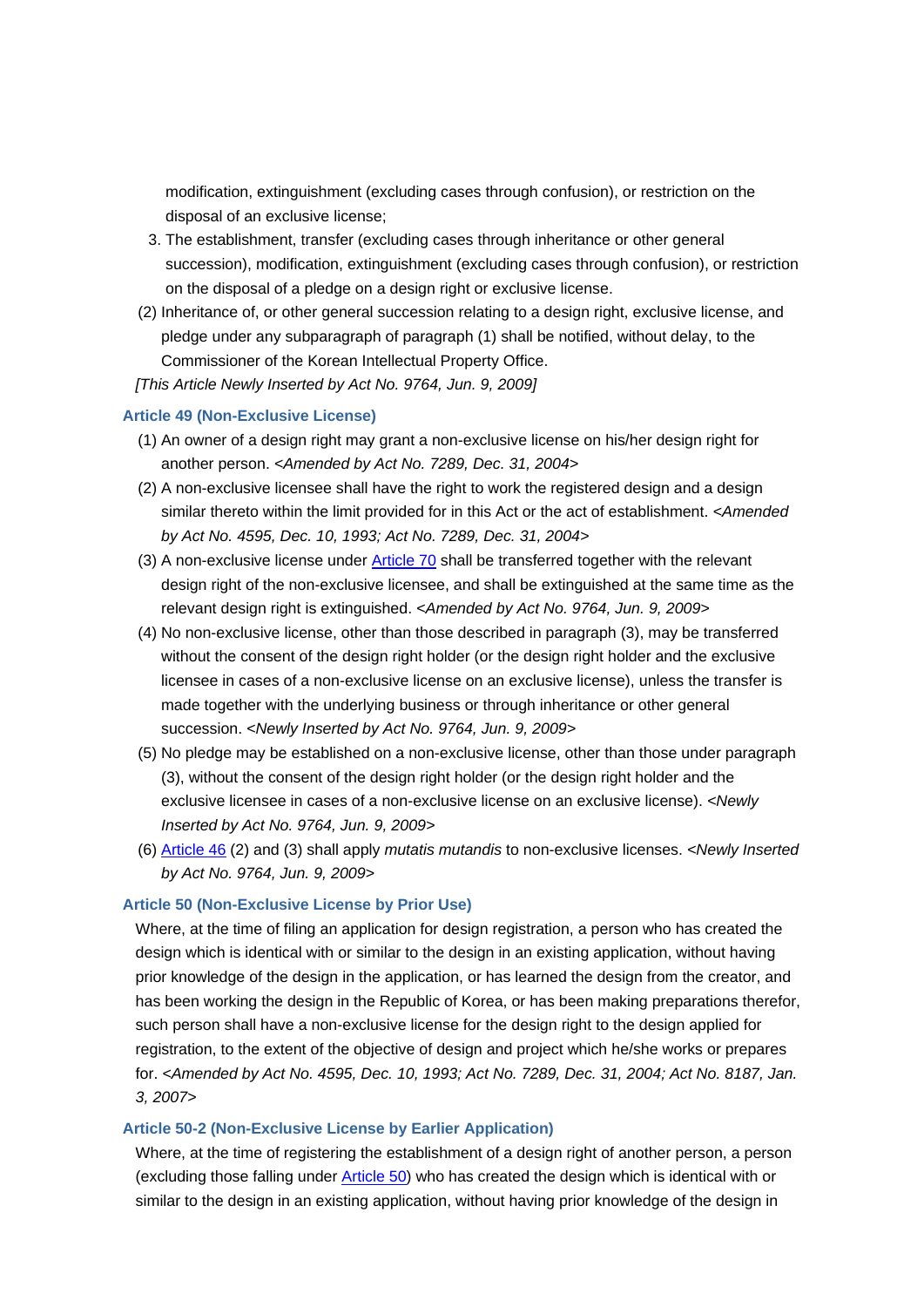modification, extinguishment (excluding cases through confusion), or restriction on the disposal of an exclusive license;

3. The establishment, transfer (excluding cases through inheritance or other general succession), modification, extinguishment (excluding cases through confusion), or restriction on the disposal of a pledge on a design right or exclusive license.

(2) Inheritance of, or other general succession relating to a design right, exclusive license, and pledge under any subparagraph of paragraph (1) shall be notified, without delay, to the Commissioner of the Korean Intellectual Property Office.

*[This Article Newly Inserted by Act No. 9764, Jun. 9, 2009]*

**Article 49 (Non-Exclusive License)**

(1) An owner of a design right may grant a non-exclusive license on his/her design right for another person. *<Amended by Act No. 7289, Dec. 31, 2004>*

(2) A non-exclusive licensee shall have the right to work the registered design and a design similar thereto within the limit provided for in this Act or the act of establishment. *<Amended by Act No. 4595, Dec. 10, 1993; Act No. 7289, Dec. 31, 2004>*

(3) A non-exclusive license under Article 70 shall be transferred together with the relevant design right of the non-exclusive licensee, and shall be extinguished at the same time as the relevant design right is extinguished. *<Amended by Act No. 9764, Jun. 9, 2009>*

(4) No non-exclusive license, other than those described in paragraph (3), may be transferred without the consent of the design right holder (or the design right holder and the exclusive licensee in cases of a non-exclusive license on an exclusive license), unless the transfer is made together with the underlying business or through inheritance or other general succession. *<Newly Inserted by Act No. 9764, Jun. 9, 2009>*

(5) No pledge may be established on a non-exclusive license, other than those under paragraph (3), without the consent of the design right holder (or the design right holder and the exclusive licensee in cases of a non-exclusive license on an exclusive license). *<Newly Inserted by Act No. 9764, Jun. 9, 2009>*

(6) Article 46 (2) and (3) shall apply *mutatis mutandis* to non-exclusive licenses. *<Newly Inserted by Act No. 9764, Jun. 9, 2009>*

**Article 50 (Non-Exclusive License by Prior Use)**

Where, at the time of filing an application for design registration, a person who has created the design which is identical with or similar to the design in an existing application, without having prior knowledge of the design in the application, or has learned the design from the creator, and has been working the design in the Republic of Korea, or has been making preparations therefor, such person shall have a non-exclusive license for the design right to the design applied for registration, to the extent of the objective of design and project which he/she works or prepares for. *<Amended by Act No. 4595, Dec. 10, 1993; Act No. 7289, Dec. 31, 2004; Act No. 8187, Jan. 3, 2007>*

**Article 50-2 (Non-Exclusive License by Earlier Application)**

Where, at the time of registering the establishment of a design right of another person, a person (excluding those falling under Article 50) who has created the design which is identical with or similar to the design in an existing application, without having prior knowledge of the design in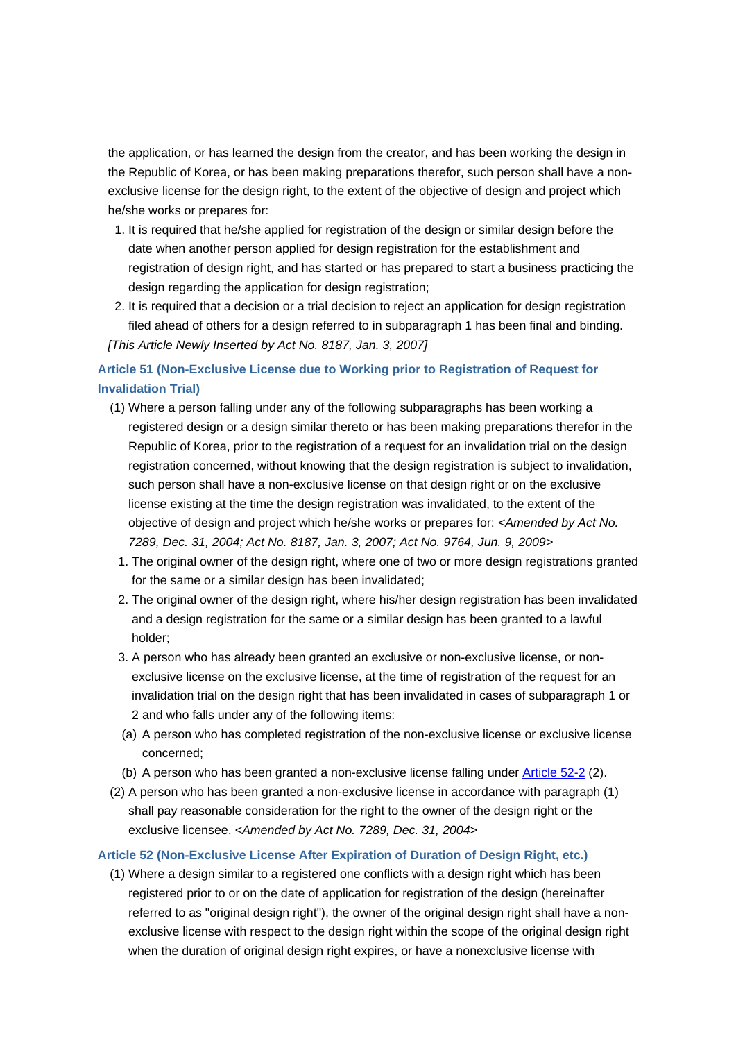the application, or has learned the design from the creator, and has been working the design in the Republic of Korea, or has been making preparations therefor, such person shall have a non-exclusive license for the design right, to the extent of the objective of design and project which he/she works or prepares for:

1. It is required that he/she applied for registration of the design or similar design before the date when another person applied for design registration for the establishment and registration of design right, and has started or has prepared to start a business practicing the design regarding the application for design registration;
2. It is required that a decision or a trial decision to reject an application for design registration filed ahead of others for a design referred to in subparagraph 1 has been final and binding.

*[This Article Newly Inserted by Act No. 8187, Jan. 3, 2007]*

**Article 51 (Non-Exclusive License due to Working prior to Registration of Request for Invalidation Trial)**

(1) Where a person falling under any of the following subparagraphs has been working a registered design or a design similar thereto or has been making preparations therefor in the Republic of Korea, prior to the registration of a request for an invalidation trial on the design registration concerned, without knowing that the design registration is subject to invalidation, such person shall have a non-exclusive license on that design right or on the exclusive license existing at the time the design registration was invalidated, to the extent of the objective of design and project which he/she works or prepares for: *<Amended by Act No. 7289, Dec. 31, 2004; Act No. 8187, Jan. 3, 2007; Act No. 9764, Jun. 9, 2009>*

1. The original owner of the design right, where one of two or more design registrations granted for the same or a similar design has been invalidated;
2. The original owner of the design right, where his/her design registration has been invalidated and a design registration for the same or a similar design has been granted to a lawful holder;
3. A person who has already been granted an exclusive or non-exclusive license, or non-exclusive license on the exclusive license, at the time of registration of the request for an invalidation trial on the design right that has been invalidated in cases of subparagraph 1 or 2 and who falls under any of the following items:
   (a) A person who has completed registration of the non-exclusive license or exclusive license concerned;
   (b) A person who has been granted a non-exclusive license falling under Article 52-2 (2).

(2) A person who has been granted a non-exclusive license in accordance with paragraph (1) shall pay reasonable consideration for the right to the owner of the design right or the exclusive licensee. *<Amended by Act No. 7289, Dec. 31, 2004>*

**Article 52 (Non-Exclusive License After Expiration of Duration of Design Right, etc.)**

(1) Where a design similar to a registered one conflicts with a design right which has been registered prior to or on the date of application for registration of the design (hereinafter referred to as "original design right"), the owner of the original design right shall have a non-exclusive license with respect to the design right within the scope of the original design right when the duration of original design right expires, or have a nonexclusive license with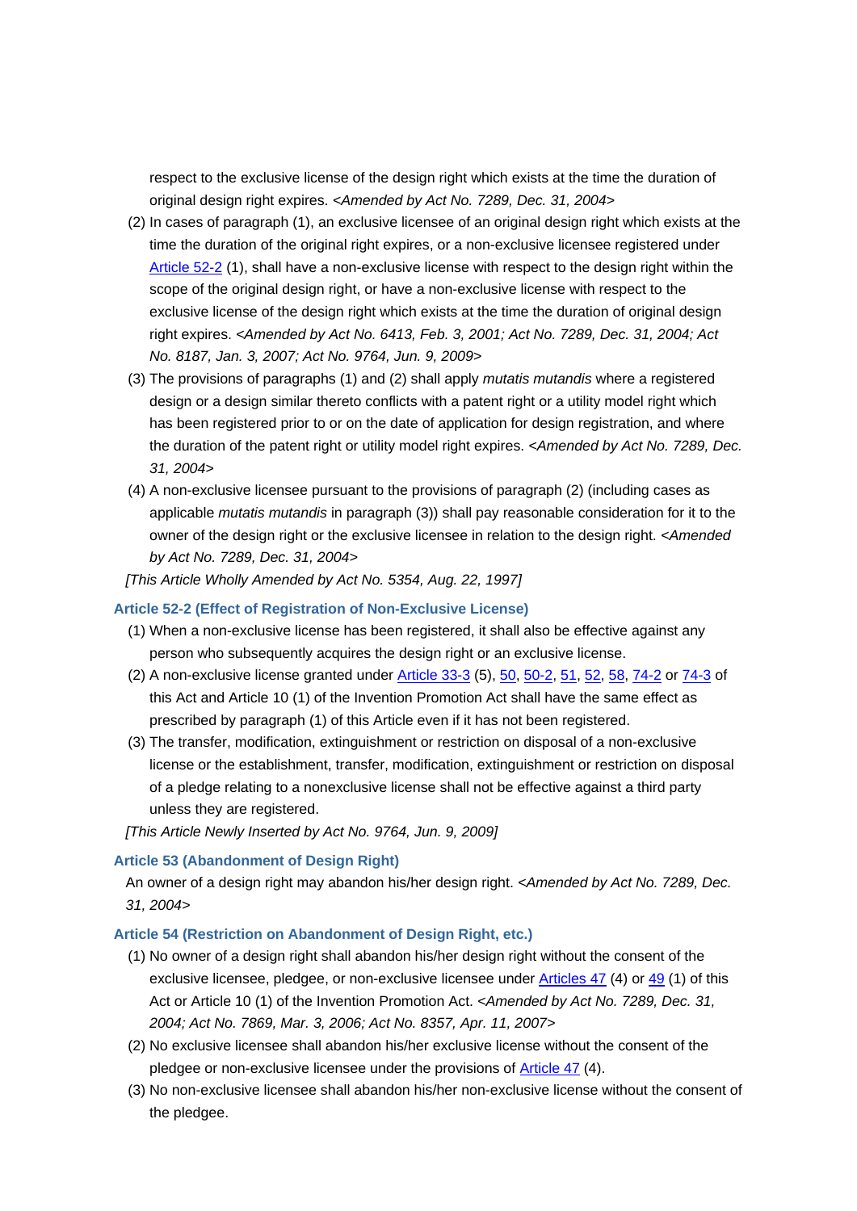respect to the exclusive license of the design right which exists at the time the duration of original design right expires. *<Amended by Act No. 7289, Dec. 31, 2004>*

(2) In cases of paragraph (1), an exclusive licensee of an original design right which exists at the time the duration of the original right expires, or a non-exclusive licensee registered under Article 52-2 (1), shall have a non-exclusive license with respect to the design right within the scope of the original design right, or have a non-exclusive license with respect to the exclusive license of the design right which exists at the time the duration of original design right expires. *<Amended by Act No. 6413, Feb. 3, 2001; Act No. 7289, Dec. 31, 2004; Act No. 8187, Jan. 3, 2007; Act No. 9764, Jun. 9, 2009>*

(3) The provisions of paragraphs (1) and (2) shall apply *mutatis mutandis* where a registered design or a design similar thereto conflicts with a patent right or a utility model right which has been registered prior to or on the date of application for design registration, and where the duration of the patent right or utility model right expires. *<Amended by Act No. 7289, Dec. 31, 2004>*

(4) A non-exclusive licensee pursuant to the provisions of paragraph (2) (including cases as applicable *mutatis mutandis* in paragraph (3)) shall pay reasonable consideration for it to the owner of the design right or the exclusive licensee in relation to the design right. *<Amended by Act No. 7289, Dec. 31, 2004>*

*[This Article Wholly Amended by Act No. 5354, Aug. 22, 1997]*

### Article 52-2 (Effect of Registration of Non-Exclusive License)

(1) When a non-exclusive license has been registered, it shall also be effective against any person who subsequently acquires the design right or an exclusive license.

(2) A non-exclusive license granted under Article 33-3 (5), 50, 50-2, 51, 52, 58, 74-2 or 74-3 of this Act and Article 10 (1) of the Invention Promotion Act shall have the same effect as prescribed by paragraph (1) of this Article even if it has not been registered.

(3) The transfer, modification, extinguishment or restriction on disposal of a non-exclusive license or the establishment, transfer, modification, extinguishment or restriction on disposal of a pledge relating to a nonexclusive license shall not be effective against a third party unless they are registered.

*[This Article Newly Inserted by Act No. 9764, Jun. 9, 2009]*

### Article 53 (Abandonment of Design Right)

An owner of a design right may abandon his/her design right. *<Amended by Act No. 7289, Dec. 31, 2004>*

### Article 54 (Restriction on Abandonment of Design Right, etc.)

(1) No owner of a design right shall abandon his/her design right without the consent of the exclusive licensee, pledgee, or non-exclusive licensee under Articles 47 (4) or 49 (1) of this Act or Article 10 (1) of the Invention Promotion Act. *<Amended by Act No. 7289, Dec. 31, 2004; Act No. 7869, Mar. 3, 2006; Act No. 8357, Apr. 11, 2007>*

(2) No exclusive licensee shall abandon his/her exclusive license without the consent of the pledgee or non-exclusive licensee under the provisions of Article 47 (4).

(3) No non-exclusive licensee shall abandon his/her non-exclusive license without the consent of the pledgee.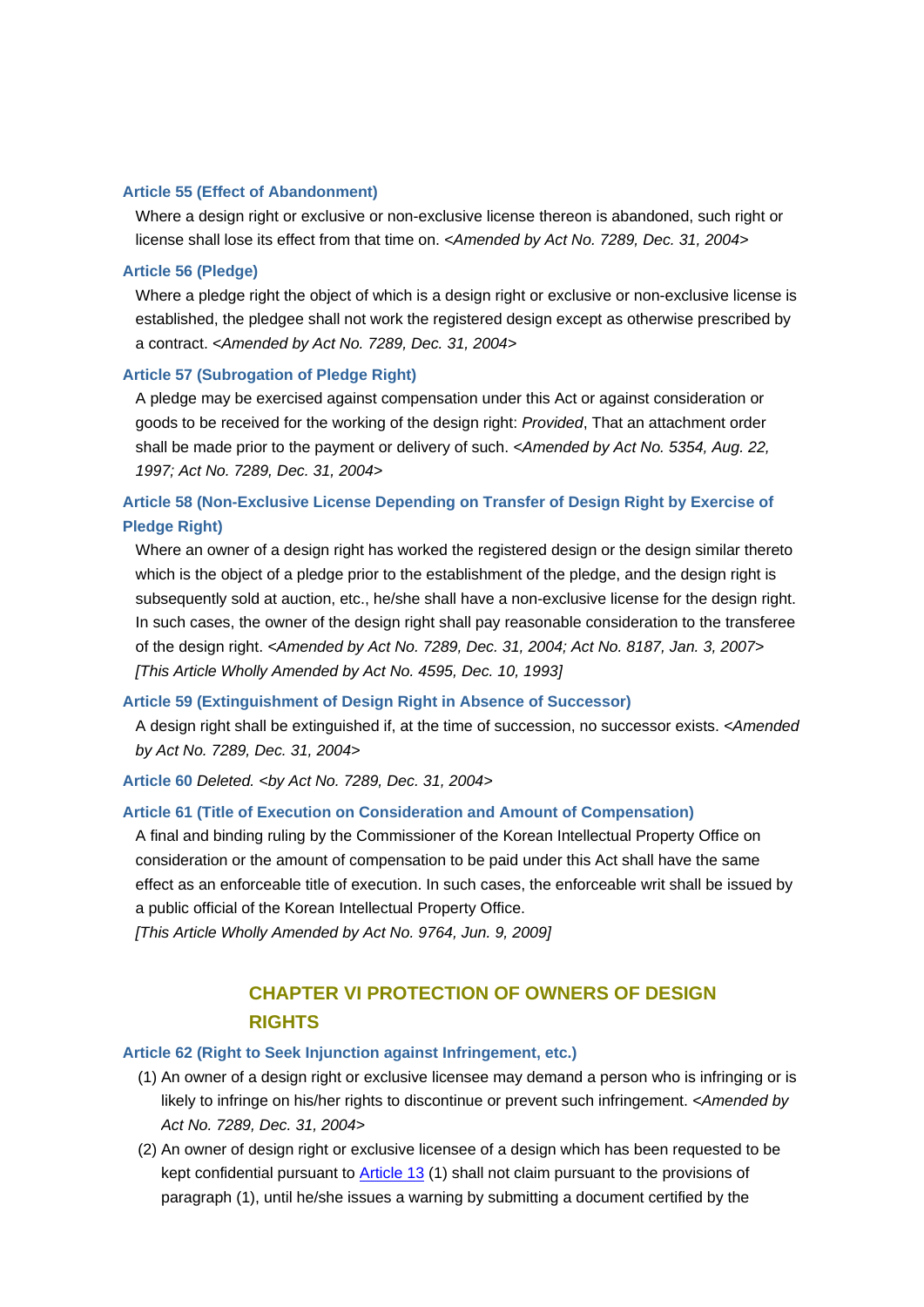**Article 55 (Effect of Abandonment)**

Where a design right or exclusive or non-exclusive license thereon is abandoned, such right or license shall lose its effect from that time on. *<Amended by Act No. 7289, Dec. 31, 2004>*

**Article 56 (Pledge)**

Where a pledge right the object of which is a design right or exclusive or non-exclusive license is established, the pledgee shall not work the registered design except as otherwise prescribed by a contract. *<Amended by Act No. 7289, Dec. 31, 2004>*

**Article 57 (Subrogation of Pledge Right)**

A pledge may be exercised against compensation under this Act or against consideration or goods to be received for the working of the design right: *Provided*, That an attachment order shall be made prior to the payment or delivery of such. *<Amended by Act No. 5354, Aug. 22, 1997; Act No. 7289, Dec. 31, 2004>*

**Article 58 (Non-Exclusive License Depending on Transfer of Design Right by Exercise of Pledge Right)**

Where an owner of a design right has worked the registered design or the design similar thereto which is the object of a pledge prior to the establishment of the pledge, and the design right is subsequently sold at auction, etc., he/she shall have a non-exclusive license for the design right. In such cases, the owner of the design right shall pay reasonable consideration to the transferee of the design right. *<Amended by Act No. 7289, Dec. 31, 2004; Act No. 8187, Jan. 3, 2007>*
*[This Article Wholly Amended by Act No. 4595, Dec. 10, 1993]*

**Article 59 (Extinguishment of Design Right in Absence of Successor)**

A design right shall be extinguished if, at the time of succession, no successor exists. *<Amended by Act No. 7289, Dec. 31, 2004>*

**Article 60** *Deleted. <by Act No. 7289, Dec. 31, 2004>*

**Article 61 (Title of Execution on Consideration and Amount of Compensation)**

A final and binding ruling by the Commissioner of the Korean Intellectual Property Office on consideration or the amount of compensation to be paid under this Act shall have the same effect as an enforceable title of execution. In such cases, the enforceable writ shall be issued by a public official of the Korean Intellectual Property Office.
*[This Article Wholly Amended by Act No. 9764, Jun. 9, 2009]*

## CHAPTER VI PROTECTION OF OWNERS OF DESIGN RIGHTS

**Article 62 (Right to Seek Injunction against Infringement, etc.)**

(1) An owner of a design right or exclusive licensee may demand a person who is infringing or is likely to infringe on his/her rights to discontinue or prevent such infringement. *<Amended by Act No. 7289, Dec. 31, 2004>*

(2) An owner of design right or exclusive licensee of a design which has been requested to be kept confidential pursuant to Article 13 (1) shall not claim pursuant to the provisions of paragraph (1), until he/she issues a warning by submitting a document certified by the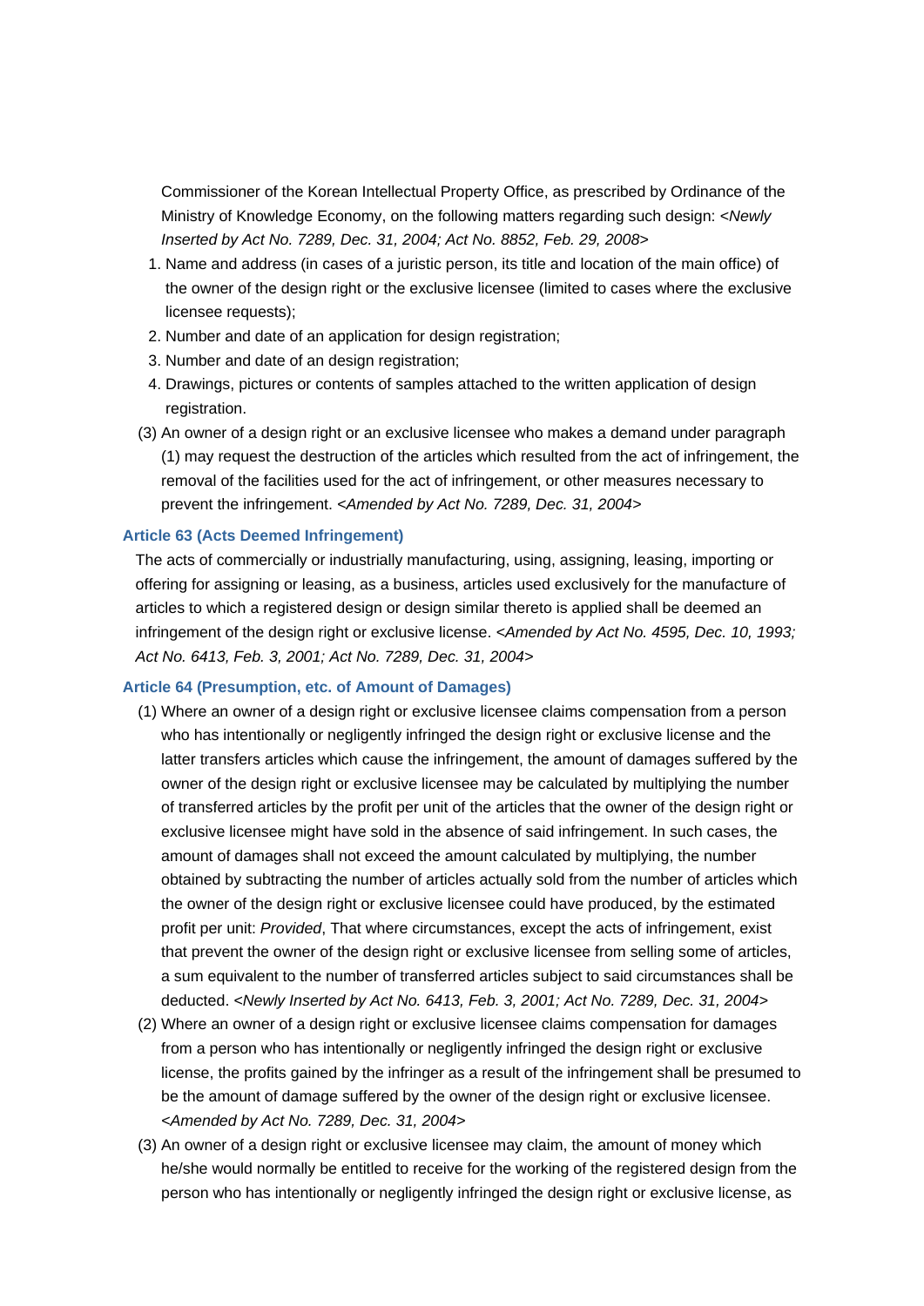Commissioner of the Korean Intellectual Property Office, as prescribed by Ordinance of the Ministry of Knowledge Economy, on the following matters regarding such design: *<Newly Inserted by Act No. 7289, Dec. 31, 2004; Act No. 8852, Feb. 29, 2008>*

1. Name and address (in cases of a juristic person, its title and location of the main office) of the owner of the design right or the exclusive licensee (limited to cases where the exclusive licensee requests);
2. Number and date of an application for design registration;
3. Number and date of an design registration;
4. Drawings, pictures or contents of samples attached to the written application of design registration.

(3) An owner of a design right or an exclusive licensee who makes a demand under paragraph (1) may request the destruction of the articles which resulted from the act of infringement, the removal of the facilities used for the act of infringement, or other measures necessary to prevent the infringement. *<Amended by Act No. 7289, Dec. 31, 2004>*

### Article 63 (Acts Deemed Infringement)

The acts of commercially or industrially manufacturing, using, assigning, leasing, importing or offering for assigning or leasing, as a business, articles used exclusively for the manufacture of articles to which a registered design or design similar thereto is applied shall be deemed an infringement of the design right or exclusive license. *<Amended by Act No. 4595, Dec. 10, 1993; Act No. 6413, Feb. 3, 2001; Act No. 7289, Dec. 31, 2004>*

### Article 64 (Presumption, etc. of Amount of Damages)

(1) Where an owner of a design right or exclusive licensee claims compensation from a person who has intentionally or negligently infringed the design right or exclusive license and the latter transfers articles which cause the infringement, the amount of damages suffered by the owner of the design right or exclusive licensee may be calculated by multiplying the number of transferred articles by the profit per unit of the articles that the owner of the design right or exclusive licensee might have sold in the absence of said infringement. In such cases, the amount of damages shall not exceed the amount calculated by multiplying, the number obtained by subtracting the number of articles actually sold from the number of articles which the owner of the design right or exclusive licensee could have produced, by the estimated profit per unit: *Provided*, That where circumstances, except the acts of infringement, exist that prevent the owner of the design right or exclusive licensee from selling some of articles, a sum equivalent to the number of transferred articles subject to said circumstances shall be deducted. *<Newly Inserted by Act No. 6413, Feb. 3, 2001; Act No. 7289, Dec. 31, 2004>*

(2) Where an owner of a design right or exclusive licensee claims compensation for damages from a person who has intentionally or negligently infringed the design right or exclusive license, the profits gained by the infringer as a result of the infringement shall be presumed to be the amount of damage suffered by the owner of the design right or exclusive licensee. *<Amended by Act No. 7289, Dec. 31, 2004>*

(3) An owner of a design right or exclusive licensee may claim, the amount of money which he/she would normally be entitled to receive for the working of the registered design from the person who has intentionally or negligently infringed the design right or exclusive license, as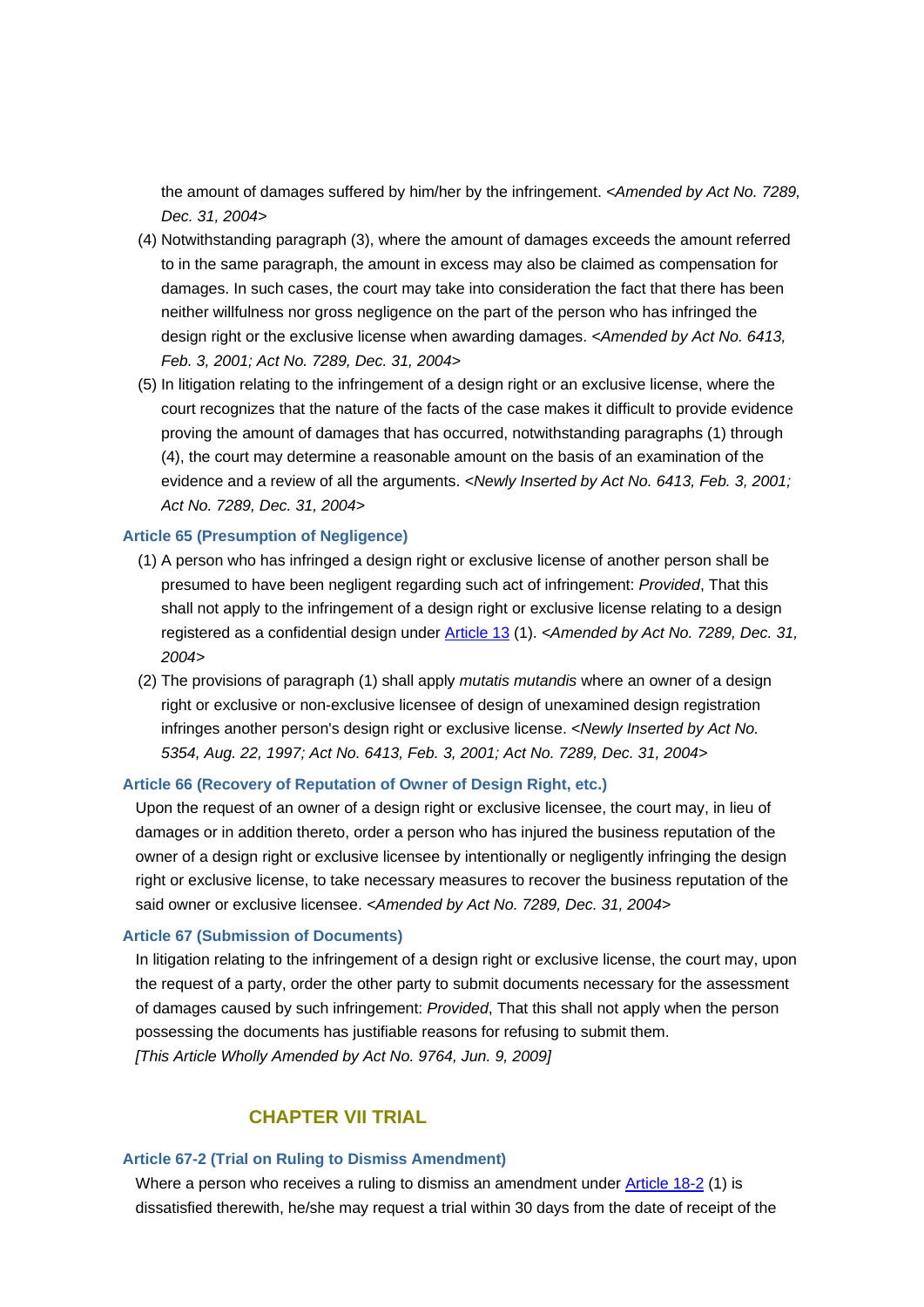the amount of damages suffered by him/her by the infringement. <*Amended by Act No. 7289, Dec. 31, 2004*>

(4) Notwithstanding paragraph (3), where the amount of damages exceeds the amount referred to in the same paragraph, the amount in excess may also be claimed as compensation for damages. In such cases, the court may take into consideration the fact that there has been neither willfulness nor gross negligence on the part of the person who has infringed the design right or the exclusive license when awarding damages. <*Amended by Act No. 6413, Feb. 3, 2001; Act No. 7289, Dec. 31, 2004*>

(5) In litigation relating to the infringement of a design right or an exclusive license, where the court recognizes that the nature of the facts of the case makes it difficult to provide evidence proving the amount of damages that has occurred, notwithstanding paragraphs (1) through (4), the court may determine a reasonable amount on the basis of an examination of the evidence and a review of all the arguments. <*Newly Inserted by Act No. 6413, Feb. 3, 2001; Act No. 7289, Dec. 31, 2004*>

#### Article 65 (Presumption of Negligence)

(1) A person who has infringed a design right or exclusive license of another person shall be presumed to have been negligent regarding such act of infringement: *Provided*, That this shall not apply to the infringement of a design right or exclusive license relating to a design registered as a confidential design under Article 13 (1). <*Amended by Act No. 7289, Dec. 31, 2004*>

(2) The provisions of paragraph (1) shall apply *mutatis mutandis* where an owner of a design right or exclusive or non-exclusive licensee of design of unexamined design registration infringes another person's design right or exclusive license. <*Newly Inserted by Act No. 5354, Aug. 22, 1997; Act No. 6413, Feb. 3, 2001; Act No. 7289, Dec. 31, 2004*>

#### Article 66 (Recovery of Reputation of Owner of Design Right, etc.)

Upon the request of an owner of a design right or exclusive licensee, the court may, in lieu of damages or in addition thereto, order a person who has injured the business reputation of the owner of a design right or exclusive licensee by intentionally or negligently infringing the design right or exclusive license, to take necessary measures to recover the business reputation of the said owner or exclusive licensee. <*Amended by Act No. 7289, Dec. 31, 2004*>

#### Article 67 (Submission of Documents)

In litigation relating to the infringement of a design right or exclusive license, the court may, upon the request of a party, order the other party to submit documents necessary for the assessment of damages caused by such infringement: *Provided*, That this shall not apply when the person possessing the documents has justifiable reasons for refusing to submit them.

*[This Article Wholly Amended by Act No. 9764, Jun. 9, 2009]*

## CHAPTER VII TRIAL

#### Article 67-2 (Trial on Ruling to Dismiss Amendment)

Where a person who receives a ruling to dismiss an amendment under Article 18-2 (1) is dissatisfied therewith, he/she may request a trial within 30 days from the date of receipt of the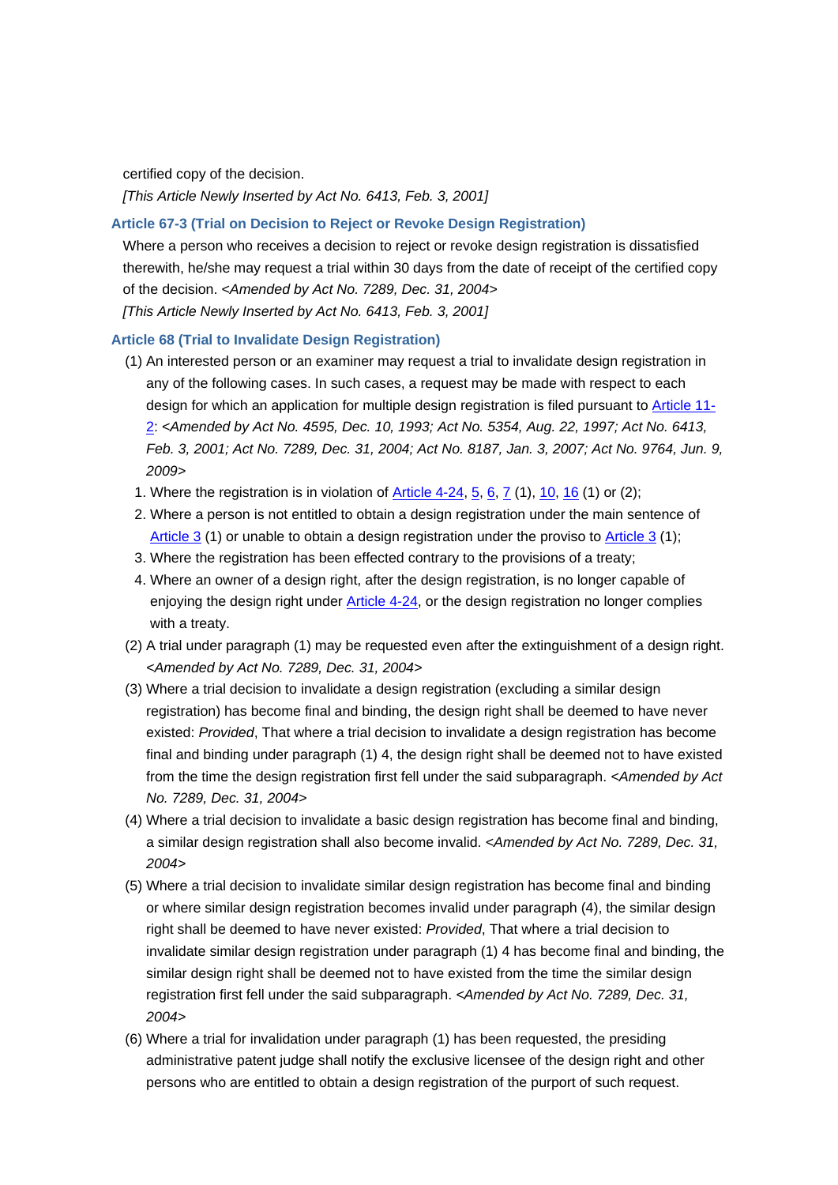certified copy of the decision.

*[This Article Newly Inserted by Act No. 6413, Feb. 3, 2001]*

### Article 67-3 (Trial on Decision to Reject or Revoke Design Registration)

Where a person who receives a decision to reject or revoke design registration is dissatisfied therewith, he/she may request a trial within 30 days from the date of receipt of the certified copy of the decision. *<Amended by Act No. 7289, Dec. 31, 2004>*

*[This Article Newly Inserted by Act No. 6413, Feb. 3, 2001]*

### Article 68 (Trial to Invalidate Design Registration)

(1) An interested person or an examiner may request a trial to invalidate design registration in any of the following cases. In such cases, a request may be made with respect to each design for which an application for multiple design registration is filed pursuant to Article 11-2: *<Amended by Act No. 4595, Dec. 10, 1993; Act No. 5354, Aug. 22, 1997; Act No. 6413, Feb. 3, 2001; Act No. 7289, Dec. 31, 2004; Act No. 8187, Jan. 3, 2007; Act No. 9764, Jun. 9, 2009>*

1. Where the registration is in violation of Article 4-24, 5, 6, 7 (1), 10, 16 (1) or (2);
2. Where a person is not entitled to obtain a design registration under the main sentence of Article 3 (1) or unable to obtain a design registration under the proviso to Article 3 (1);
3. Where the registration has been effected contrary to the provisions of a treaty;
4. Where an owner of a design right, after the design registration, is no longer capable of enjoying the design right under Article 4-24, or the design registration no longer complies with a treaty.

(2) A trial under paragraph (1) may be requested even after the extinguishment of a design right. *<Amended by Act No. 7289, Dec. 31, 2004>*

(3) Where a trial decision to invalidate a design registration (excluding a similar design registration) has become final and binding, the design right shall be deemed to have never existed: *Provided*, That where a trial decision to invalidate a design registration has become final and binding under paragraph (1) 4, the design right shall be deemed not to have existed from the time the design registration first fell under the said subparagraph. *<Amended by Act No. 7289, Dec. 31, 2004>*

(4) Where a trial decision to invalidate a basic design registration has become final and binding, a similar design registration shall also become invalid. *<Amended by Act No. 7289, Dec. 31, 2004>*

(5) Where a trial decision to invalidate similar design registration has become final and binding or where similar design registration becomes invalid under paragraph (4), the similar design right shall be deemed to have never existed: *Provided*, That where a trial decision to invalidate similar design registration under paragraph (1) 4 has become final and binding, the similar design right shall be deemed not to have existed from the time the similar design registration first fell under the said subparagraph. *<Amended by Act No. 7289, Dec. 31, 2004>*

(6) Where a trial for invalidation under paragraph (1) has been requested, the presiding administrative patent judge shall notify the exclusive licensee of the design right and other persons who are entitled to obtain a design registration of the purport of such request.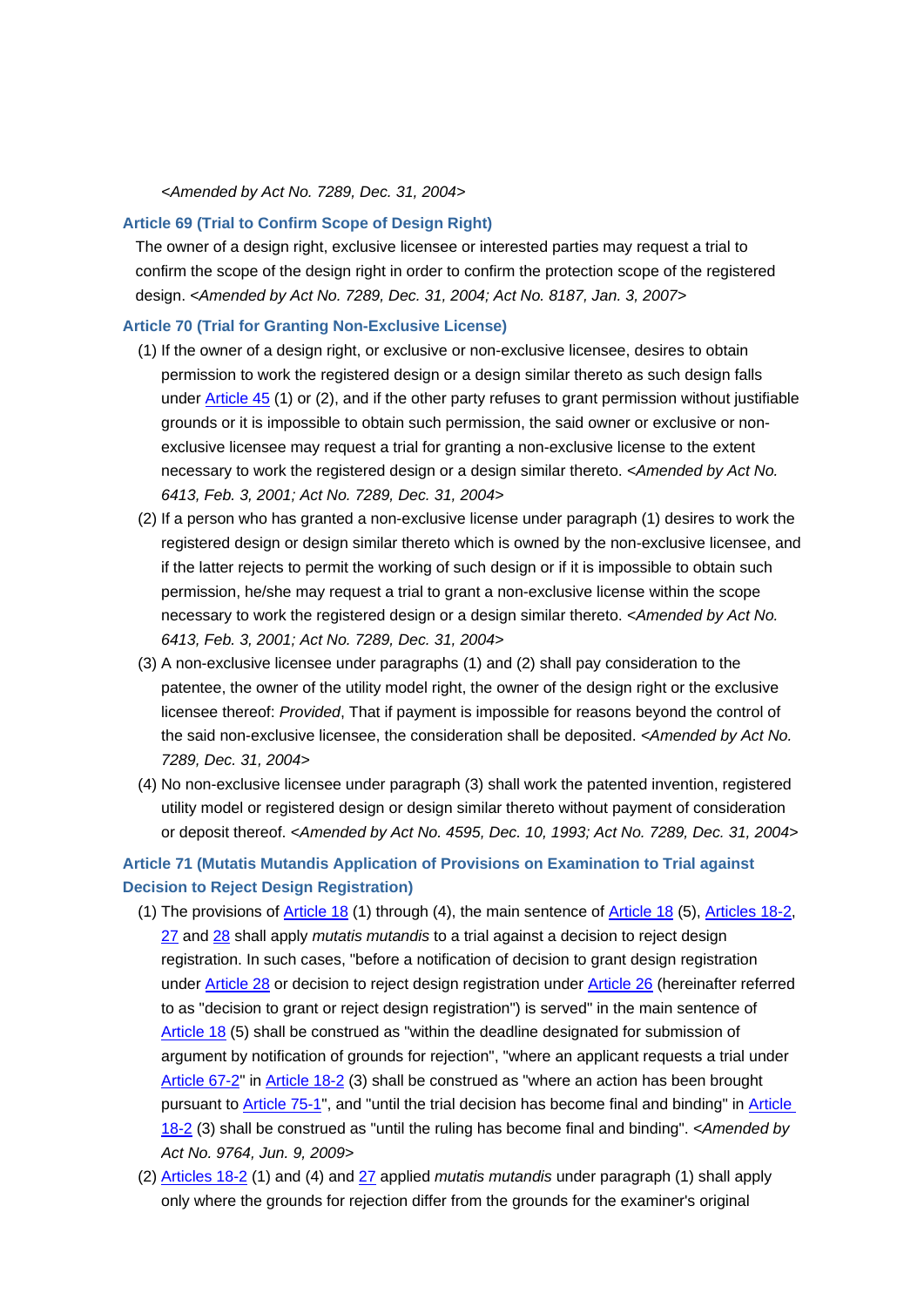*<Amended by Act No. 7289, Dec. 31, 2004>*

### Article 69 (Trial to Confirm Scope of Design Right)

The owner of a design right, exclusive licensee or interested parties may request a trial to confirm the scope of the design right in order to confirm the protection scope of the registered design. *<Amended by Act No. 7289, Dec. 31, 2004; Act No. 8187, Jan. 3, 2007>*

### Article 70 (Trial for Granting Non-Exclusive License)

(1) If the owner of a design right, or exclusive or non-exclusive licensee, desires to obtain permission to work the registered design or a design similar thereto as such design falls under Article 45 (1) or (2), and if the other party refuses to grant permission without justifiable grounds or it is impossible to obtain such permission, the said owner or exclusive or non-exclusive licensee may request a trial for granting a non-exclusive license to the extent necessary to work the registered design or a design similar thereto. *<Amended by Act No. 6413, Feb. 3, 2001; Act No. 7289, Dec. 31, 2004>*

(2) If a person who has granted a non-exclusive license under paragraph (1) desires to work the registered design or design similar thereto which is owned by the non-exclusive licensee, and if the latter rejects to permit the working of such design or if it is impossible to obtain such permission, he/she may request a trial to grant a non-exclusive license within the scope necessary to work the registered design or a design similar thereto. *<Amended by Act No. 6413, Feb. 3, 2001; Act No. 7289, Dec. 31, 2004>*

(3) A non-exclusive licensee under paragraphs (1) and (2) shall pay consideration to the patentee, the owner of the utility model right, the owner of the design right or the exclusive licensee thereof: *Provided*, That if payment is impossible for reasons beyond the control of the said non-exclusive licensee, the consideration shall be deposited. *<Amended by Act No. 7289, Dec. 31, 2004>*

(4) No non-exclusive licensee under paragraph (3) shall work the patented invention, registered utility model or registered design or design similar thereto without payment of consideration or deposit thereof. *<Amended by Act No. 4595, Dec. 10, 1993; Act No. 7289, Dec. 31, 2004>*

### Article 71 (Mutatis Mutandis Application of Provisions on Examination to Trial against Decision to Reject Design Registration)

(1) The provisions of Article 18 (1) through (4), the main sentence of Article 18 (5), Articles 18-2, 27 and 28 shall apply *mutatis mutandis* to a trial against a decision to reject design registration. In such cases, "before a notification of decision to grant design registration under Article 28 or decision to reject design registration under Article 26 (hereinafter referred to as "decision to grant or reject design registration") is served" in the main sentence of Article 18 (5) shall be construed as "within the deadline designated for submission of argument by notification of grounds for rejection", "where an applicant requests a trial under Article 67-2" in Article 18-2 (3) shall be construed as "where an action has been brought pursuant to Article 75-1", and "until the trial decision has become final and binding" in Article 18-2 (3) shall be construed as "until the ruling has become final and binding". *<Amended by Act No. 9764, Jun. 9, 2009>*

(2) Articles 18-2 (1) and (4) and 27 applied *mutatis mutandis* under paragraph (1) shall apply only where the grounds for rejection differ from the grounds for the examiner's original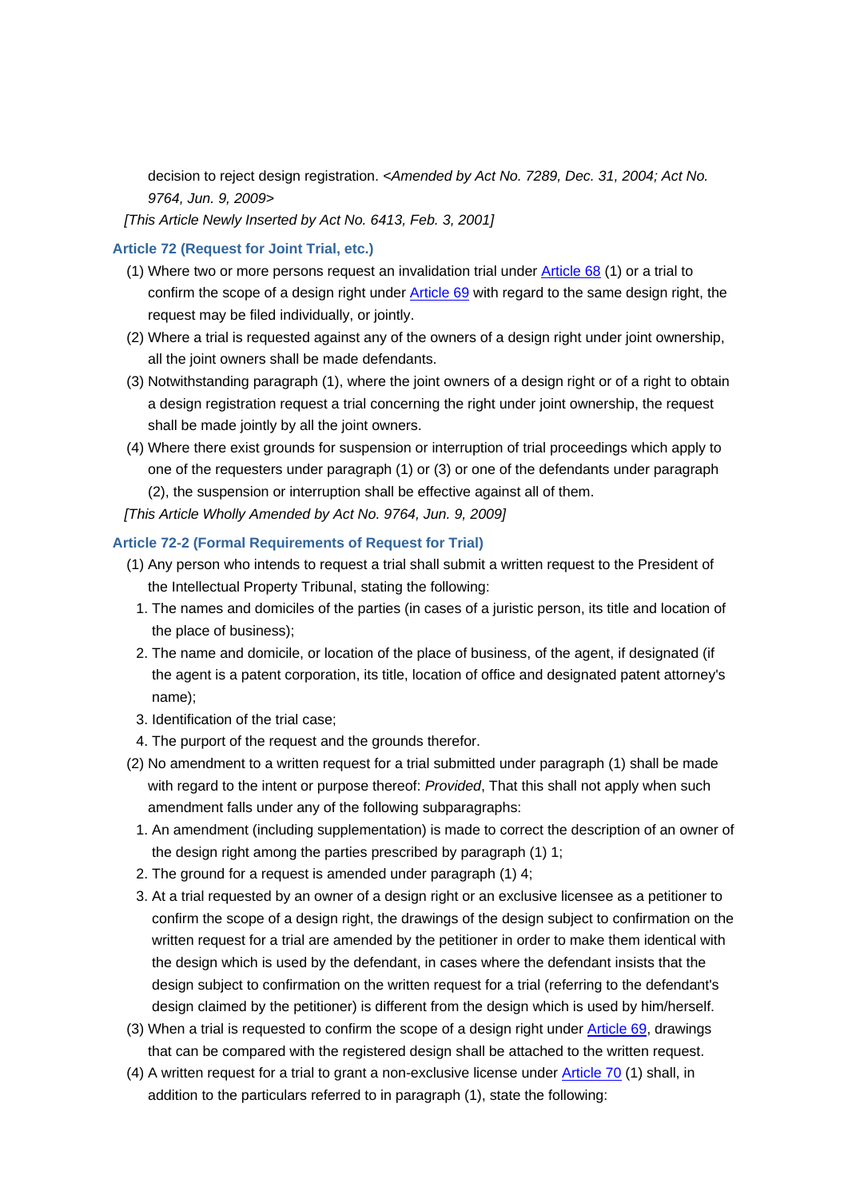decision to reject design registration. *<Amended by Act No. 7289, Dec. 31, 2004; Act No. 9764, Jun. 9, 2009>*

*[This Article Newly Inserted by Act No. 6413, Feb. 3, 2001]*

### Article 72 (Request for Joint Trial, etc.)

(1) Where two or more persons request an invalidation trial under Article 68 (1) or a trial to confirm the scope of a design right under Article 69 with regard to the same design right, the request may be filed individually, or jointly.

(2) Where a trial is requested against any of the owners of a design right under joint ownership, all the joint owners shall be made defendants.

(3) Notwithstanding paragraph (1), where the joint owners of a design right or of a right to obtain a design registration request a trial concerning the right under joint ownership, the request shall be made jointly by all the joint owners.

(4) Where there exist grounds for suspension or interruption of trial proceedings which apply to one of the requesters under paragraph (1) or (3) or one of the defendants under paragraph (2), the suspension or interruption shall be effective against all of them.

*[This Article Wholly Amended by Act No. 9764, Jun. 9, 2009]*

### Article 72-2 (Formal Requirements of Request for Trial)

(1) Any person who intends to request a trial shall submit a written request to the President of the Intellectual Property Tribunal, stating the following:

1. The names and domiciles of the parties (in cases of a juristic person, its title and location of the place of business);
2. The name and domicile, or location of the place of business, of the agent, if designated (if the agent is a patent corporation, its title, location of office and designated patent attorney's name);
3. Identification of the trial case;
4. The purport of the request and the grounds therefor.

(2) No amendment to a written request for a trial submitted under paragraph (1) shall be made with regard to the intent or purpose thereof: *Provided*, That this shall not apply when such amendment falls under any of the following subparagraphs:

1. An amendment (including supplementation) is made to correct the description of an owner of the design right among the parties prescribed by paragraph (1) 1;
2. The ground for a request is amended under paragraph (1) 4;
3. At a trial requested by an owner of a design right or an exclusive licensee as a petitioner to confirm the scope of a design right, the drawings of the design subject to confirmation on the written request for a trial are amended by the petitioner in order to make them identical with the design which is used by the defendant, in cases where the defendant insists that the design subject to confirmation on the written request for a trial (referring to the defendant's design claimed by the petitioner) is different from the design which is used by him/herself.

(3) When a trial is requested to confirm the scope of a design right under Article 69, drawings that can be compared with the registered design shall be attached to the written request.

(4) A written request for a trial to grant a non-exclusive license under Article 70 (1) shall, in addition to the particulars referred to in paragraph (1), state the following: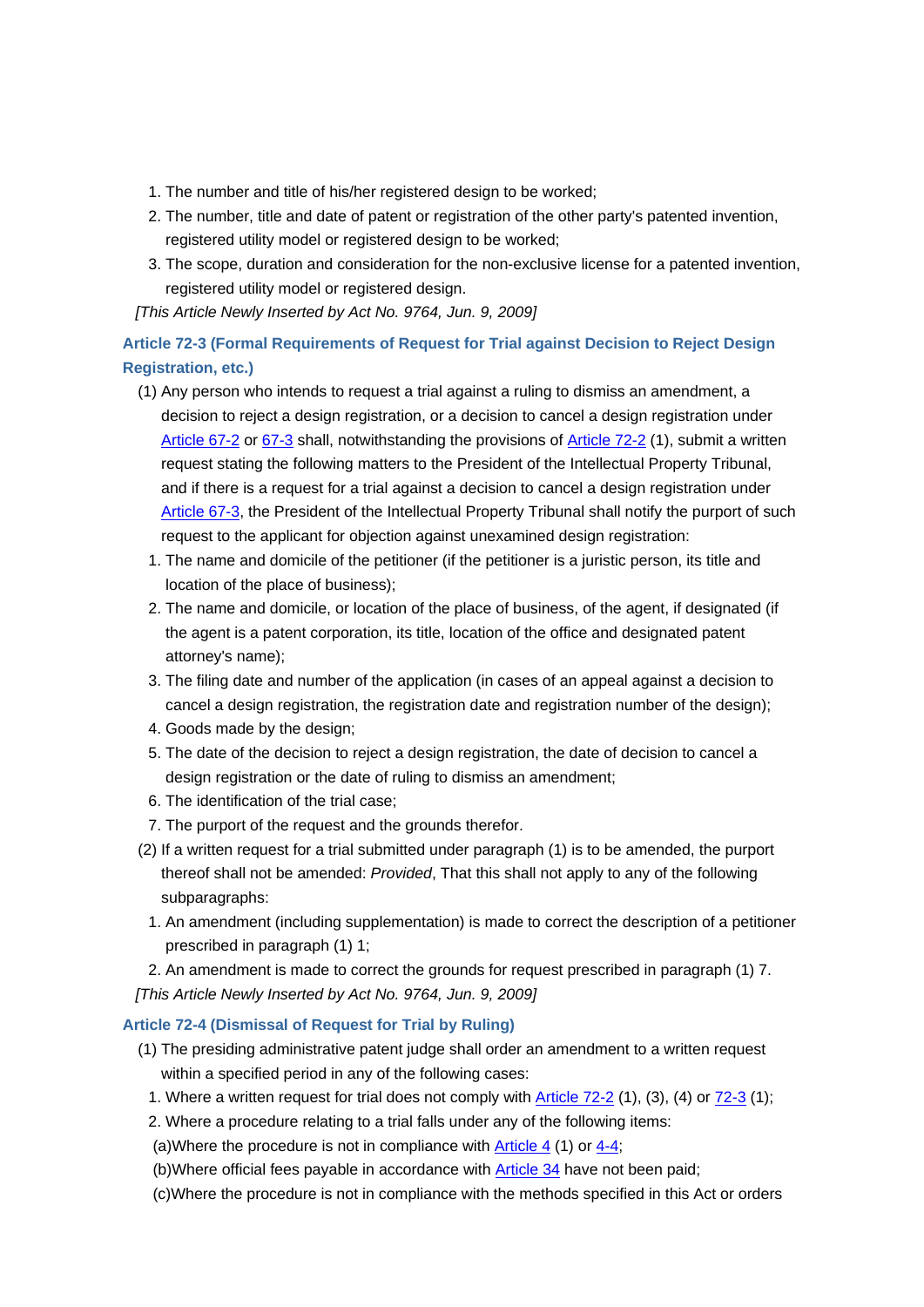1. The number and title of his/her registered design to be worked;
2. The number, title and date of patent or registration of the other party's patented invention, registered utility model or registered design to be worked;
3. The scope, duration and consideration for the non-exclusive license for a patented invention, registered utility model or registered design.

*[This Article Newly Inserted by Act No. 9764, Jun. 9, 2009]*

### Article 72-3 (Formal Requirements of Request for Trial against Decision to Reject Design Registration, etc.)

(1) Any person who intends to request a trial against a ruling to dismiss an amendment, a decision to reject a design registration, or a decision to cancel a design registration under Article 67-2 or 67-3 shall, notwithstanding the provisions of Article 72-2 (1), submit a written request stating the following matters to the President of the Intellectual Property Tribunal, and if there is a request for a trial against a decision to cancel a design registration under Article 67-3, the President of the Intellectual Property Tribunal shall notify the purport of such request to the applicant for objection against unexamined design registration:

1. The name and domicile of the petitioner (if the petitioner is a juristic person, its title and location of the place of business);
2. The name and domicile, or location of the place of business, of the agent, if designated (if the agent is a patent corporation, its title, location of the office and designated patent attorney's name);
3. The filing date and number of the application (in cases of an appeal against a decision to cancel a design registration, the registration date and registration number of the design);
4. Goods made by the design;
5. The date of the decision to reject a design registration, the date of decision to cancel a design registration or the date of ruling to dismiss an amendment;
6. The identification of the trial case;
7. The purport of the request and the grounds therefor.

(2) If a written request for a trial submitted under paragraph (1) is to be amended, the purport thereof shall not be amended: *Provided*, That this shall not apply to any of the following subparagraphs:

1. An amendment (including supplementation) is made to correct the description of a petitioner prescribed in paragraph (1) 1;
2. An amendment is made to correct the grounds for request prescribed in paragraph (1) 7.

*[This Article Newly Inserted by Act No. 9764, Jun. 9, 2009]*

### Article 72-4 (Dismissal of Request for Trial by Ruling)

(1) The presiding administrative patent judge shall order an amendment to a written request within a specified period in any of the following cases:

1. Where a written request for trial does not comply with Article 72-2 (1), (3), (4) or 72-3 (1);
2. Where a procedure relating to a trial falls under any of the following items:

(a)Where the procedure is not in compliance with Article 4 (1) or 4-4;

(b)Where official fees payable in accordance with Article 34 have not been paid;

(c)Where the procedure is not in compliance with the methods specified in this Act or orders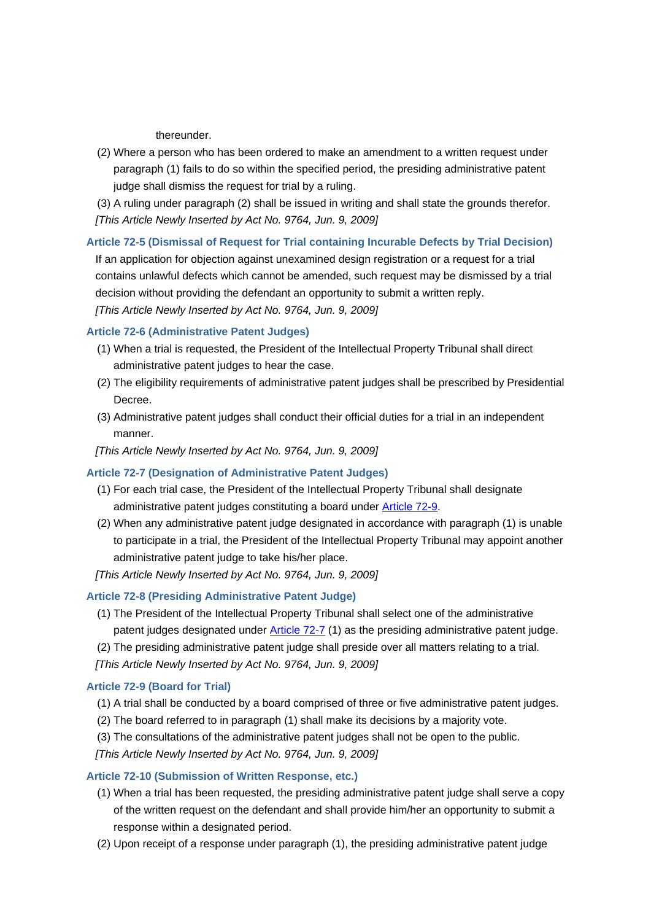thereunder.

(2) Where a person who has been ordered to make an amendment to a written request under paragraph (1) fails to do so within the specified period, the presiding administrative patent judge shall dismiss the request for trial by a ruling.

(3) A ruling under paragraph (2) shall be issued in writing and shall state the grounds therefor.

*[This Article Newly Inserted by Act No. 9764, Jun. 9, 2009]*

### Article 72-5 (Dismissal of Request for Trial containing Incurable Defects by Trial Decision)

If an application for objection against unexamined design registration or a request for a trial contains unlawful defects which cannot be amended, such request may be dismissed by a trial decision without providing the defendant an opportunity to submit a written reply.

*[This Article Newly Inserted by Act No. 9764, Jun. 9, 2009]*

### Article 72-6 (Administrative Patent Judges)

(1) When a trial is requested, the President of the Intellectual Property Tribunal shall direct administrative patent judges to hear the case.

(2) The eligibility requirements of administrative patent judges shall be prescribed by Presidential Decree.

(3) Administrative patent judges shall conduct their official duties for a trial in an independent manner.

*[This Article Newly Inserted by Act No. 9764, Jun. 9, 2009]*

### Article 72-7 (Designation of Administrative Patent Judges)

(1) For each trial case, the President of the Intellectual Property Tribunal shall designate administrative patent judges constituting a board under Article 72-9.

(2) When any administrative patent judge designated in accordance with paragraph (1) is unable to participate in a trial, the President of the Intellectual Property Tribunal may appoint another administrative patent judge to take his/her place.

*[This Article Newly Inserted by Act No. 9764, Jun. 9, 2009]*

### Article 72-8 (Presiding Administrative Patent Judge)

(1) The President of the Intellectual Property Tribunal shall select one of the administrative patent judges designated under Article 72-7 (1) as the presiding administrative patent judge.

(2) The presiding administrative patent judge shall preside over all matters relating to a trial.

*[This Article Newly Inserted by Act No. 9764, Jun. 9, 2009]*

### Article 72-9 (Board for Trial)

(1) A trial shall be conducted by a board comprised of three or five administrative patent judges.

(2) The board referred to in paragraph (1) shall make its decisions by a majority vote.

(3) The consultations of the administrative patent judges shall not be open to the public.

*[This Article Newly Inserted by Act No. 9764, Jun. 9, 2009]*

### Article 72-10 (Submission of Written Response, etc.)

(1) When a trial has been requested, the presiding administrative patent judge shall serve a copy of the written request on the defendant and shall provide him/her an opportunity to submit a response within a designated period.

(2) Upon receipt of a response under paragraph (1), the presiding administrative patent judge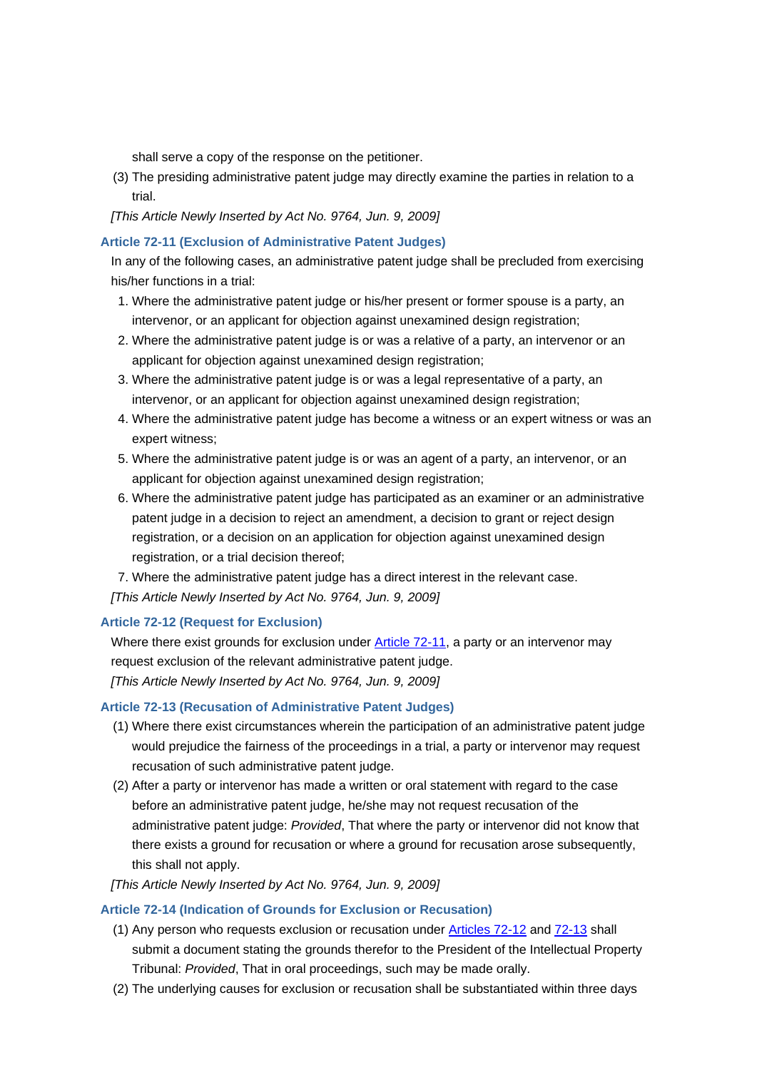shall serve a copy of the response on the petitioner.

(3) The presiding administrative patent judge may directly examine the parties in relation to a trial.

*[This Article Newly Inserted by Act No. 9764, Jun. 9, 2009]*

### Article 72-11 (Exclusion of Administrative Patent Judges)

In any of the following cases, an administrative patent judge shall be precluded from exercising his/her functions in a trial:

1. Where the administrative patent judge or his/her present or former spouse is a party, an intervenor, or an applicant for objection against unexamined design registration;
2. Where the administrative patent judge is or was a relative of a party, an intervenor or an applicant for objection against unexamined design registration;
3. Where the administrative patent judge is or was a legal representative of a party, an intervenor, or an applicant for objection against unexamined design registration;
4. Where the administrative patent judge has become a witness or an expert witness or was an expert witness;
5. Where the administrative patent judge is or was an agent of a party, an intervenor, or an applicant for objection against unexamined design registration;
6. Where the administrative patent judge has participated as an examiner or an administrative patent judge in a decision to reject an amendment, a decision to grant or reject design registration, or a decision on an application for objection against unexamined design registration, or a trial decision thereof;
7. Where the administrative patent judge has a direct interest in the relevant case.

*[This Article Newly Inserted by Act No. 9764, Jun. 9, 2009]*

### Article 72-12 (Request for Exclusion)

Where there exist grounds for exclusion under Article 72-11, a party or an intervenor may request exclusion of the relevant administrative patent judge.

*[This Article Newly Inserted by Act No. 9764, Jun. 9, 2009]*

### Article 72-13 (Recusation of Administrative Patent Judges)

(1) Where there exist circumstances wherein the participation of an administrative patent judge would prejudice the fairness of the proceedings in a trial, a party or intervenor may request recusation of such administrative patent judge.

(2) After a party or intervenor has made a written or oral statement with regard to the case before an administrative patent judge, he/she may not request recusation of the administrative patent judge: *Provided*, That where the party or intervenor did not know that there exists a ground for recusation or where a ground for recusation arose subsequently, this shall not apply.

*[This Article Newly Inserted by Act No. 9764, Jun. 9, 2009]*

### Article 72-14 (Indication of Grounds for Exclusion or Recusation)

(1) Any person who requests exclusion or recusation under Articles 72-12 and 72-13 shall submit a document stating the grounds therefor to the President of the Intellectual Property Tribunal: *Provided*, That in oral proceedings, such may be made orally.

(2) The underlying causes for exclusion or recusation shall be substantiated within three days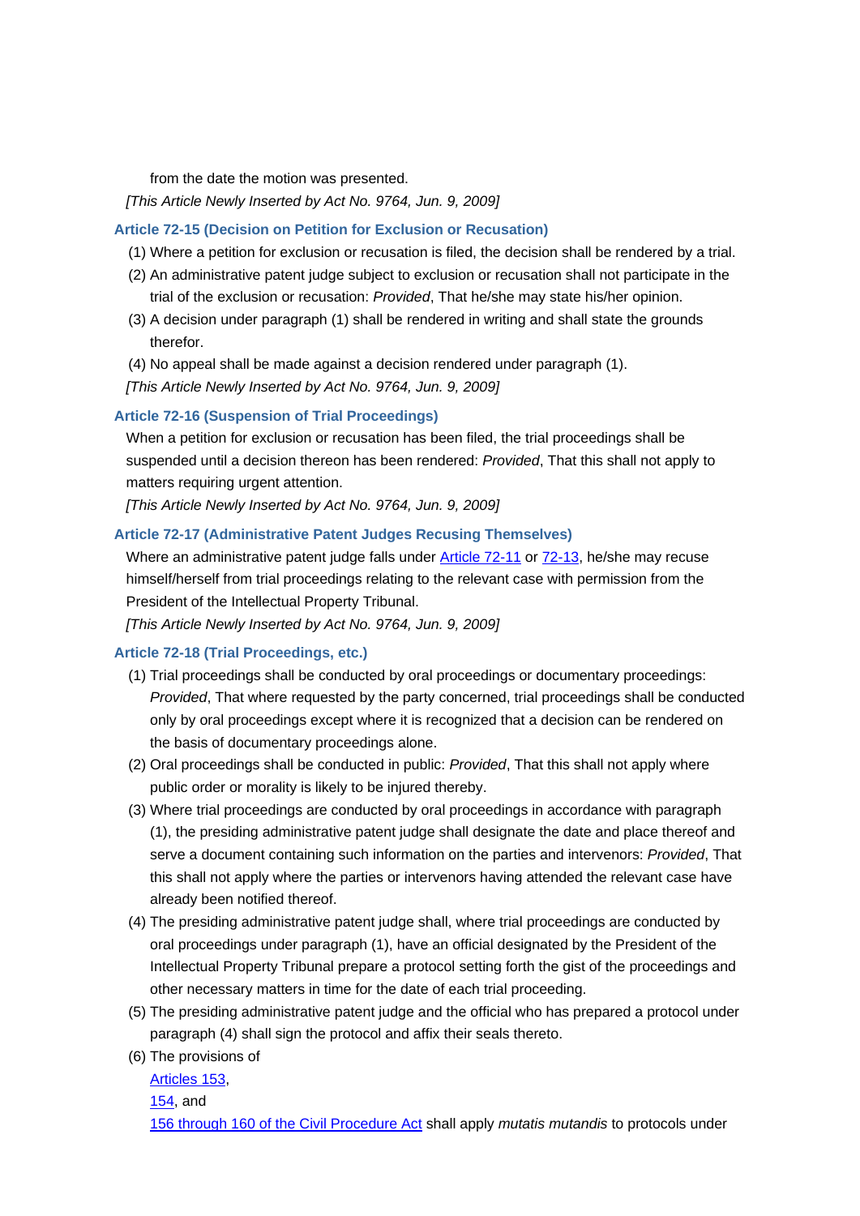from the date the motion was presented.

*[This Article Newly Inserted by Act No. 9764, Jun. 9, 2009]*

### Article 72-15 (Decision on Petition for Exclusion or Recusation)

(1) Where a petition for exclusion or recusation is filed, the decision shall be rendered by a trial.

(2) An administrative patent judge subject to exclusion or recusation shall not participate in the trial of the exclusion or recusation: *Provided*, That he/she may state his/her opinion.

(3) A decision under paragraph (1) shall be rendered in writing and shall state the grounds therefor.

(4) No appeal shall be made against a decision rendered under paragraph (1).

*[This Article Newly Inserted by Act No. 9764, Jun. 9, 2009]*

### Article 72-16 (Suspension of Trial Proceedings)

When a petition for exclusion or recusation has been filed, the trial proceedings shall be suspended until a decision thereon has been rendered: *Provided*, That this shall not apply to matters requiring urgent attention.

*[This Article Newly Inserted by Act No. 9764, Jun. 9, 2009]*

### Article 72-17 (Administrative Patent Judges Recusing Themselves)

Where an administrative patent judge falls under Article 72-11 or 72-13, he/she may recuse himself/herself from trial proceedings relating to the relevant case with permission from the President of the Intellectual Property Tribunal.

*[This Article Newly Inserted by Act No. 9764, Jun. 9, 2009]*

### Article 72-18 (Trial Proceedings, etc.)

(1) Trial proceedings shall be conducted by oral proceedings or documentary proceedings: *Provided*, That where requested by the party concerned, trial proceedings shall be conducted only by oral proceedings except where it is recognized that a decision can be rendered on the basis of documentary proceedings alone.

(2) Oral proceedings shall be conducted in public: *Provided*, That this shall not apply where public order or morality is likely to be injured thereby.

(3) Where trial proceedings are conducted by oral proceedings in accordance with paragraph (1), the presiding administrative patent judge shall designate the date and place thereof and serve a document containing such information on the parties and intervenors: *Provided*, That this shall not apply where the parties or intervenors having attended the relevant case have already been notified thereof.

(4) The presiding administrative patent judge shall, where trial proceedings are conducted by oral proceedings under paragraph (1), have an official designated by the President of the Intellectual Property Tribunal prepare a protocol setting forth the gist of the proceedings and other necessary matters in time for the date of each trial proceeding.

(5) The presiding administrative patent judge and the official who has prepared a protocol under paragraph (4) shall sign the protocol and affix their seals thereto.

(6) The provisions of Articles 153, 154, and 156 through 160 of the Civil Procedure Act shall apply *mutatis mutandis* to protocols under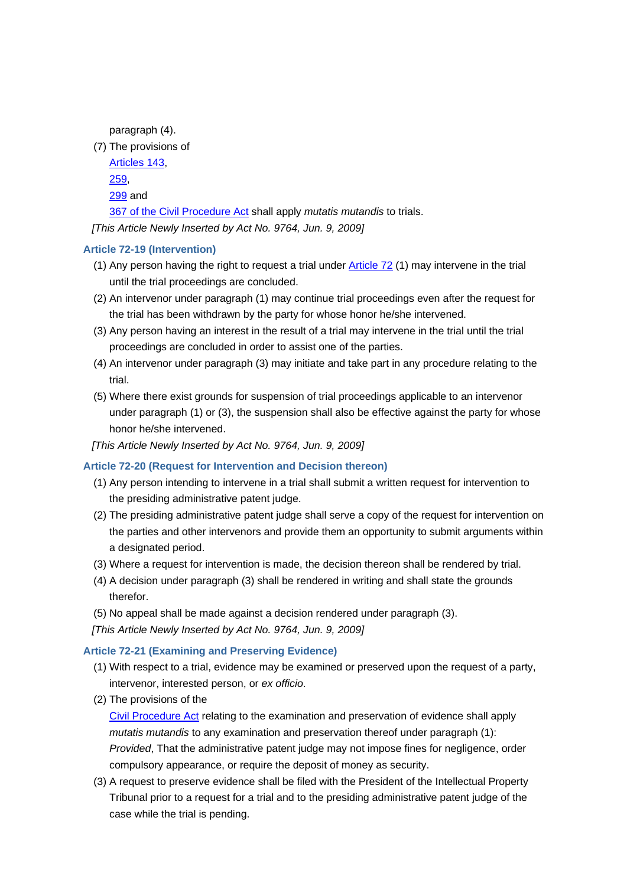paragraph (4).

(7) The provisions of Articles 143, 259, 299 and 367 of the Civil Procedure Act shall apply *mutatis mutandis* to trials.

*[This Article Newly Inserted by Act No. 9764, Jun. 9, 2009]*

### Article 72-19 (Intervention)

(1) Any person having the right to request a trial under Article 72 (1) may intervene in the trial until the trial proceedings are concluded.

(2) An intervenor under paragraph (1) may continue trial proceedings even after the request for the trial has been withdrawn by the party for whose honor he/she intervened.

(3) Any person having an interest in the result of a trial may intervene in the trial until the trial proceedings are concluded in order to assist one of the parties.

(4) An intervenor under paragraph (3) may initiate and take part in any procedure relating to the trial.

(5) Where there exist grounds for suspension of trial proceedings applicable to an intervenor under paragraph (1) or (3), the suspension shall also be effective against the party for whose honor he/she intervened.

*[This Article Newly Inserted by Act No. 9764, Jun. 9, 2009]*

### Article 72-20 (Request for Intervention and Decision thereon)

(1) Any person intending to intervene in a trial shall submit a written request for intervention to the presiding administrative patent judge.

(2) The presiding administrative patent judge shall serve a copy of the request for intervention on the parties and other intervenors and provide them an opportunity to submit arguments within a designated period.

(3) Where a request for intervention is made, the decision thereon shall be rendered by trial.

(4) A decision under paragraph (3) shall be rendered in writing and shall state the grounds therefor.

(5) No appeal shall be made against a decision rendered under paragraph (3).

*[This Article Newly Inserted by Act No. 9764, Jun. 9, 2009]*

### Article 72-21 (Examining and Preserving Evidence)

(1) With respect to a trial, evidence may be examined or preserved upon the request of a party, intervenor, interested person, or *ex officio*.

(2) The provisions of the Civil Procedure Act relating to the examination and preservation of evidence shall apply *mutatis mutandis* to any examination and preservation thereof under paragraph (1): *Provided*, That the administrative patent judge may not impose fines for negligence, order compulsory appearance, or require the deposit of money as security.

(3) A request to preserve evidence shall be filed with the President of the Intellectual Property Tribunal prior to a request for a trial and to the presiding administrative patent judge of the case while the trial is pending.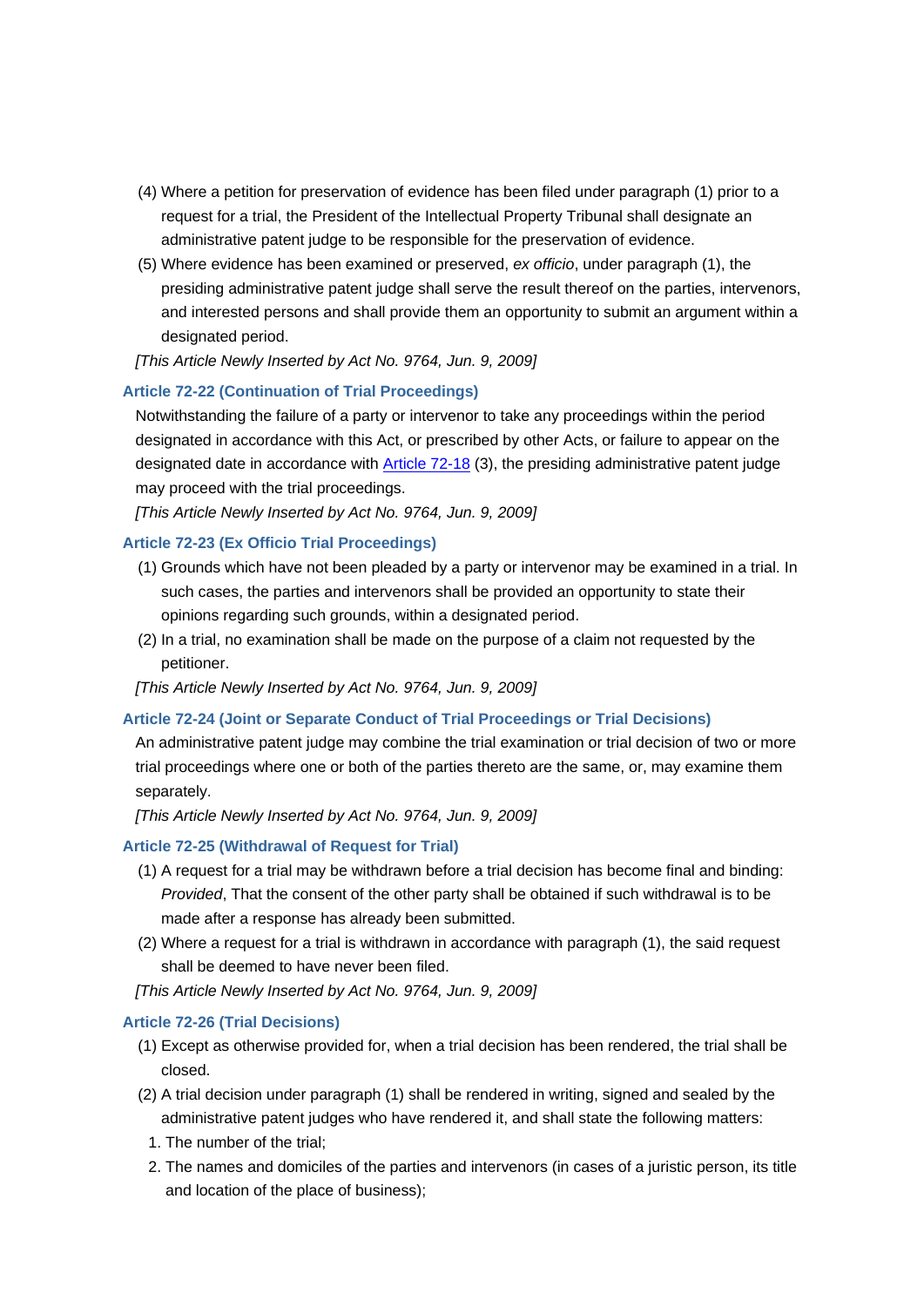(4) Where a petition for preservation of evidence has been filed under paragraph (1) prior to a request for a trial, the President of the Intellectual Property Tribunal shall designate an administrative patent judge to be responsible for the preservation of evidence.

(5) Where evidence has been examined or preserved, *ex officio*, under paragraph (1), the presiding administrative patent judge shall serve the result thereof on the parties, intervenors, and interested persons and shall provide them an opportunity to submit an argument within a designated period.

*[This Article Newly Inserted by Act No. 9764, Jun. 9, 2009]*

### Article 72-22 (Continuation of Trial Proceedings)

Notwithstanding the failure of a party or intervenor to take any proceedings within the period designated in accordance with this Act, or prescribed by other Acts, or failure to appear on the designated date in accordance with Article 72-18 (3), the presiding administrative patent judge may proceed with the trial proceedings.

*[This Article Newly Inserted by Act No. 9764, Jun. 9, 2009]*

### Article 72-23 (Ex Officio Trial Proceedings)

(1) Grounds which have not been pleaded by a party or intervenor may be examined in a trial. In such cases, the parties and intervenors shall be provided an opportunity to state their opinions regarding such grounds, within a designated period.

(2) In a trial, no examination shall be made on the purpose of a claim not requested by the petitioner.

*[This Article Newly Inserted by Act No. 9764, Jun. 9, 2009]*

### Article 72-24 (Joint or Separate Conduct of Trial Proceedings or Trial Decisions)

An administrative patent judge may combine the trial examination or trial decision of two or more trial proceedings where one or both of the parties thereto are the same, or, may examine them separately.

*[This Article Newly Inserted by Act No. 9764, Jun. 9, 2009]*

### Article 72-25 (Withdrawal of Request for Trial)

(1) A request for a trial may be withdrawn before a trial decision has become final and binding: *Provided*, That the consent of the other party shall be obtained if such withdrawal is to be made after a response has already been submitted.

(2) Where a request for a trial is withdrawn in accordance with paragraph (1), the said request shall be deemed to have never been filed.

*[This Article Newly Inserted by Act No. 9764, Jun. 9, 2009]*

### Article 72-26 (Trial Decisions)

(1) Except as otherwise provided for, when a trial decision has been rendered, the trial shall be closed.

(2) A trial decision under paragraph (1) shall be rendered in writing, signed and sealed by the administrative patent judges who have rendered it, and shall state the following matters:

1. The number of the trial;
2. The names and domiciles of the parties and intervenors (in cases of a juristic person, its title and location of the place of business);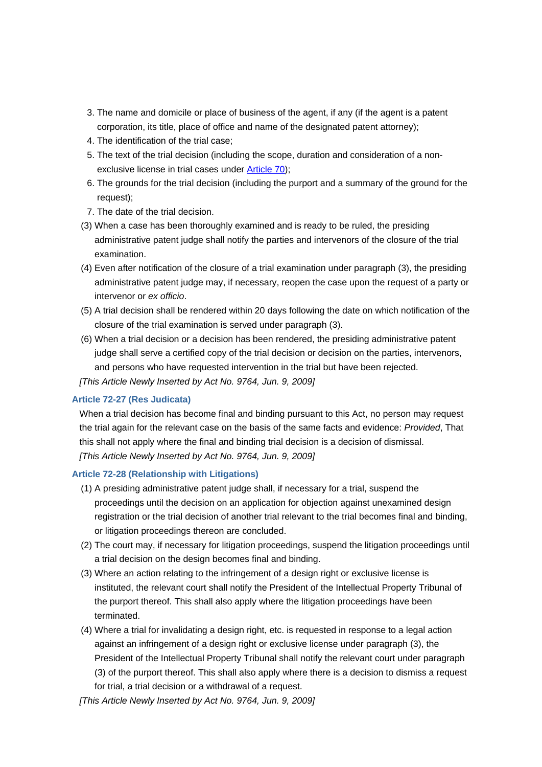3. The name and domicile or place of business of the agent, if any (if the agent is a patent corporation, its title, place of office and name of the designated patent attorney);
4. The identification of the trial case;
5. The text of the trial decision (including the scope, duration and consideration of a non-exclusive license in trial cases under Article 70);
6. The grounds for the trial decision (including the purport and a summary of the ground for the request);
7. The date of the trial decision.

(3) When a case has been thoroughly examined and is ready to be ruled, the presiding administrative patent judge shall notify the parties and intervenors of the closure of the trial examination.

(4) Even after notification of the closure of a trial examination under paragraph (3), the presiding administrative patent judge may, if necessary, reopen the case upon the request of a party or intervenor or *ex officio*.

(5) A trial decision shall be rendered within 20 days following the date on which notification of the closure of the trial examination is served under paragraph (3).

(6) When a trial decision or a decision has been rendered, the presiding administrative patent judge shall serve a certified copy of the trial decision or decision on the parties, intervenors, and persons who have requested intervention in the trial but have been rejected.

*[This Article Newly Inserted by Act No. 9764, Jun. 9, 2009]*

### Article 72-27 (Res Judicata)

When a trial decision has become final and binding pursuant to this Act, no person may request the trial again for the relevant case on the basis of the same facts and evidence: *Provided*, That this shall not apply where the final and binding trial decision is a decision of dismissal.

*[This Article Newly Inserted by Act No. 9764, Jun. 9, 2009]*

### Article 72-28 (Relationship with Litigations)

(1) A presiding administrative patent judge shall, if necessary for a trial, suspend the proceedings until the decision on an application for objection against unexamined design registration or the trial decision of another trial relevant to the trial becomes final and binding, or litigation proceedings thereon are concluded.

(2) The court may, if necessary for litigation proceedings, suspend the litigation proceedings until a trial decision on the design becomes final and binding.

(3) Where an action relating to the infringement of a design right or exclusive license is instituted, the relevant court shall notify the President of the Intellectual Property Tribunal of the purport thereof. This shall also apply where the litigation proceedings have been terminated.

(4) Where a trial for invalidating a design right, etc. is requested in response to a legal action against an infringement of a design right or exclusive license under paragraph (3), the President of the Intellectual Property Tribunal shall notify the relevant court under paragraph (3) of the purport thereof. This shall also apply where there is a decision to dismiss a request for trial, a trial decision or a withdrawal of a request.

*[This Article Newly Inserted by Act No. 9764, Jun. 9, 2009]*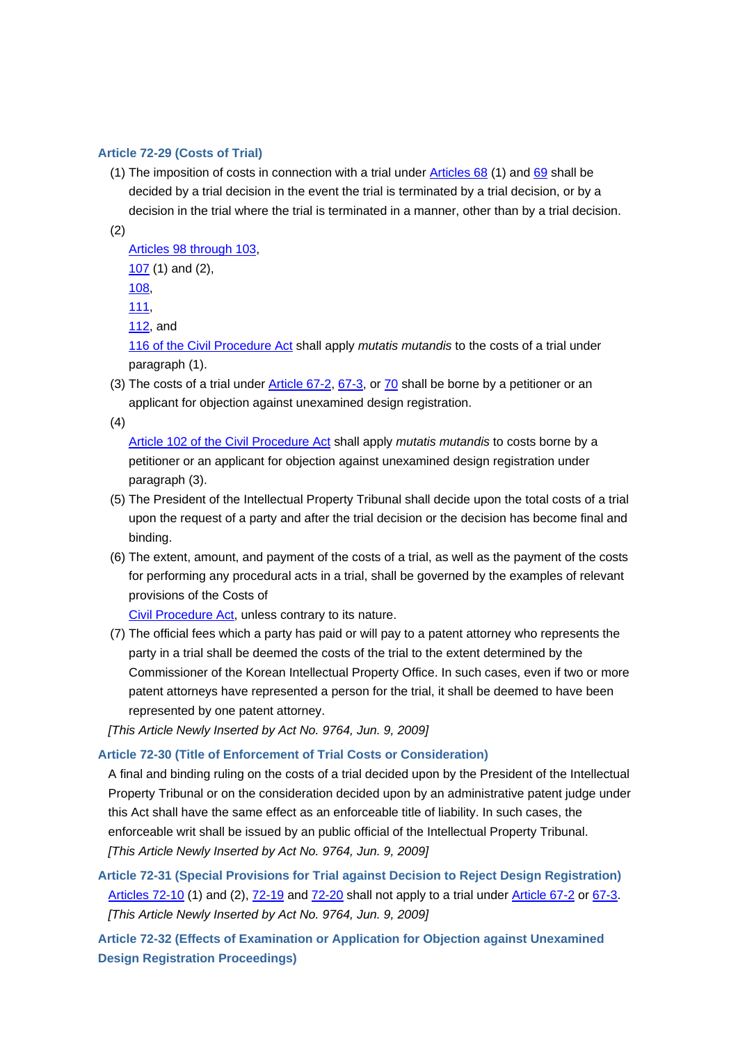### Article 72-29 (Costs of Trial)

(1) The imposition of costs in connection with a trial under Articles 68 (1) and 69 shall be decided by a trial decision in the event the trial is terminated by a trial decision, or by a decision in the trial where the trial is terminated in a manner, other than by a trial decision.

(2) Articles 98 through 103, 107 (1) and (2), 108, 111, 112, and 116 of the Civil Procedure Act shall apply *mutatis mutandis* to the costs of a trial under paragraph (1).

(3) The costs of a trial under Article 67-2, 67-3, or 70 shall be borne by a petitioner or an applicant for objection against unexamined design registration.

(4) Article 102 of the Civil Procedure Act shall apply *mutatis mutandis* to costs borne by a petitioner or an applicant for objection against unexamined design registration under paragraph (3).

(5) The President of the Intellectual Property Tribunal shall decide upon the total costs of a trial upon the request of a party and after the trial decision or the decision has become final and binding.

(6) The extent, amount, and payment of the costs of a trial, as well as the payment of the costs for performing any procedural acts in a trial, shall be governed by the examples of relevant provisions of the Costs of Civil Procedure Act, unless contrary to its nature.

(7) The official fees which a party has paid or will pay to a patent attorney who represents the party in a trial shall be deemed the costs of the trial to the extent determined by the Commissioner of the Korean Intellectual Property Office. In such cases, even if two or more patent attorneys have represented a person for the trial, it shall be deemed to have been represented by one patent attorney.

*[This Article Newly Inserted by Act No. 9764, Jun. 9, 2009]*

### Article 72-30 (Title of Enforcement of Trial Costs or Consideration)

A final and binding ruling on the costs of a trial decided upon by the President of the Intellectual Property Tribunal or on the consideration decided upon by an administrative patent judge under this Act shall have the same effect as an enforceable title of liability. In such cases, the enforceable writ shall be issued by an public official of the Intellectual Property Tribunal.

*[This Article Newly Inserted by Act No. 9764, Jun. 9, 2009]*

### Article 72-31 (Special Provisions for Trial against Decision to Reject Design Registration)

Articles 72-10 (1) and (2), 72-19 and 72-20 shall not apply to a trial under Article 67-2 or 67-3.

*[This Article Newly Inserted by Act No. 9764, Jun. 9, 2009]*

### Article 72-32 (Effects of Examination or Application for Objection against Unexamined Design Registration Proceedings)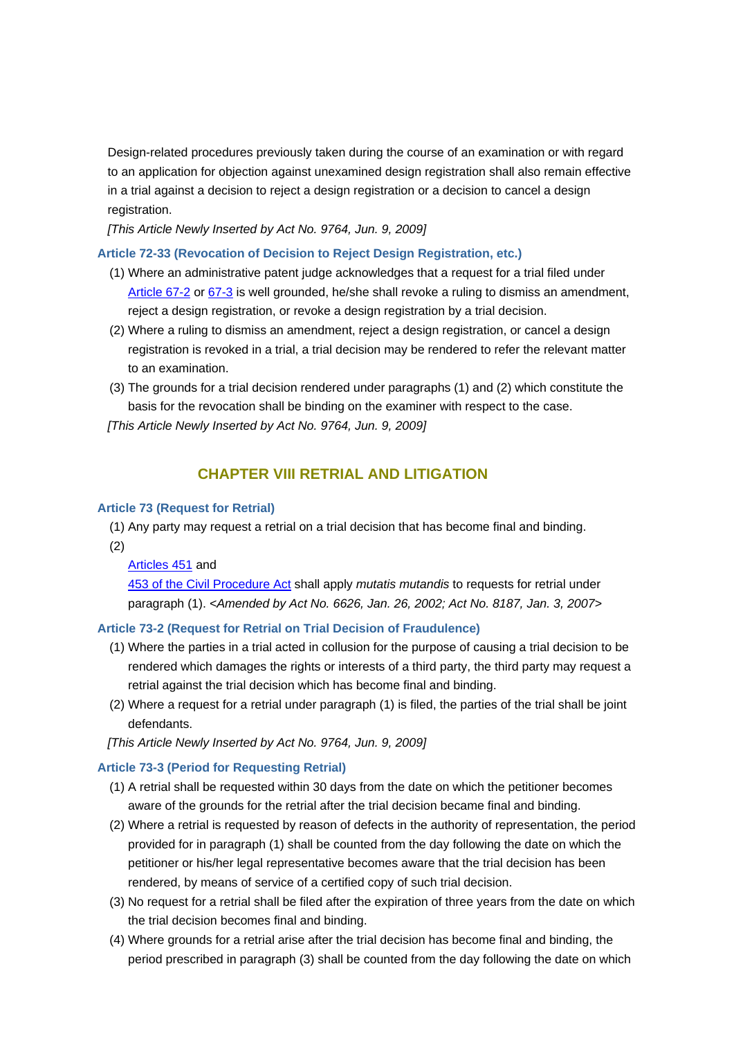Design-related procedures previously taken during the course of an examination or with regard to an application for objection against unexamined design registration shall also remain effective in a trial against a decision to reject a design registration or a decision to cancel a design registration.

*[This Article Newly Inserted by Act No. 9764, Jun. 9, 2009]*

### Article 72-33 (Revocation of Decision to Reject Design Registration, etc.)

(1) Where an administrative patent judge acknowledges that a request for a trial filed under Article 67-2 or 67-3 is well grounded, he/she shall revoke a ruling to dismiss an amendment, reject a design registration, or revoke a design registration by a trial decision.

(2) Where a ruling to dismiss an amendment, reject a design registration, or cancel a design registration is revoked in a trial, a trial decision may be rendered to refer the relevant matter to an examination.

(3) The grounds for a trial decision rendered under paragraphs (1) and (2) which constitute the basis for the revocation shall be binding on the examiner with respect to the case.

*[This Article Newly Inserted by Act No. 9764, Jun. 9, 2009]*

## CHAPTER VIII RETRIAL AND LITIGATION

### Article 73 (Request for Retrial)

(1) Any party may request a retrial on a trial decision that has become final and binding.

(2) Articles 451 and 453 of the Civil Procedure Act shall apply *mutatis mutandis* to requests for retrial under paragraph (1). *<Amended by Act No. 6626, Jan. 26, 2002; Act No. 8187, Jan. 3, 2007>*

### Article 73-2 (Request for Retrial on Trial Decision of Fraudulence)

(1) Where the parties in a trial acted in collusion for the purpose of causing a trial decision to be rendered which damages the rights or interests of a third party, the third party may request a retrial against the trial decision which has become final and binding.

(2) Where a request for a retrial under paragraph (1) is filed, the parties of the trial shall be joint defendants.

*[This Article Newly Inserted by Act No. 9764, Jun. 9, 2009]*

### Article 73-3 (Period for Requesting Retrial)

(1) A retrial shall be requested within 30 days from the date on which the petitioner becomes aware of the grounds for the retrial after the trial decision became final and binding.

(2) Where a retrial is requested by reason of defects in the authority of representation, the period provided for in paragraph (1) shall be counted from the day following the date on which the petitioner or his/her legal representative becomes aware that the trial decision has been rendered, by means of service of a certified copy of such trial decision.

(3) No request for a retrial shall be filed after the expiration of three years from the date on which the trial decision becomes final and binding.

(4) Where grounds for a retrial arise after the trial decision has become final and binding, the period prescribed in paragraph (3) shall be counted from the day following the date on which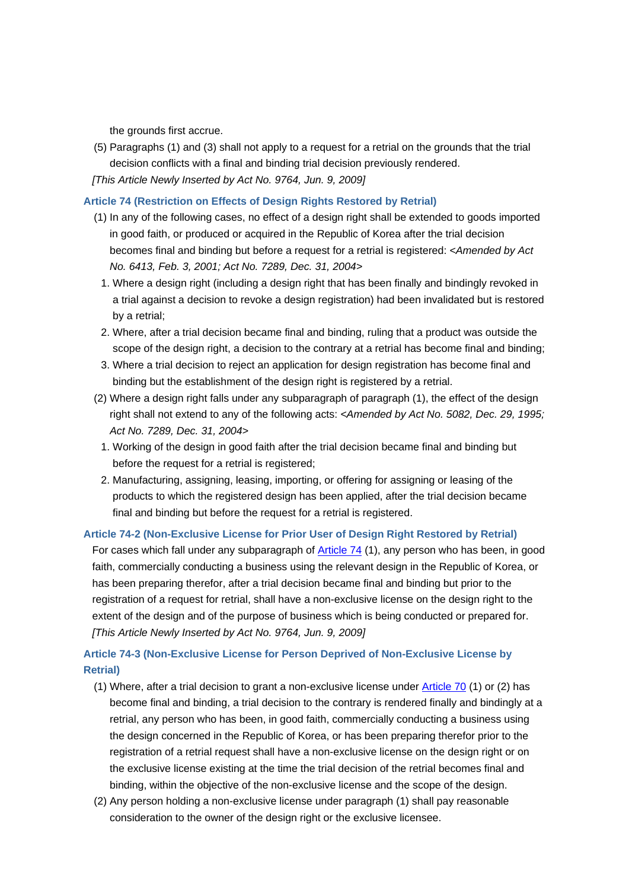the grounds first accrue.

(5) Paragraphs (1) and (3) shall not apply to a request for a retrial on the grounds that the trial decision conflicts with a final and binding trial decision previously rendered.

*[This Article Newly Inserted by Act No. 9764, Jun. 9, 2009]*

### Article 74 (Restriction on Effects of Design Rights Restored by Retrial)

(1) In any of the following cases, no effect of a design right shall be extended to goods imported in good faith, or produced or acquired in the Republic of Korea after the trial decision becomes final and binding but before a request for a retrial is registered: *<Amended by Act No. 6413, Feb. 3, 2001; Act No. 7289, Dec. 31, 2004>*

1. Where a design right (including a design right that has been finally and bindingly revoked in a trial against a decision to revoke a design registration) had been invalidated but is restored by a retrial;
2. Where, after a trial decision became final and binding, ruling that a product was outside the scope of the design right, a decision to the contrary at a retrial has become final and binding;
3. Where a trial decision to reject an application for design registration has become final and binding but the establishment of the design right is registered by a retrial.

(2) Where a design right falls under any subparagraph of paragraph (1), the effect of the design right shall not extend to any of the following acts: *<Amended by Act No. 5082, Dec. 29, 1995; Act No. 7289, Dec. 31, 2004>*

1. Working of the design in good faith after the trial decision became final and binding but before the request for a retrial is registered;
2. Manufacturing, assigning, leasing, importing, or offering for assigning or leasing of the products to which the registered design has been applied, after the trial decision became final and binding but before the request for a retrial is registered.

### Article 74-2 (Non-Exclusive License for Prior User of Design Right Restored by Retrial)

For cases which fall under any subparagraph of Article 74 (1), any person who has been, in good faith, commercially conducting a business using the relevant design in the Republic of Korea, or has been preparing therefor, after a trial decision became final and binding but prior to the registration of a request for retrial, shall have a non-exclusive license on the design right to the extent of the design and of the purpose of business which is being conducted or prepared for.

*[This Article Newly Inserted by Act No. 9764, Jun. 9, 2009]*

### Article 74-3 (Non-Exclusive License for Person Deprived of Non-Exclusive License by Retrial)

(1) Where, after a trial decision to grant a non-exclusive license under Article 70 (1) or (2) has become final and binding, a trial decision to the contrary is rendered finally and bindingly at a retrial, any person who has been, in good faith, commercially conducting a business using the design concerned in the Republic of Korea, or has been preparing therefor prior to the registration of a retrial request shall have a non-exclusive license on the design right or on the exclusive license existing at the time the trial decision of the retrial becomes final and binding, within the objective of the non-exclusive license and the scope of the design.

(2) Any person holding a non-exclusive license under paragraph (1) shall pay reasonable consideration to the owner of the design right or the exclusive licensee.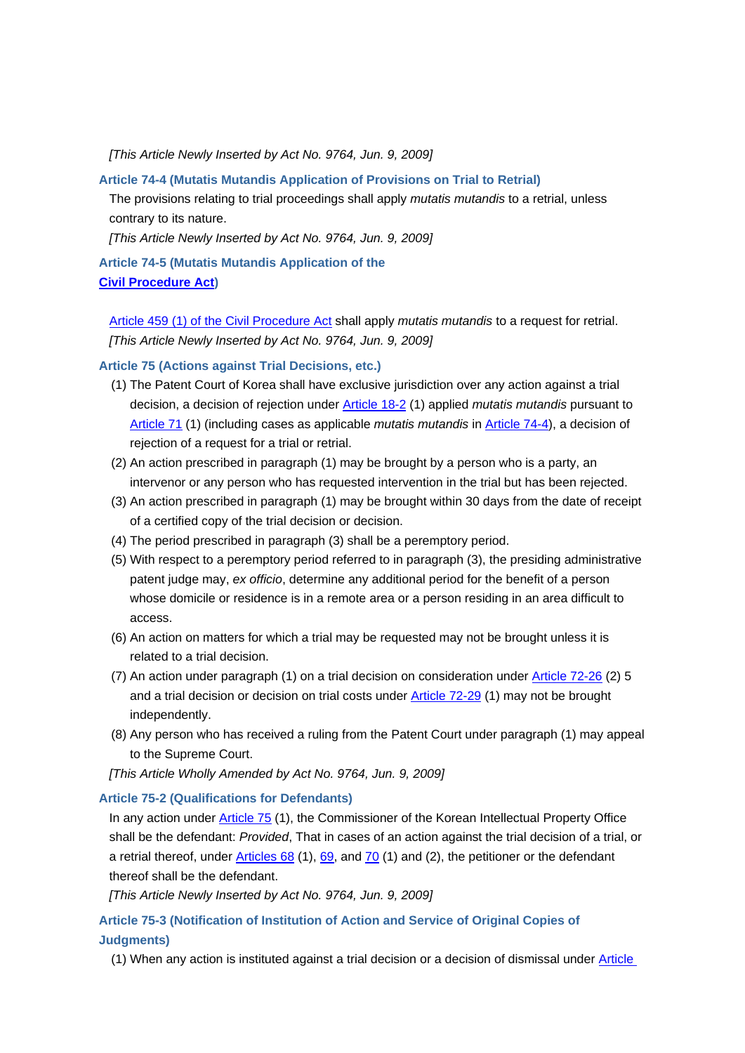*[This Article Newly Inserted by Act No. 9764, Jun. 9, 2009]*

**Article 74-4 (Mutatis Mutandis Application of Provisions on Trial to Retrial)**

The provisions relating to trial proceedings shall apply *mutatis mutandis* to a retrial, unless contrary to its nature.

*[This Article Newly Inserted by Act No. 9764, Jun. 9, 2009]*

**Article 74-5 (Mutatis Mutandis Application of the Civil Procedure Act)**

Article 459 (1) of the Civil Procedure Act shall apply *mutatis mutandis* to a request for retrial.

*[This Article Newly Inserted by Act No. 9764, Jun. 9, 2009]*

**Article 75 (Actions against Trial Decisions, etc.)**

(1) The Patent Court of Korea shall have exclusive jurisdiction over any action against a trial decision, a decision of rejection under Article 18-2 (1) applied *mutatis mutandis* pursuant to Article 71 (1) (including cases as applicable *mutatis mutandis* in Article 74-4), a decision of rejection of a request for a trial or retrial.

(2) An action prescribed in paragraph (1) may be brought by a person who is a party, an intervenor or any person who has requested intervention in the trial but has been rejected.

(3) An action prescribed in paragraph (1) may be brought within 30 days from the date of receipt of a certified copy of the trial decision or decision.

(4) The period prescribed in paragraph (3) shall be a peremptory period.

(5) With respect to a peremptory period referred to in paragraph (3), the presiding administrative patent judge may, *ex officio*, determine any additional period for the benefit of a person whose domicile or residence is in a remote area or a person residing in an area difficult to access.

(6) An action on matters for which a trial may be requested may not be brought unless it is related to a trial decision.

(7) An action under paragraph (1) on a trial decision on consideration under Article 72-26 (2) 5 and a trial decision or decision on trial costs under Article 72-29 (1) may not be brought independently.

(8) Any person who has received a ruling from the Patent Court under paragraph (1) may appeal to the Supreme Court.

*[This Article Wholly Amended by Act No. 9764, Jun. 9, 2009]*

**Article 75-2 (Qualifications for Defendants)**

In any action under Article 75 (1), the Commissioner of the Korean Intellectual Property Office shall be the defendant: *Provided*, That in cases of an action against the trial decision of a trial, or a retrial thereof, under Articles 68 (1), 69, and 70 (1) and (2), the petitioner or the defendant thereof shall be the defendant.

*[This Article Newly Inserted by Act No. 9764, Jun. 9, 2009]*

**Article 75-3 (Notification of Institution of Action and Service of Original Copies of Judgments)**

(1) When any action is instituted against a trial decision or a decision of dismissal under Article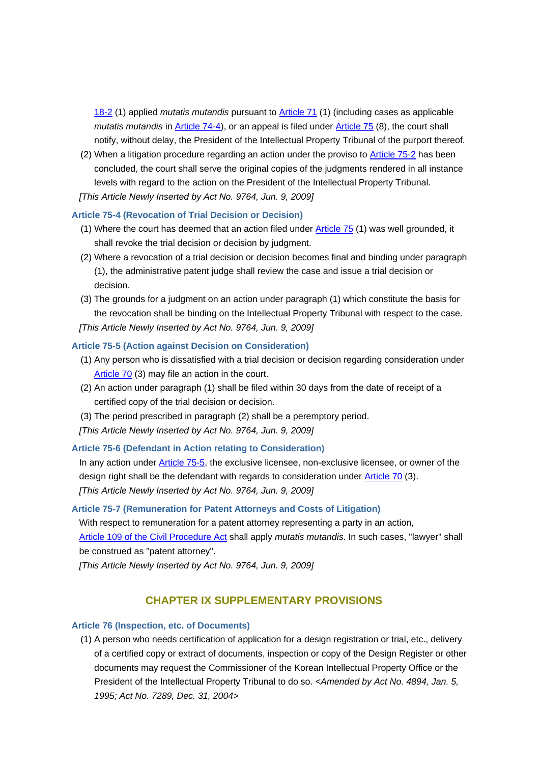18-2 (1) applied *mutatis mutandis* pursuant to Article 71 (1) (including cases as applicable *mutatis mutandis* in Article 74-4), or an appeal is filed under Article 75 (8), the court shall notify, without delay, the President of the Intellectual Property Tribunal of the purport thereof.

(2) When a litigation procedure regarding an action under the proviso to Article 75-2 has been concluded, the court shall serve the original copies of the judgments rendered in all instance levels with regard to the action on the President of the Intellectual Property Tribunal.

*[This Article Newly Inserted by Act No. 9764, Jun. 9, 2009]*

**Article 75-4 (Revocation of Trial Decision or Decision)**

(1) Where the court has deemed that an action filed under Article 75 (1) was well grounded, it shall revoke the trial decision or decision by judgment.

(2) Where a revocation of a trial decision or decision becomes final and binding under paragraph (1), the administrative patent judge shall review the case and issue a trial decision or decision.

(3) The grounds for a judgment on an action under paragraph (1) which constitute the basis for the revocation shall be binding on the Intellectual Property Tribunal with respect to the case.

*[This Article Newly Inserted by Act No. 9764, Jun. 9, 2009]*

**Article 75-5 (Action against Decision on Consideration)**

(1) Any person who is dissatisfied with a trial decision or decision regarding consideration under Article 70 (3) may file an action in the court.

(2) An action under paragraph (1) shall be filed within 30 days from the date of receipt of a certified copy of the trial decision or decision.

(3) The period prescribed in paragraph (2) shall be a peremptory period.

*[This Article Newly Inserted by Act No. 9764, Jun. 9, 2009]*

**Article 75-6 (Defendant in Action relating to Consideration)**

In any action under Article 75-5, the exclusive licensee, non-exclusive licensee, or owner of the design right shall be the defendant with regards to consideration under Article 70 (3).

*[This Article Newly Inserted by Act No. 9764, Jun. 9, 2009]*

**Article 75-7 (Remuneration for Patent Attorneys and Costs of Litigation)**

With respect to remuneration for a patent attorney representing a party in an action, Article 109 of the Civil Procedure Act shall apply *mutatis mutandis*. In such cases, "lawyer" shall be construed as "patent attorney".

*[This Article Newly Inserted by Act No. 9764, Jun. 9, 2009]*

## CHAPTER IX SUPPLEMENTARY PROVISIONS

**Article 76 (Inspection, etc. of Documents)**

(1) A person who needs certification of application for a design registration or trial, etc., delivery of a certified copy or extract of documents, inspection or copy of the Design Register or other documents may request the Commissioner of the Korean Intellectual Property Office or the President of the Intellectual Property Tribunal to do so. *<Amended by Act No. 4894, Jan. 5, 1995; Act No. 7289, Dec. 31, 2004>*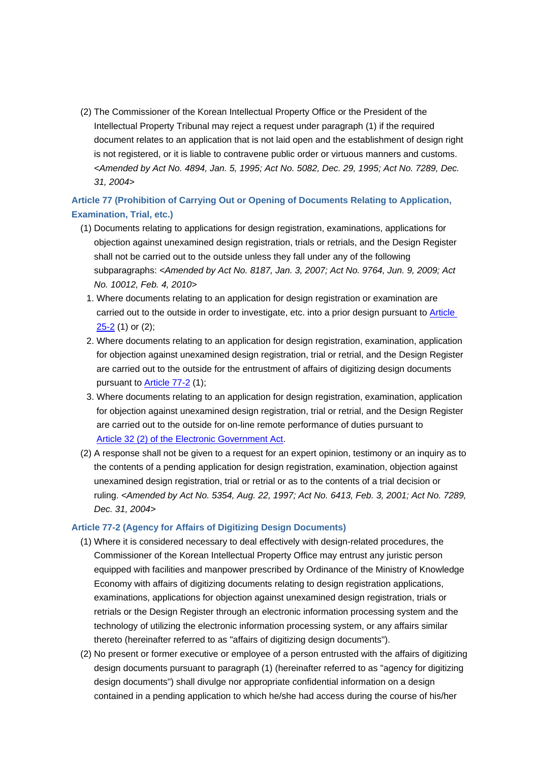(2) The Commissioner of the Korean Intellectual Property Office or the President of the Intellectual Property Tribunal may reject a request under paragraph (1) if the required document relates to an application that is not laid open and the establishment of design right is not registered, or it is liable to contravene public order or virtuous manners and customs. *<Amended by Act No. 4894, Jan. 5, 1995; Act No. 5082, Dec. 29, 1995; Act No. 7289, Dec. 31, 2004>*

### Article 77 (Prohibition of Carrying Out or Opening of Documents Relating to Application, Examination, Trial, etc.)

(1) Documents relating to applications for design registration, examinations, applications for objection against unexamined design registration, trials or retrials, and the Design Register shall not be carried out to the outside unless they fall under any of the following subparagraphs: *<Amended by Act No. 8187, Jan. 3, 2007; Act No. 9764, Jun. 9, 2009; Act No. 10012, Feb. 4, 2010>*

1. Where documents relating to an application for design registration or examination are carried out to the outside in order to investigate, etc. into a prior design pursuant to Article 25-2 (1) or (2);
2. Where documents relating to an application for design registration, examination, application for objection against unexamined design registration, trial or retrial, and the Design Register are carried out to the outside for the entrustment of affairs of digitizing design documents pursuant to Article 77-2 (1);
3. Where documents relating to an application for design registration, examination, application for objection against unexamined design registration, trial or retrial, and the Design Register are carried out to the outside for on-line remote performance of duties pursuant to Article 32 (2) of the Electronic Government Act.

(2) A response shall not be given to a request for an expert opinion, testimony or an inquiry as to the contents of a pending application for design registration, examination, objection against unexamined design registration, trial or retrial or as to the contents of a trial decision or ruling. *<Amended by Act No. 5354, Aug. 22, 1997; Act No. 6413, Feb. 3, 2001; Act No. 7289, Dec. 31, 2004>*

### Article 77-2 (Agency for Affairs of Digitizing Design Documents)

(1) Where it is considered necessary to deal effectively with design-related procedures, the Commissioner of the Korean Intellectual Property Office may entrust any juristic person equipped with facilities and manpower prescribed by Ordinance of the Ministry of Knowledge Economy with affairs of digitizing documents relating to design registration applications, examinations, applications for objection against unexamined design registration, trials or retrials or the Design Register through an electronic information processing system and the technology of utilizing the electronic information processing system, or any affairs similar thereto (hereinafter referred to as "affairs of digitizing design documents").

(2) No present or former executive or employee of a person entrusted with the affairs of digitizing design documents pursuant to paragraph (1) (hereinafter referred to as "agency for digitizing design documents") shall divulge nor appropriate confidential information on a design contained in a pending application to which he/she had access during the course of his/her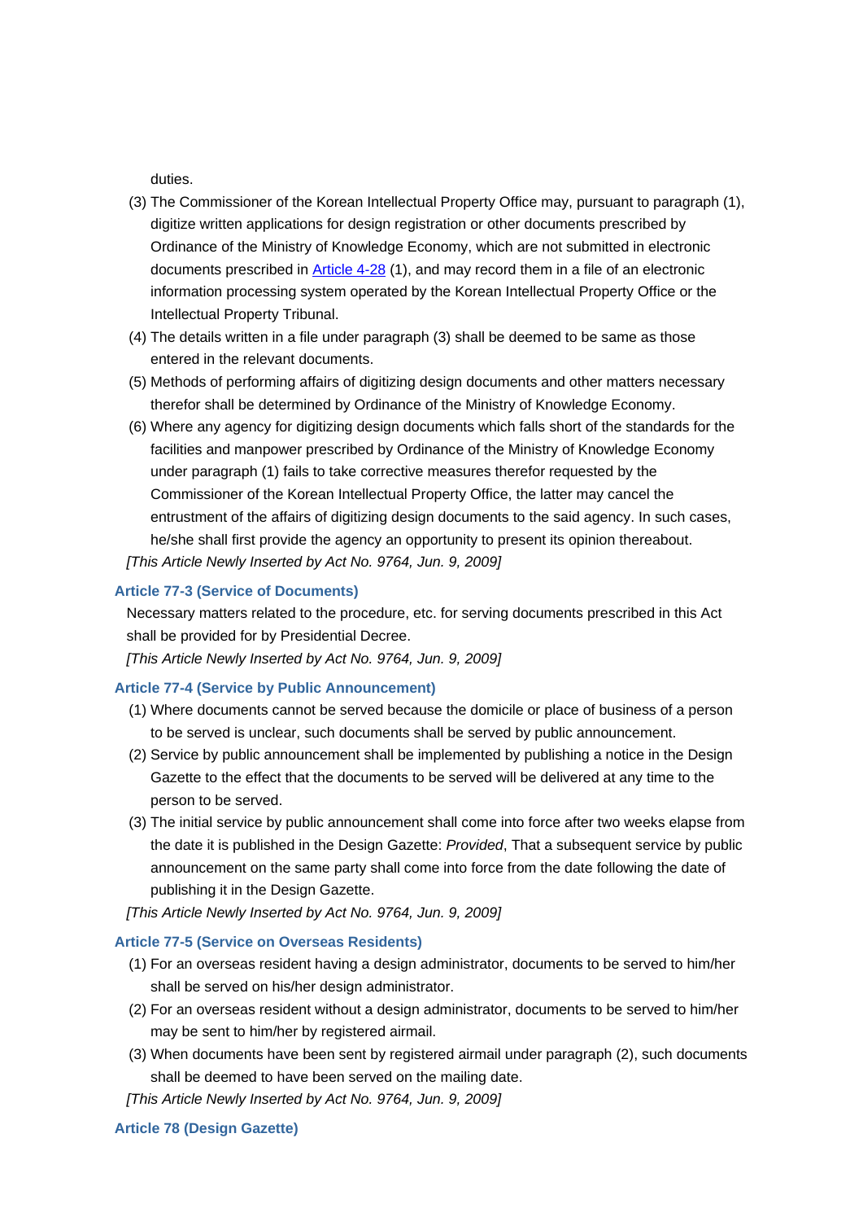duties.

(3) The Commissioner of the Korean Intellectual Property Office may, pursuant to paragraph (1), digitize written applications for design registration or other documents prescribed by Ordinance of the Ministry of Knowledge Economy, which are not submitted in electronic documents prescribed in Article 4-28 (1), and may record them in a file of an electronic information processing system operated by the Korean Intellectual Property Office or the Intellectual Property Tribunal.

(4) The details written in a file under paragraph (3) shall be deemed to be same as those entered in the relevant documents.

(5) Methods of performing affairs of digitizing design documents and other matters necessary therefor shall be determined by Ordinance of the Ministry of Knowledge Economy.

(6) Where any agency for digitizing design documents which falls short of the standards for the facilities and manpower prescribed by Ordinance of the Ministry of Knowledge Economy under paragraph (1) fails to take corrective measures therefor requested by the Commissioner of the Korean Intellectual Property Office, the latter may cancel the entrustment of the affairs of digitizing design documents to the said agency. In such cases, he/she shall first provide the agency an opportunity to present its opinion thereabout.

*[This Article Newly Inserted by Act No. 9764, Jun. 9, 2009]*

#### Article 77-3 (Service of Documents)

Necessary matters related to the procedure, etc. for serving documents prescribed in this Act shall be provided for by Presidential Decree.

*[This Article Newly Inserted by Act No. 9764, Jun. 9, 2009]*

#### Article 77-4 (Service by Public Announcement)

(1) Where documents cannot be served because the domicile or place of business of a person to be served is unclear, such documents shall be served by public announcement.

(2) Service by public announcement shall be implemented by publishing a notice in the Design Gazette to the effect that the documents to be served will be delivered at any time to the person to be served.

(3) The initial service by public announcement shall come into force after two weeks elapse from the date it is published in the Design Gazette: *Provided*, That a subsequent service by public announcement on the same party shall come into force from the date following the date of publishing it in the Design Gazette.

*[This Article Newly Inserted by Act No. 9764, Jun. 9, 2009]*

#### Article 77-5 (Service on Overseas Residents)

(1) For an overseas resident having a design administrator, documents to be served to him/her shall be served on his/her design administrator.

(2) For an overseas resident without a design administrator, documents to be served to him/her may be sent to him/her by registered airmail.

(3) When documents have been sent by registered airmail under paragraph (2), such documents shall be deemed to have been served on the mailing date.

*[This Article Newly Inserted by Act No. 9764, Jun. 9, 2009]*

#### Article 78 (Design Gazette)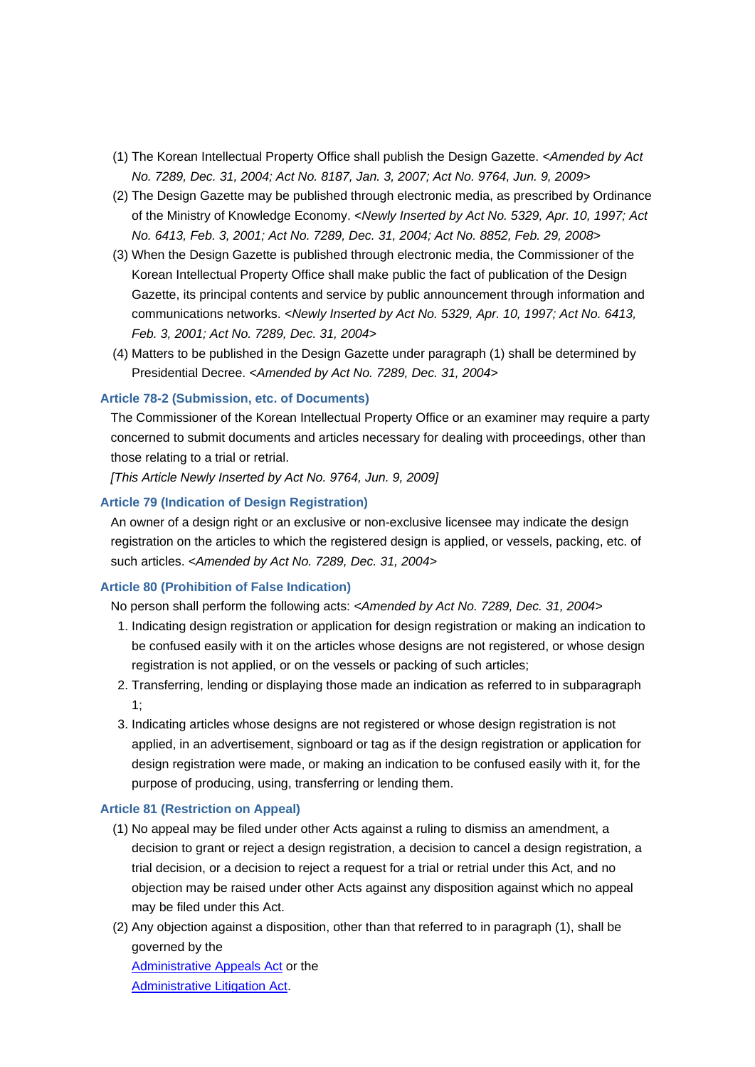(1) The Korean Intellectual Property Office shall publish the Design Gazette. *<Amended by Act No. 7289, Dec. 31, 2004; Act No. 8187, Jan. 3, 2007; Act No. 9764, Jun. 9, 2009>*

(2) The Design Gazette may be published through electronic media, as prescribed by Ordinance of the Ministry of Knowledge Economy. *<Newly Inserted by Act No. 5329, Apr. 10, 1997; Act No. 6413, Feb. 3, 2001; Act No. 7289, Dec. 31, 2004; Act No. 8852, Feb. 29, 2008>*

(3) When the Design Gazette is published through electronic media, the Commissioner of the Korean Intellectual Property Office shall make public the fact of publication of the Design Gazette, its principal contents and service by public announcement through information and communications networks. *<Newly Inserted by Act No. 5329, Apr. 10, 1997; Act No. 6413, Feb. 3, 2001; Act No. 7289, Dec. 31, 2004>*

(4) Matters to be published in the Design Gazette under paragraph (1) shall be determined by Presidential Decree. *<Amended by Act No. 7289, Dec. 31, 2004>*

### Article 78-2 (Submission, etc. of Documents)

The Commissioner of the Korean Intellectual Property Office or an examiner may require a party concerned to submit documents and articles necessary for dealing with proceedings, other than those relating to a trial or retrial.

*[This Article Newly Inserted by Act No. 9764, Jun. 9, 2009]*

### Article 79 (Indication of Design Registration)

An owner of a design right or an exclusive or non-exclusive licensee may indicate the design registration on the articles to which the registered design is applied, or vessels, packing, etc. of such articles. *<Amended by Act No. 7289, Dec. 31, 2004>*

### Article 80 (Prohibition of False Indication)

No person shall perform the following acts: *<Amended by Act No. 7289, Dec. 31, 2004>*

1. Indicating design registration or application for design registration or making an indication to be confused easily with it on the articles whose designs are not registered, or whose design registration is not applied, or on the vessels or packing of such articles;
2. Transferring, lending or displaying those made an indication as referred to in subparagraph 1;
3. Indicating articles whose designs are not registered or whose design registration is not applied, in an advertisement, signboard or tag as if the design registration or application for design registration were made, or making an indication to be confused easily with it, for the purpose of producing, using, transferring or lending them.

### Article 81 (Restriction on Appeal)

(1) No appeal may be filed under other Acts against a ruling to dismiss an amendment, a decision to grant or reject a design registration, a decision to cancel a design registration, a trial decision, or a decision to reject a request for a trial or retrial under this Act, and no objection may be raised under other Acts against any disposition against which no appeal may be filed under this Act.

(2) Any objection against a disposition, other than that referred to in paragraph (1), shall be governed by the Administrative Appeals Act or the Administrative Litigation Act.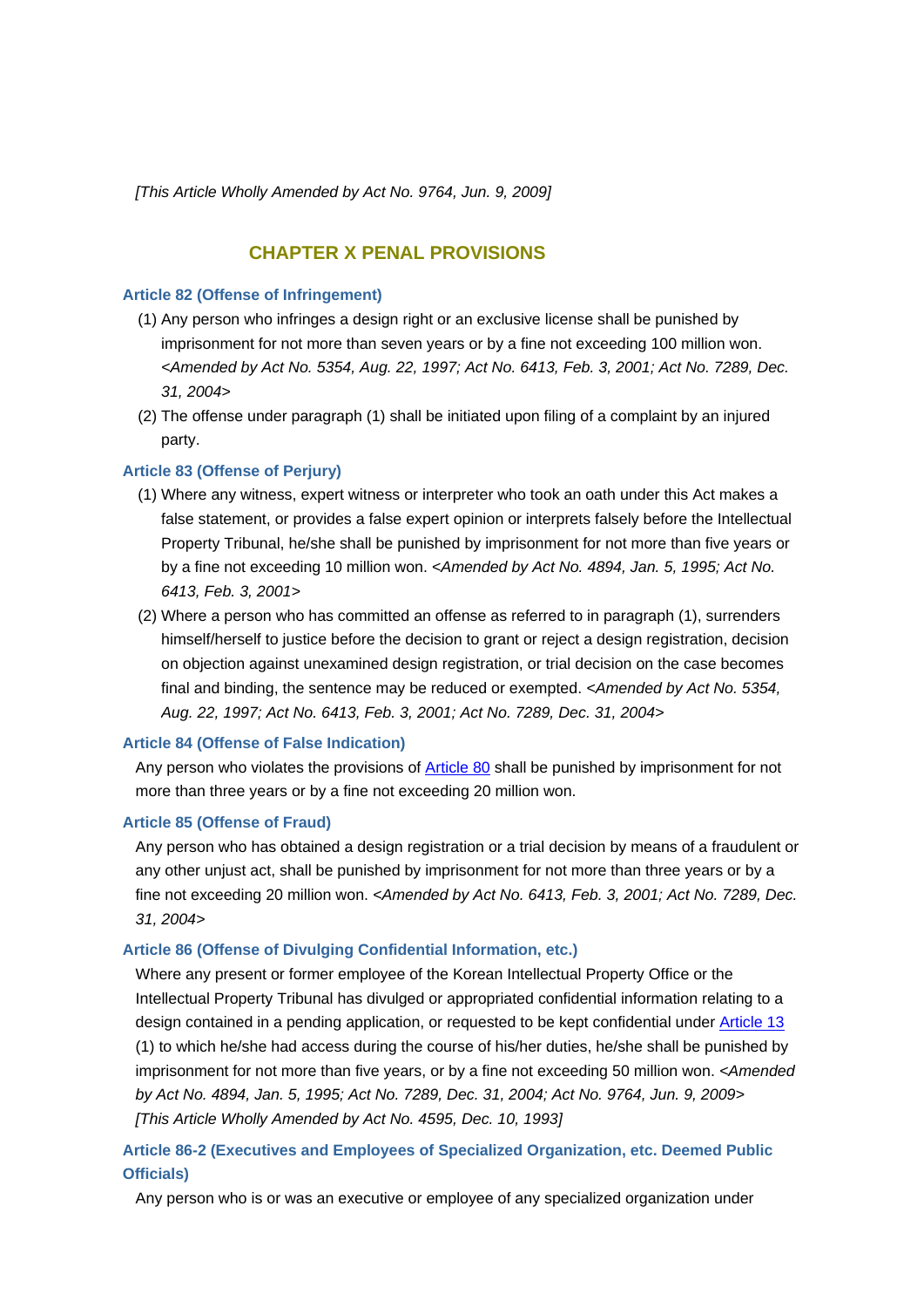*[This Article Wholly Amended by Act No. 9764, Jun. 9, 2009]*

## CHAPTER X PENAL PROVISIONS

### Article 82 (Offense of Infringement)

(1) Any person who infringes a design right or an exclusive license shall be punished by imprisonment for not more than seven years or by a fine not exceeding 100 million won. *<Amended by Act No. 5354, Aug. 22, 1997; Act No. 6413, Feb. 3, 2001; Act No. 7289, Dec. 31, 2004>*

(2) The offense under paragraph (1) shall be initiated upon filing of a complaint by an injured party.

### Article 83 (Offense of Perjury)

(1) Where any witness, expert witness or interpreter who took an oath under this Act makes a false statement, or provides a false expert opinion or interprets falsely before the Intellectual Property Tribunal, he/she shall be punished by imprisonment for not more than five years or by a fine not exceeding 10 million won. *<Amended by Act No. 4894, Jan. 5, 1995; Act No. 6413, Feb. 3, 2001>*

(2) Where a person who has committed an offense as referred to in paragraph (1), surrenders himself/herself to justice before the decision to grant or reject a design registration, decision on objection against unexamined design registration, or trial decision on the case becomes final and binding, the sentence may be reduced or exempted. *<Amended by Act No. 5354, Aug. 22, 1997; Act No. 6413, Feb. 3, 2001; Act No. 7289, Dec. 31, 2004>*

### Article 84 (Offense of False Indication)

Any person who violates the provisions of Article 80 shall be punished by imprisonment for not more than three years or by a fine not exceeding 20 million won.

### Article 85 (Offense of Fraud)

Any person who has obtained a design registration or a trial decision by means of a fraudulent or any other unjust act, shall be punished by imprisonment for not more than three years or by a fine not exceeding 20 million won. *<Amended by Act No. 6413, Feb. 3, 2001; Act No. 7289, Dec. 31, 2004>*

### Article 86 (Offense of Divulging Confidential Information, etc.)

Where any present or former employee of the Korean Intellectual Property Office or the Intellectual Property Tribunal has divulged or appropriated confidential information relating to a design contained in a pending application, or requested to be kept confidential under Article 13 (1) to which he/she had access during the course of his/her duties, he/she shall be punished by imprisonment for not more than five years, or by a fine not exceeding 50 million won. *<Amended by Act No. 4894, Jan. 5, 1995; Act No. 7289, Dec. 31, 2004; Act No. 9764, Jun. 9, 2009>*
*[This Article Wholly Amended by Act No. 4595, Dec. 10, 1993]*

### Article 86-2 (Executives and Employees of Specialized Organization, etc. Deemed Public Officials)

Any person who is or was an executive or employee of any specialized organization under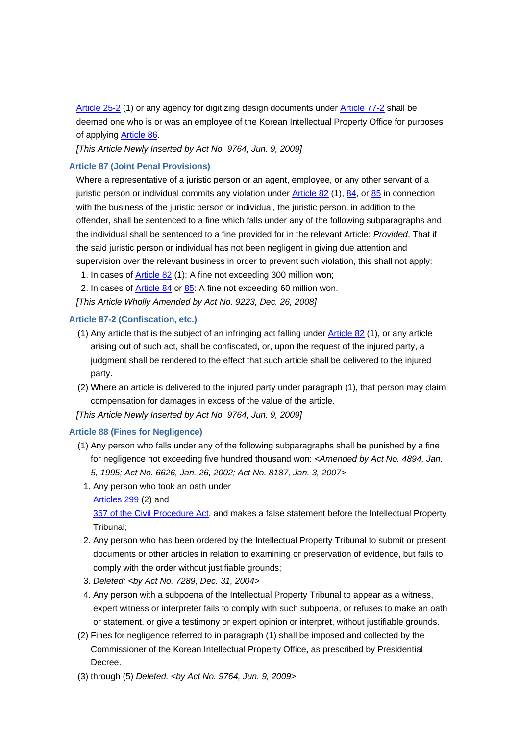Article 25-2 (1) or any agency for digitizing design documents under Article 77-2 shall be deemed one who is or was an employee of the Korean Intellectual Property Office for purposes of applying Article 86.

*[This Article Newly Inserted by Act No. 9764, Jun. 9, 2009]*

### Article 87 (Joint Penal Provisions)

Where a representative of a juristic person or an agent, employee, or any other servant of a juristic person or individual commits any violation under Article 82 (1), 84, or 85 in connection with the business of the juristic person or individual, the juristic person, in addition to the offender, shall be sentenced to a fine which falls under any of the following subparagraphs and the individual shall be sentenced to a fine provided for in the relevant Article: *Provided*, That if the said juristic person or individual has not been negligent in giving due attention and supervision over the relevant business in order to prevent such violation, this shall not apply:

1. In cases of Article 82 (1): A fine not exceeding 300 million won;
2. In cases of Article 84 or 85: A fine not exceeding 60 million won.

*[This Article Wholly Amended by Act No. 9223, Dec. 26, 2008]*

### Article 87-2 (Confiscation, etc.)

(1) Any article that is the subject of an infringing act falling under Article 82 (1), or any article arising out of such act, shall be confiscated, or, upon the request of the injured party, a judgment shall be rendered to the effect that such article shall be delivered to the injured party.

(2) Where an article is delivered to the injured party under paragraph (1), that person may claim compensation for damages in excess of the value of the article.

*[This Article Newly Inserted by Act No. 9764, Jun. 9, 2009]*

### Article 88 (Fines for Negligence)

(1) Any person who falls under any of the following subparagraphs shall be punished by a fine for negligence not exceeding five hundred thousand won: *<Amended by Act No. 4894, Jan. 5, 1995; Act No. 6626, Jan. 26, 2002; Act No. 8187, Jan. 3, 2007>*

1. Any person who took an oath under Articles 299 (2) and 367 of the Civil Procedure Act, and makes a false statement before the Intellectual Property Tribunal;
2. Any person who has been ordered by the Intellectual Property Tribunal to submit or present documents or other articles in relation to examining or preservation of evidence, but fails to comply with the order without justifiable grounds;
3. *Deleted; <by Act No. 7289, Dec. 31, 2004>*
4. Any person with a subpoena of the Intellectual Property Tribunal to appear as a witness, expert witness or interpreter fails to comply with such subpoena, or refuses to make an oath or statement, or give a testimony or expert opinion or interpret, without justifiable grounds.

(2) Fines for negligence referred to in paragraph (1) shall be imposed and collected by the Commissioner of the Korean Intellectual Property Office, as prescribed by Presidential Decree.

(3) through (5) *Deleted. <by Act No. 9764, Jun. 9, 2009>*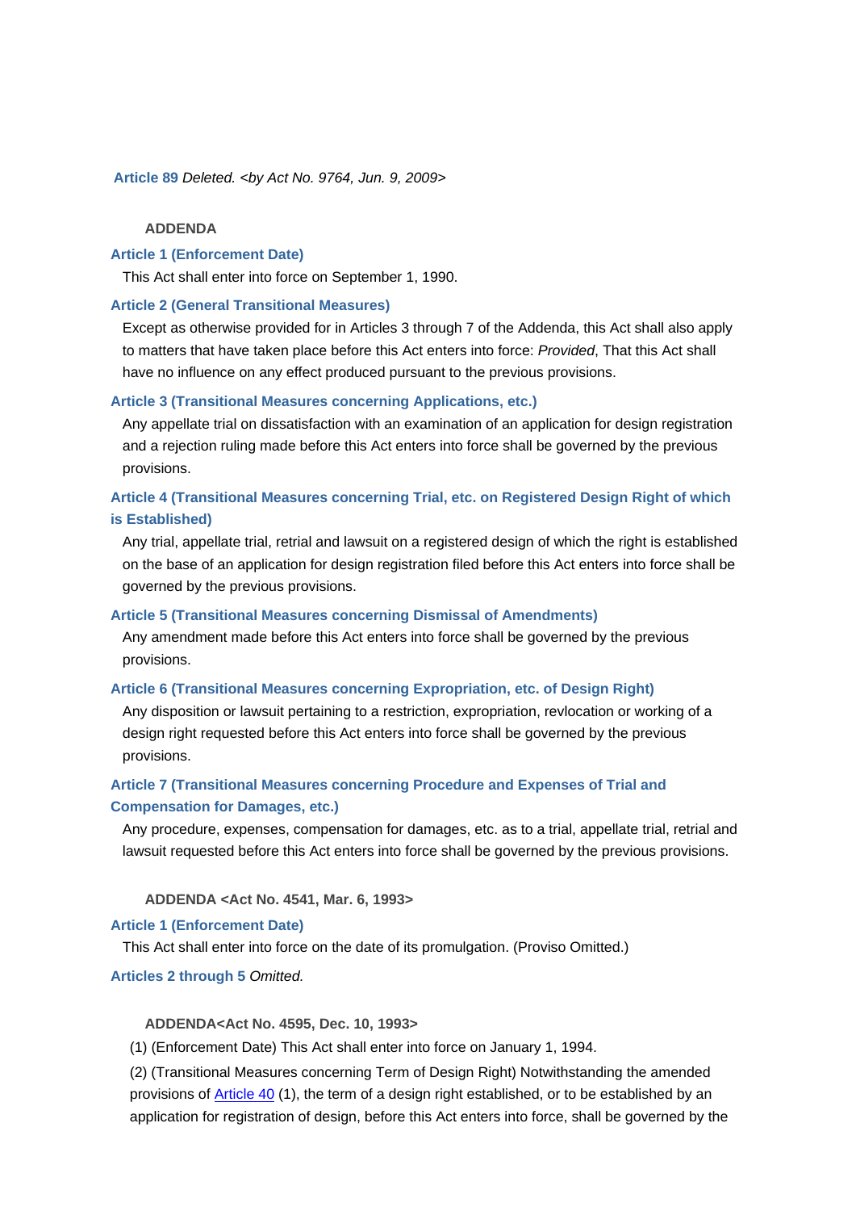**Article 89** *Deleted. <by Act No. 9764, Jun. 9, 2009>*

## ADDENDA

**Article 1 (Enforcement Date)**

This Act shall enter into force on September 1, 1990.

**Article 2 (General Transitional Measures)**

Except as otherwise provided for in Articles 3 through 7 of the Addenda, this Act shall also apply to matters that have taken place before this Act enters into force: *Provided*, That this Act shall have no influence on any effect produced pursuant to the previous provisions.

**Article 3 (Transitional Measures concerning Applications, etc.)**

Any appellate trial on dissatisfaction with an examination of an application for design registration and a rejection ruling made before this Act enters into force shall be governed by the previous provisions.

**Article 4 (Transitional Measures concerning Trial, etc. on Registered Design Right of which is Established)**

Any trial, appellate trial, retrial and lawsuit on a registered design of which the right is established on the base of an application for design registration filed before this Act enters into force shall be governed by the previous provisions.

**Article 5 (Transitional Measures concerning Dismissal of Amendments)**

Any amendment made before this Act enters into force shall be governed by the previous provisions.

**Article 6 (Transitional Measures concerning Expropriation, etc. of Design Right)**

Any disposition or lawsuit pertaining to a restriction, expropriation, revlocation or working of a design right requested before this Act enters into force shall be governed by the previous provisions.

**Article 7 (Transitional Measures concerning Procedure and Expenses of Trial and Compensation for Damages, etc.)**

Any procedure, expenses, compensation for damages, etc. as to a trial, appellate trial, retrial and lawsuit requested before this Act enters into force shall be governed by the previous provisions.

## ADDENDA <Act No. 4541, Mar. 6, 1993>

**Article 1 (Enforcement Date)**

This Act shall enter into force on the date of its promulgation. (Proviso Omitted.)

**Articles 2 through 5** *Omitted.*

## ADDENDA<Act No. 4595, Dec. 10, 1993>

(1) (Enforcement Date) This Act shall enter into force on January 1, 1994.

(2) (Transitional Measures concerning Term of Design Right) Notwithstanding the amended provisions of Article 40 (1), the term of a design right established, or to be established by an application for registration of design, before this Act enters into force, shall be governed by the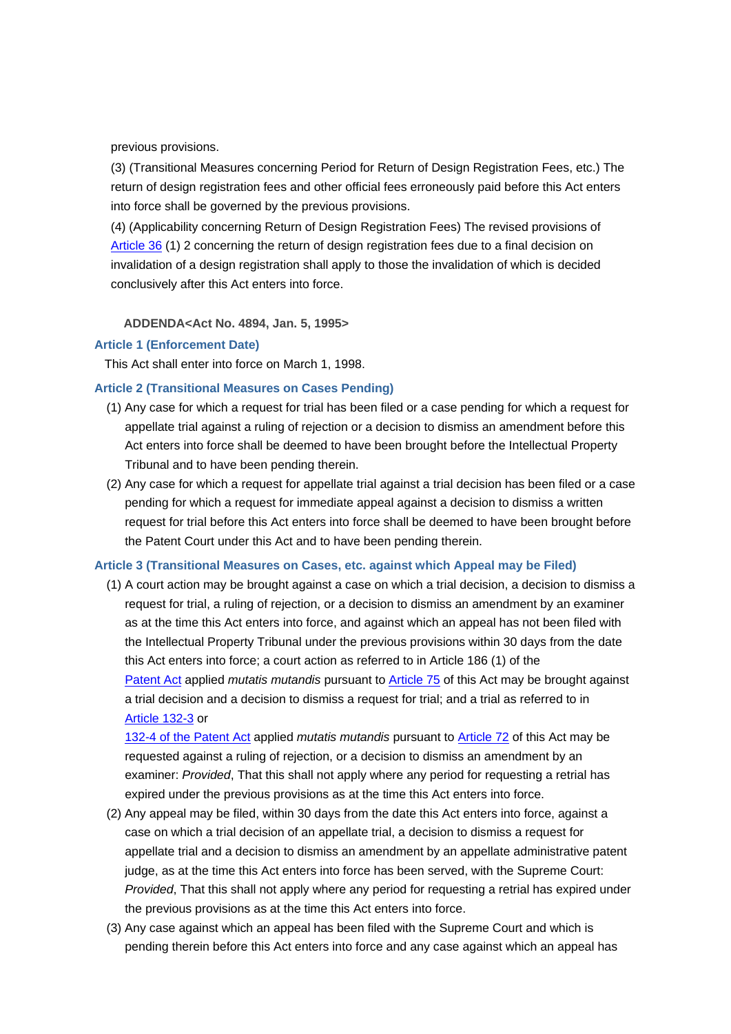previous provisions.

(3) (Transitional Measures concerning Period for Return of Design Registration Fees, etc.) The return of design registration fees and other official fees erroneously paid before this Act enters into force shall be governed by the previous provisions.

(4) (Applicability concerning Return of Design Registration Fees) The revised provisions of Article 36 (1) 2 concerning the return of design registration fees due to a final decision on invalidation of a design registration shall apply to those the invalidation of which is decided conclusively after this Act enters into force.

**ADDENDA<Act No. 4894, Jan. 5, 1995>**

### Article 1 (Enforcement Date)

This Act shall enter into force on March 1, 1998.

### Article 2 (Transitional Measures on Cases Pending)

(1) Any case for which a request for trial has been filed or a case pending for which a request for appellate trial against a ruling of rejection or a decision to dismiss an amendment before this Act enters into force shall be deemed to have been brought before the Intellectual Property Tribunal and to have been pending therein.

(2) Any case for which a request for appellate trial against a trial decision has been filed or a case pending for which a request for immediate appeal against a decision to dismiss a written request for trial before this Act enters into force shall be deemed to have been brought before the Patent Court under this Act and to have been pending therein.

### Article 3 (Transitional Measures on Cases, etc. against which Appeal may be Filed)

(1) A court action may be brought against a case on which a trial decision, a decision to dismiss a request for trial, a ruling of rejection, or a decision to dismiss an amendment by an examiner as at the time this Act enters into force, and against which an appeal has not been filed with the Intellectual Property Tribunal under the previous provisions within 30 days from the date this Act enters into force; a court action as referred to in Article 186 (1) of the Patent Act applied *mutatis mutandis* pursuant to Article 75 of this Act may be brought against a trial decision and a decision to dismiss a request for trial; and a trial as referred to in Article 132-3 or 132-4 of the Patent Act applied *mutatis mutandis* pursuant to Article 72 of this Act may be requested against a ruling of rejection, or a decision to dismiss an amendment by an examiner: *Provided*, That this shall not apply where any period for requesting a retrial has expired under the previous provisions as at the time this Act enters into force.

(2) Any appeal may be filed, within 30 days from the date this Act enters into force, against a case on which a trial decision of an appellate trial, a decision to dismiss a request for appellate trial and a decision to dismiss an amendment by an appellate administrative patent judge, as at the time this Act enters into force has been served, with the Supreme Court: *Provided*, That this shall not apply where any period for requesting a retrial has expired under the previous provisions as at the time this Act enters into force.

(3) Any case against which an appeal has been filed with the Supreme Court and which is pending therein before this Act enters into force and any case against which an appeal has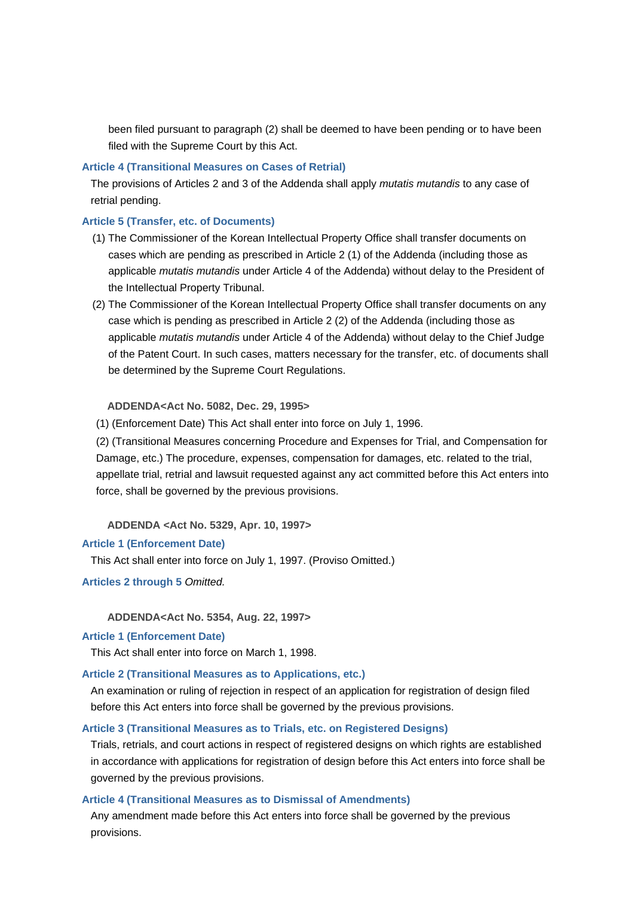been filed pursuant to paragraph (2) shall be deemed to have been pending or to have been filed with the Supreme Court by this Act.

**Article 4 (Transitional Measures on Cases of Retrial)**

The provisions of Articles 2 and 3 of the Addenda shall apply *mutatis mutandis* to any case of retrial pending.

**Article 5 (Transfer, etc. of Documents)**

(1) The Commissioner of the Korean Intellectual Property Office shall transfer documents on cases which are pending as prescribed in Article 2 (1) of the Addenda (including those as applicable *mutatis mutandis* under Article 4 of the Addenda) without delay to the President of the Intellectual Property Tribunal.

(2) The Commissioner of the Korean Intellectual Property Office shall transfer documents on any case which is pending as prescribed in Article 2 (2) of the Addenda (including those as applicable *mutatis mutandis* under Article 4 of the Addenda) without delay to the Chief Judge of the Patent Court. In such cases, matters necessary for the transfer, etc. of documents shall be determined by the Supreme Court Regulations.

**ADDENDA<Act No. 5082, Dec. 29, 1995>**

(1) (Enforcement Date) This Act shall enter into force on July 1, 1996.

(2) (Transitional Measures concerning Procedure and Expenses for Trial, and Compensation for Damage, etc.) The procedure, expenses, compensation for damages, etc. related to the trial, appellate trial, retrial and lawsuit requested against any act committed before this Act enters into force, shall be governed by the previous provisions.

**ADDENDA <Act No. 5329, Apr. 10, 1997>**

**Article 1 (Enforcement Date)**

This Act shall enter into force on July 1, 1997. (Proviso Omitted.)

**Articles 2 through 5** *Omitted.*

**ADDENDA<Act No. 5354, Aug. 22, 1997>**

**Article 1 (Enforcement Date)**

This Act shall enter into force on March 1, 1998.

**Article 2 (Transitional Measures as to Applications, etc.)**

An examination or ruling of rejection in respect of an application for registration of design filed before this Act enters into force shall be governed by the previous provisions.

**Article 3 (Transitional Measures as to Trials, etc. on Registered Designs)**

Trials, retrials, and court actions in respect of registered designs on which rights are established in accordance with applications for registration of design before this Act enters into force shall be governed by the previous provisions.

**Article 4 (Transitional Measures as to Dismissal of Amendments)**

Any amendment made before this Act enters into force shall be governed by the previous provisions.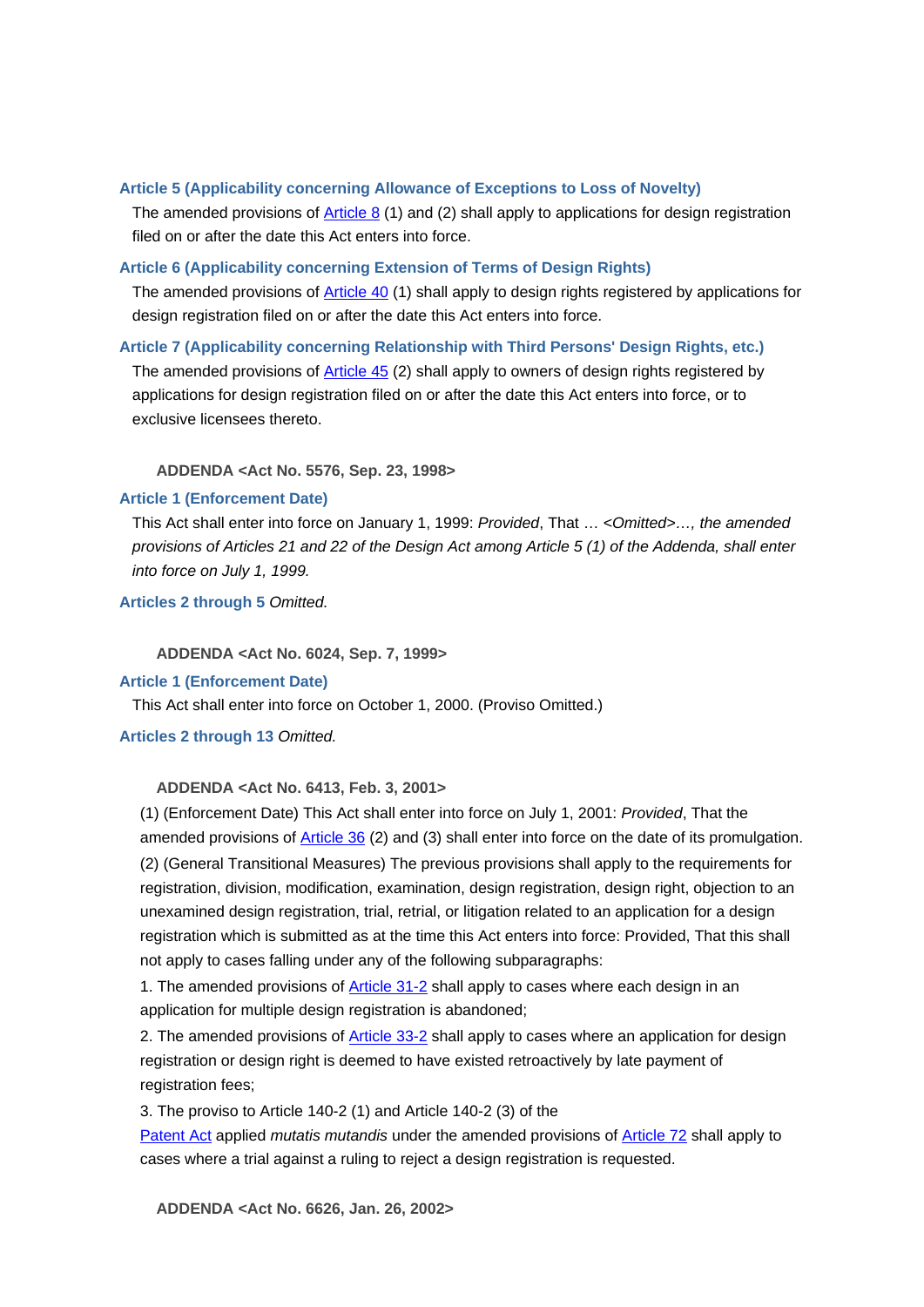**Article 5 (Applicability concerning Allowance of Exceptions to Loss of Novelty)**

The amended provisions of Article 8 (1) and (2) shall apply to applications for design registration filed on or after the date this Act enters into force.

**Article 6 (Applicability concerning Extension of Terms of Design Rights)**

The amended provisions of Article 40 (1) shall apply to design rights registered by applications for design registration filed on or after the date this Act enters into force.

**Article 7 (Applicability concerning Relationship with Third Persons' Design Rights, etc.)**

The amended provisions of Article 45 (2) shall apply to owners of design rights registered by applications for design registration filed on or after the date this Act enters into force, or to exclusive licensees thereto.

**ADDENDA <Act No. 5576, Sep. 23, 1998>**

**Article 1 (Enforcement Date)**

This Act shall enter into force on January 1, 1999: *Provided*, That … *<Omitted>…, the amended provisions of Articles 21 and 22 of the Design Act among Article 5 (1) of the Addenda, shall enter into force on July 1, 1999.*

**Articles 2 through 5** *Omitted.*

**ADDENDA <Act No. 6024, Sep. 7, 1999>**

**Article 1 (Enforcement Date)**

This Act shall enter into force on October 1, 2000. (Proviso Omitted.)

**Articles 2 through 13** *Omitted.*

**ADDENDA <Act No. 6413, Feb. 3, 2001>**

(1) (Enforcement Date) This Act shall enter into force on July 1, 2001: *Provided*, That the amended provisions of Article 36 (2) and (3) shall enter into force on the date of its promulgation.

(2) (General Transitional Measures) The previous provisions shall apply to the requirements for registration, division, modification, examination, design registration, design right, objection to an unexamined design registration, trial, retrial, or litigation related to an application for a design registration which is submitted as at the time this Act enters into force: Provided, That this shall not apply to cases falling under any of the following subparagraphs:

1. The amended provisions of Article 31-2 shall apply to cases where each design in an application for multiple design registration is abandoned;

2. The amended provisions of Article 33-2 shall apply to cases where an application for design registration or design right is deemed to have existed retroactively by late payment of registration fees;

3. The proviso to Article 140-2 (1) and Article 140-2 (3) of the Patent Act applied *mutatis mutandis* under the amended provisions of Article 72 shall apply to cases where a trial against a ruling to reject a design registration is requested.

**ADDENDA <Act No. 6626, Jan. 26, 2002>**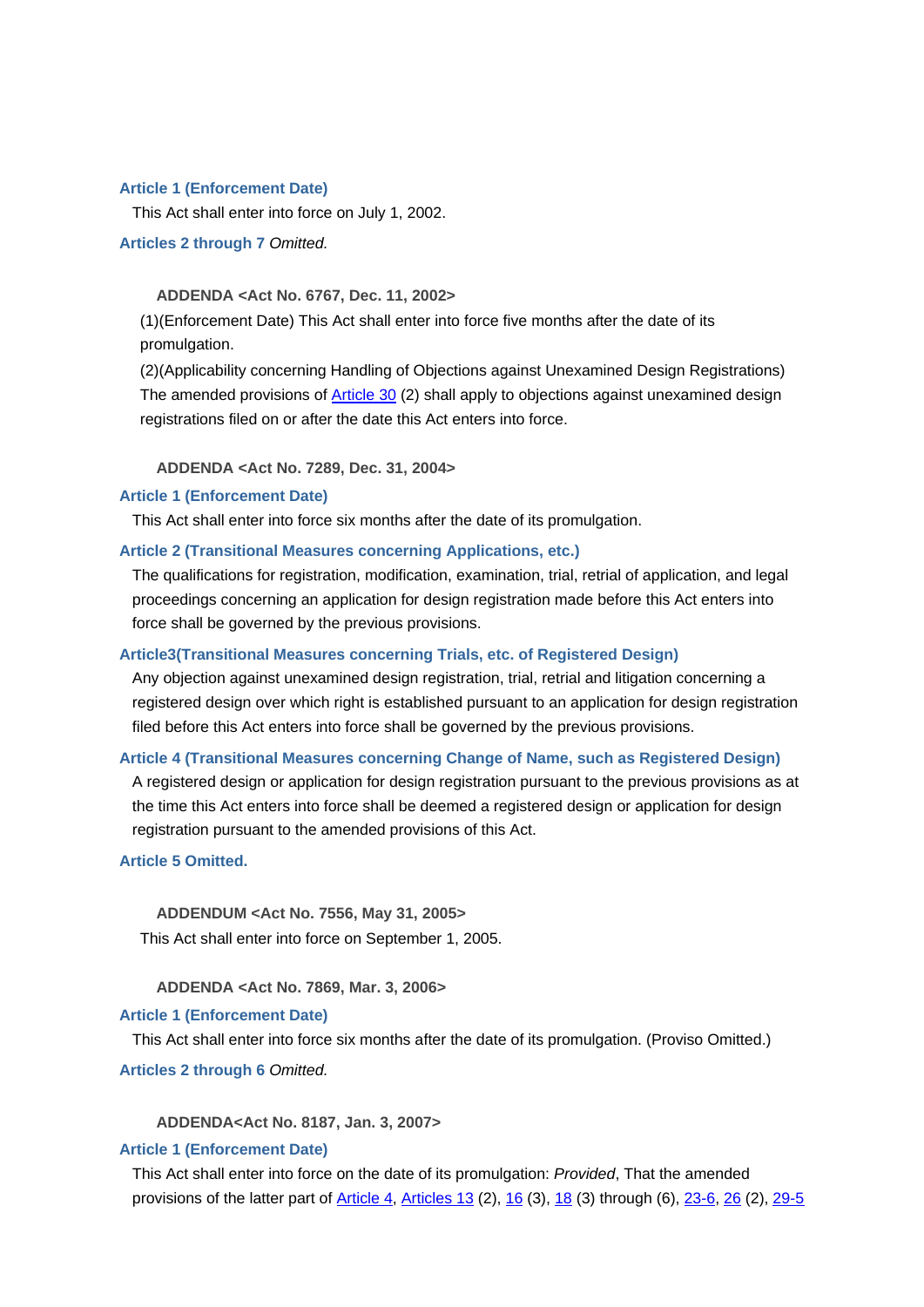**Article 1 (Enforcement Date)**

This Act shall enter into force on July 1, 2002.

**Articles 2 through 7** *Omitted.*

**ADDENDA <Act No. 6767, Dec. 11, 2002>**

(1)(Enforcement Date) This Act shall enter into force five months after the date of its promulgation.

(2)(Applicability concerning Handling of Objections against Unexamined Design Registrations) The amended provisions of Article 30 (2) shall apply to objections against unexamined design registrations filed on or after the date this Act enters into force.

**ADDENDA <Act No. 7289, Dec. 31, 2004>**

**Article 1 (Enforcement Date)**

This Act shall enter into force six months after the date of its promulgation.

**Article 2 (Transitional Measures concerning Applications, etc.)**

The qualifications for registration, modification, examination, trial, retrial of application, and legal proceedings concerning an application for design registration made before this Act enters into force shall be governed by the previous provisions.

**Article3(Transitional Measures concerning Trials, etc. of Registered Design)**

Any objection against unexamined design registration, trial, retrial and litigation concerning a registered design over which right is established pursuant to an application for design registration filed before this Act enters into force shall be governed by the previous provisions.

**Article 4 (Transitional Measures concerning Change of Name, such as Registered Design)**

A registered design or application for design registration pursuant to the previous provisions as at the time this Act enters into force shall be deemed a registered design or application for design registration pursuant to the amended provisions of this Act.

**Article 5 Omitted.**

**ADDENDUM <Act No. 7556, May 31, 2005>**

This Act shall enter into force on September 1, 2005.

**ADDENDA <Act No. 7869, Mar. 3, 2006>**

**Article 1 (Enforcement Date)**

This Act shall enter into force six months after the date of its promulgation. (Proviso Omitted.)

**Articles 2 through 6** *Omitted.*

**ADDENDA<Act No. 8187, Jan. 3, 2007>**

**Article 1 (Enforcement Date)**

This Act shall enter into force on the date of its promulgation: *Provided*, That the amended provisions of the latter part of Article 4, Articles 13 (2), 16 (3), 18 (3) through (6), 23-6, 26 (2), 29-5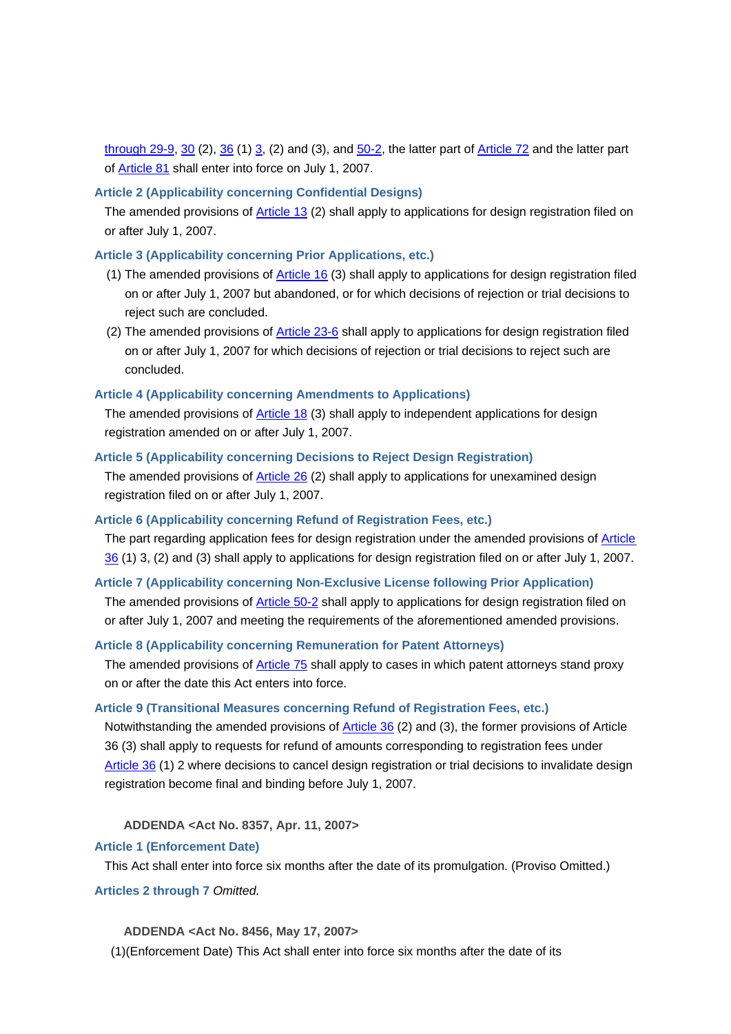through 29-9, 30 (2), 36 (1) 3, (2) and (3), and 50-2, the latter part of Article 72 and the latter part of Article 81 shall enter into force on July 1, 2007.

**Article 2 (Applicability concerning Confidential Designs)**

The amended provisions of Article 13 (2) shall apply to applications for design registration filed on or after July 1, 2007.

**Article 3 (Applicability concerning Prior Applications, etc.)**

(1) The amended provisions of Article 16 (3) shall apply to applications for design registration filed on or after July 1, 2007 but abandoned, or for which decisions of rejection or trial decisions to reject such are concluded.

(2) The amended provisions of Article 23-6 shall apply to applications for design registration filed on or after July 1, 2007 for which decisions of rejection or trial decisions to reject such are concluded.

**Article 4 (Applicability concerning Amendments to Applications)**

The amended provisions of Article 18 (3) shall apply to independent applications for design registration amended on or after July 1, 2007.

**Article 5 (Applicability concerning Decisions to Reject Design Registration)**

The amended provisions of Article 26 (2) shall apply to applications for unexamined design registration filed on or after July 1, 2007.

**Article 6 (Applicability concerning Refund of Registration Fees, etc.)**

The part regarding application fees for design registration under the amended provisions of Article 36 (1) 3, (2) and (3) shall apply to applications for design registration filed on or after July 1, 2007.

**Article 7 (Applicability concerning Non-Exclusive License following Prior Application)**

The amended provisions of Article 50-2 shall apply to applications for design registration filed on or after July 1, 2007 and meeting the requirements of the aforementioned amended provisions.

**Article 8 (Applicability concerning Remuneration for Patent Attorneys)**

The amended provisions of Article 75 shall apply to cases in which patent attorneys stand proxy on or after the date this Act enters into force.

**Article 9 (Transitional Measures concerning Refund of Registration Fees, etc.)**

Notwithstanding the amended provisions of Article 36 (2) and (3), the former provisions of Article 36 (3) shall apply to requests for refund of amounts corresponding to registration fees under Article 36 (1) 2 where decisions to cancel design registration or trial decisions to invalidate design registration become final and binding before July 1, 2007.

**ADDENDA <Act No. 8357, Apr. 11, 2007>**

**Article 1 (Enforcement Date)**

This Act shall enter into force six months after the date of its promulgation. (Proviso Omitted.)

**Articles 2 through 7** *Omitted.*

**ADDENDA <Act No. 8456, May 17, 2007>**

(1)(Enforcement Date) This Act shall enter into force six months after the date of its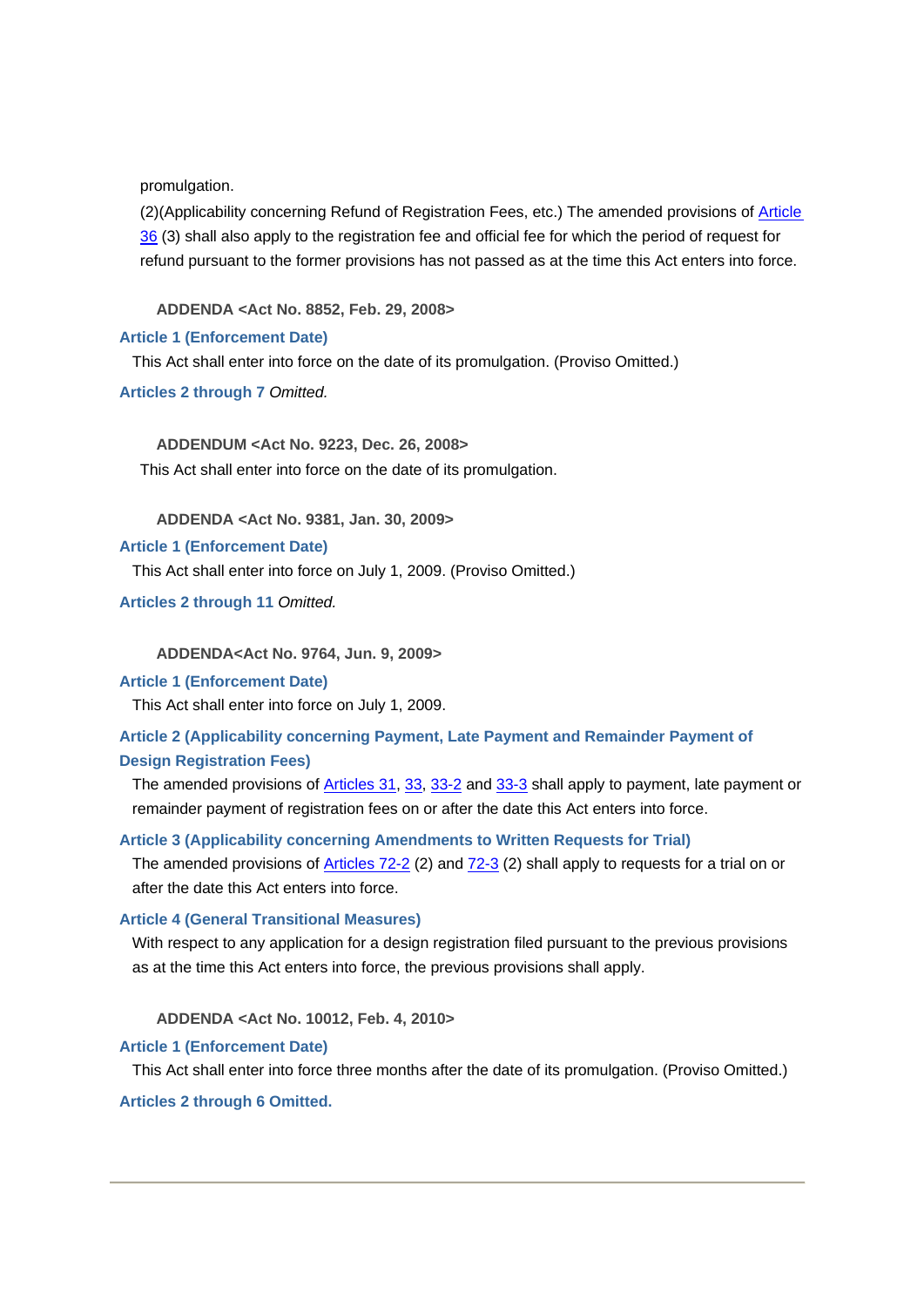promulgation.

(2)(Applicability concerning Refund of Registration Fees, etc.) The amended provisions of Article 36 (3) shall also apply to the registration fee and official fee for which the period of request for refund pursuant to the former provisions has not passed as at the time this Act enters into force.

**ADDENDA <Act No. 8852, Feb. 29, 2008>**

**Article 1 (Enforcement Date)**

This Act shall enter into force on the date of its promulgation. (Proviso Omitted.)

**Articles 2 through 7** *Omitted.*

**ADDENDUM <Act No. 9223, Dec. 26, 2008>**

This Act shall enter into force on the date of its promulgation.

**ADDENDA <Act No. 9381, Jan. 30, 2009>**

**Article 1 (Enforcement Date)**

This Act shall enter into force on July 1, 2009. (Proviso Omitted.)

**Articles 2 through 11** *Omitted.*

**ADDENDA<Act No. 9764, Jun. 9, 2009>**

**Article 1 (Enforcement Date)**

This Act shall enter into force on July 1, 2009.

**Article 2 (Applicability concerning Payment, Late Payment and Remainder Payment of Design Registration Fees)**

The amended provisions of Articles 31, 33, 33-2 and 33-3 shall apply to payment, late payment or remainder payment of registration fees on or after the date this Act enters into force.

**Article 3 (Applicability concerning Amendments to Written Requests for Trial)**

The amended provisions of Articles 72-2 (2) and 72-3 (2) shall apply to requests for a trial on or after the date this Act enters into force.

**Article 4 (General Transitional Measures)**

With respect to any application for a design registration filed pursuant to the previous provisions as at the time this Act enters into force, the previous provisions shall apply.

**ADDENDA <Act No. 10012, Feb. 4, 2010>**

**Article 1 (Enforcement Date)**

This Act shall enter into force three months after the date of its promulgation. (Proviso Omitted.)

**Articles 2 through 6 Omitted.**